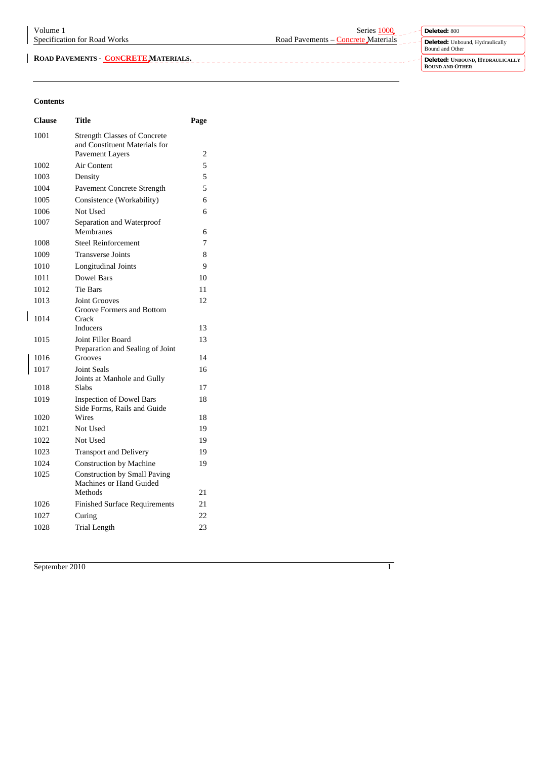**ROAD PAVEMENTS - CONCRETE MATERIALS.**

**Contents**

| Clause | Title | Page |
|---|---|---|
| 1001 | Strength Classes of Concrete and Constituent Materials for Pavement Layers | 2 |
| 1002 | Air Content | 5 |
| 1003 | Density | 5 |
| 1004 | Pavement Concrete Strength | 5 |
| 1005 | Consistence (Workability) | 6 |
| 1006 | Not Used | 6 |
| 1007 | Separation and Waterproof Membranes | 6 |
| 1008 | Steel Reinforcement | 7 |
| 1009 | Transverse Joints | 8 |
| 1010 | Longitudinal Joints | 9 |
| 1011 | Dowel Bars | 10 |
| 1012 | Tie Bars | 11 |
| 1013 | Joint Grooves | 12 |
| 1014 | Groove Formers and Bottom Crack Inducers | 13 |
| 1015 | Joint Filler Board | 13 |
| 1016 | Preparation and Sealing of Joint Grooves | 14 |
| 1017 | Joint Seals | 16 |
| 1018 | Joints at Manhole and Gully Slabs | 17 |
| 1019 | Inspection of Dowel Bars | 18 |
| 1020 | Side Forms, Rails and Guide Wires | 18 |
| 1021 | Not Used | 19 |
| 1022 | Not Used | 19 |
| 1023 | Transport and Delivery | 19 |
| 1024 | Construction by Machine | 19 |
| 1025 | Construction by Small Paving Machines or Hand Guided Methods | 21 |
| 1026 | Finished Surface Requirements | 21 |
| 1027 | Curing | 22 |
| 1028 | Trial Length | 23 |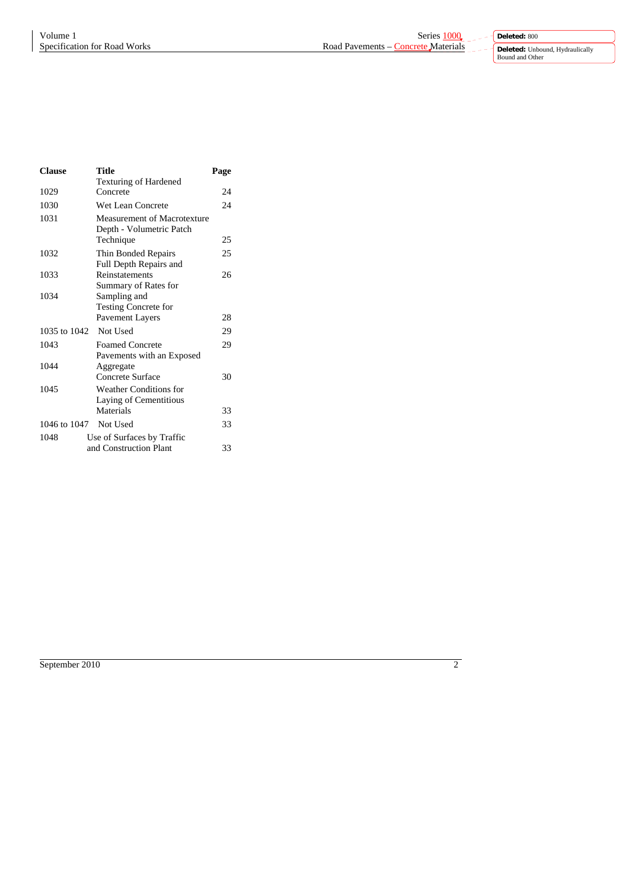| Clause | Title | Page |
|---|---|---|
| 1029 | Texturing of Hardened Concrete | 24 |
| 1030 | Wet Lean Concrete | 24 |
| 1031 | Measurement of Macrotexture Depth - Volumetric Patch Technique | 25 |
| 1032 | Thin Bonded Repairs | 25 |
| 1033 | Full Depth Repairs and Reinstatements | 26 |
| 1034 | Summary of Rates for Sampling and Testing Concrete for Pavement Layers | 28 |
| 1035 to 1042 | Not Used | 29 |
| 1043 | Foamed Concrete | 29 |
| 1044 | Pavements with an Exposed Aggregate Concrete Surface | 30 |
| 1045 | Weather Conditions for Laying of Cementitious Materials | 33 |
| 1046 to 1047 | Not Used | 33 |
| 1048 | Use of Surfaces by Traffic and Construction Plant | 33 |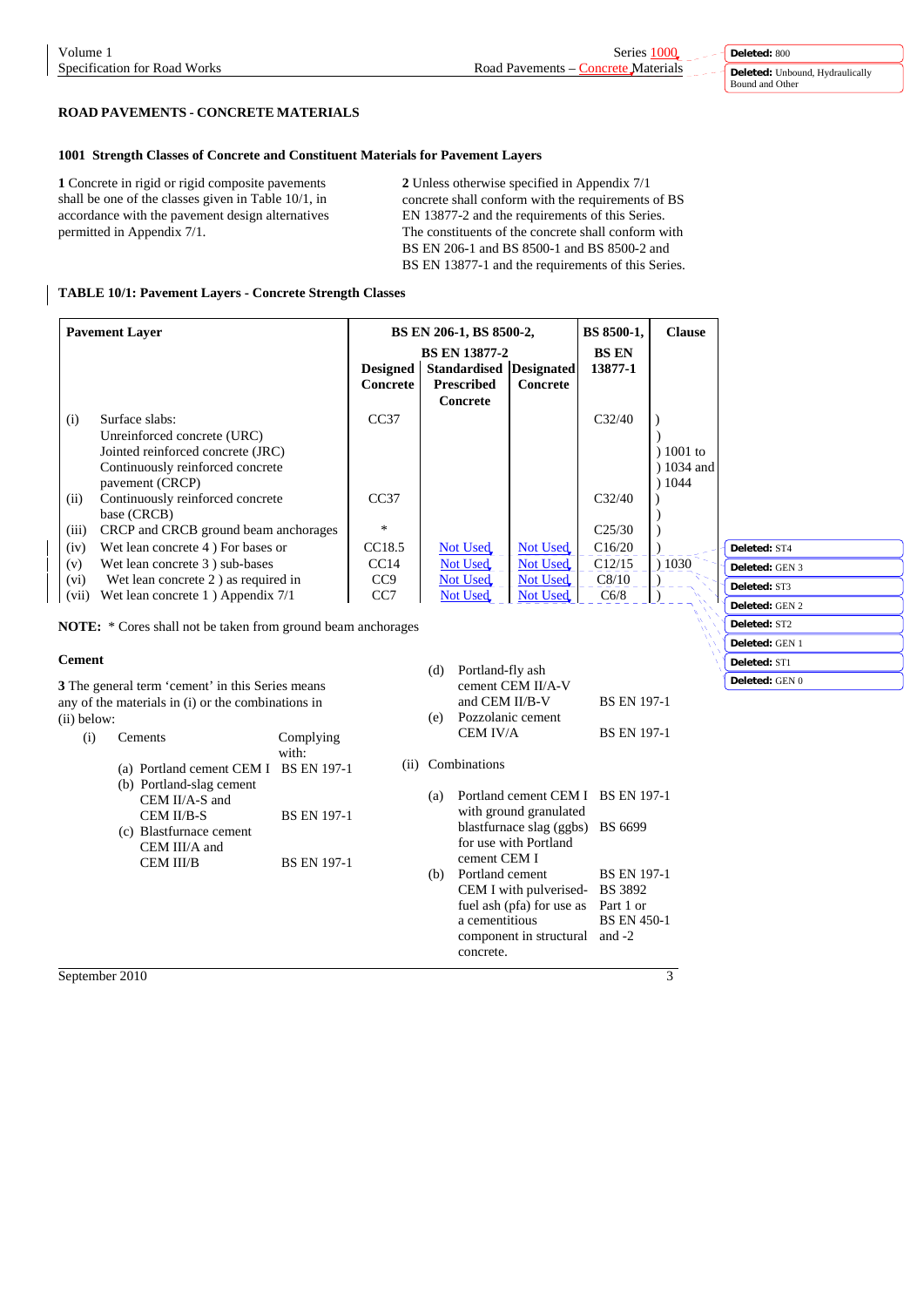## ROAD PAVEMENTS - CONCRETE MATERIALS

### 1001 Strength Classes of Concrete and Constituent Materials for Pavement Layers

**1** Concrete in rigid or rigid composite pavements shall be one of the classes given in Table 10/1, in accordance with the pavement design alternatives permitted in Appendix 7/1.

**2** Unless otherwise specified in Appendix 7/1 concrete shall conform with the requirements of BS EN 13877-2 and the requirements of this Series. The constituents of the concrete shall conform with BS EN 206-1 and BS 8500-1 and BS 8500-2 and BS EN 13877-1 and the requirements of this Series.

**TABLE 10/1: Pavement Layers - Concrete Strength Classes**

| Pavement Layer | BS EN 206-1, BS 8500-2, BS EN 13877-2 Designed Concrete | Standardised Prescribed Concrete | Designated Concrete | BS 8500-1, BS EN 13877-1 | Clause |
|---|---|---|---|---|---|
| (i) Surface slabs: Unreinforced concrete (URC) Jointed reinforced concrete (JRC) Continuously reinforced concrete pavement (CRCP) | CC37 | | | C32/40 | ) 1001 to 1034 and 1044 |
| (ii) Continuously reinforced concrete base (CRCB) | CC37 | | | C32/40 | ) |
| (iii) CRCP and CRCB ground beam anchorages | * | | | C25/30 | ) |
| (iv) Wet lean concrete 4 ) For bases or | CC18.5 | Not Used | Not Used | C16/20 | ) 1030 |
| (v) Wet lean concrete 3 ) sub-bases | CC14 | Not Used | Not Used | C12/15 | ) |
| (vi) Wet lean concrete 2 ) as required in | CC9 | Not Used | Not Used | C8/10 | ) |
| (vii) Wet lean concrete 1 ) Appendix 7/1 | CC7 | Not Used | Not Used | C6/8 | ) |

**NOTE:** * Cores shall not be taken from ground beam anchorages

#### Cement

**3** The general term 'cement' in this Series means any of the materials in (i) or the combinations in (ii) below:

(i) Cements — Complying with:

- (a) Portland cement CEM I — BS EN 197-1
- (b) Portland-slag cement CEM II/A-S and CEM II/B-S — BS EN 197-1
- (c) Blastfurnace cement CEM III/A and CEM III/B — BS EN 197-1
- (d) Portland-fly ash cement CEM II/A-V and CEM II/B-V — BS EN 197-1
- (e) Pozzolanic cement CEM IV/A — BS EN 197-1

(ii) Combinations

- (a) Portland cement CEM I with ground granulated blastfurnace slag (ggbs) for use with Portland cement CEM I — BS EN 197-1, BS 6699
- (b) Portland cement CEM I with pulverised-fuel ash (pfa) for use as a cementitious component in structural concrete. — BS EN 197-1, BS 3892 Part 1 or BS EN 450-1 and -2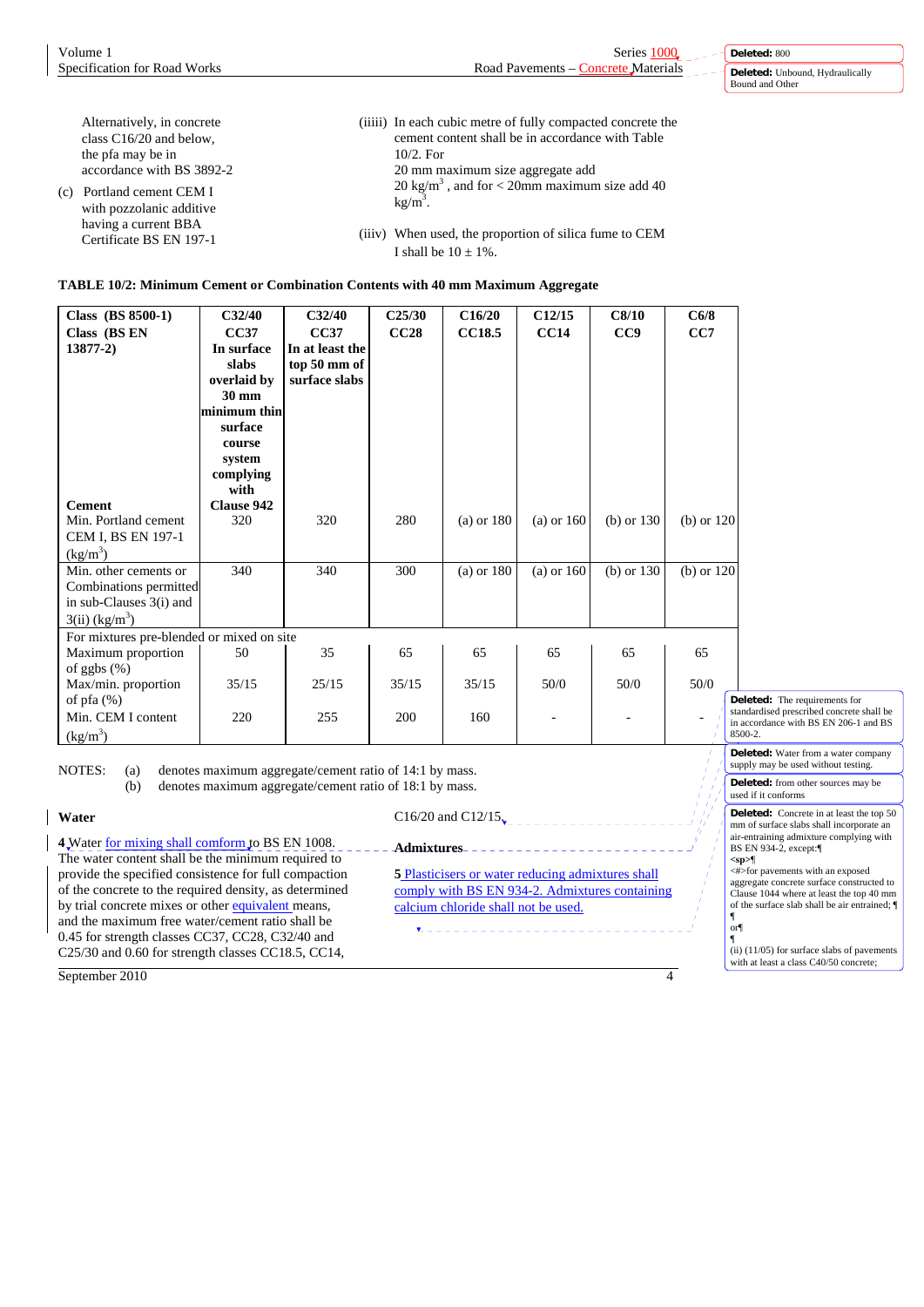Alternatively, in concrete class C16/20 and below, the pfa may be in accordance with BS 3892-2

(c) Portland cement CEM I with pozzolanic additive having a current BBA Certificate BS EN 197-1

(iiiii) In each cubic metre of fully compacted concrete the cement content shall be in accordance with Table 10/2. For 20 mm maximum size aggregate add 20 kg/m$^3$ , and for < 20mm maximum size add 40 kg/m$^3$.

(iiiv) When used, the proportion of silica fume to CEM I shall be 10 ± 1%.

**TABLE 10/2: Minimum Cement or Combination Contents with 40 mm Maximum Aggregate**

| Class (BS 8500-1) | C32/40 | C32/40 | C25/30 | C16/20 | C12/15 | C8/10 | C6/8 |
|---|---|---|---|---|---|---|---|
| Class (BS EN 13877-2) | CC37 In surface slabs overlaid by 30 mm minimum thin surface course system complying with Clause 942 | CC37 In at least the top 50 mm of surface slabs | CC28 | CC18.5 | CC14 | CC9 | CC7 |
| **Cement** | | | | | | | |
| Min. Portland cement CEM I, BS EN 197-1 (kg/m$^3$) | 320 | 320 | 280 | (a) or 180 | (a) or 160 | (b) or 130 | (b) or 120 |
| Min. other cements or Combinations permitted in sub-Clauses 3(i) and 3(ii) (kg/m$^3$) | 340 | 340 | 300 | (a) or 180 | (a) or 160 | (b) or 130 | (b) or 120 |
| For mixtures pre-blended or mixed on site | | | | | | | |
| Maximum proportion of ggbs (%) | 50 | 35 | 65 | 65 | 65 | 65 | 65 |
| Max/min. proportion of pfa (%) | 35/15 | 25/15 | 35/15 | 35/15 | 50/0 | 50/0 | 50/0 |
| Min. CEM I content (kg/m$^3$) | 220 | 255 | 200 | 160 | - | - | - |

NOTES: (a) denotes maximum aggregate/cement ratio of 14:1 by mass.
(b) denotes maximum aggregate/cement ratio of 18:1 by mass.

**Water**

**4** Water for mixing shall comform to BS EN 1008. The water content shall be the minimum required to provide the specified consistence for full compaction of the concrete to the required density, as determined by trial concrete mixes or other equivalent means, and the maximum free water/cement ratio shall be 0.45 for strength classes CC37, CC28, C32/40 and C25/30 and 0.60 for strength classes CC18.5, CC14, C16/20 and C12/15.

**Admixtures**

**5** Plasticisers or water reducing admixtures shall comply with BS EN 934-2. Admixtures containing calcium chloride shall not be used.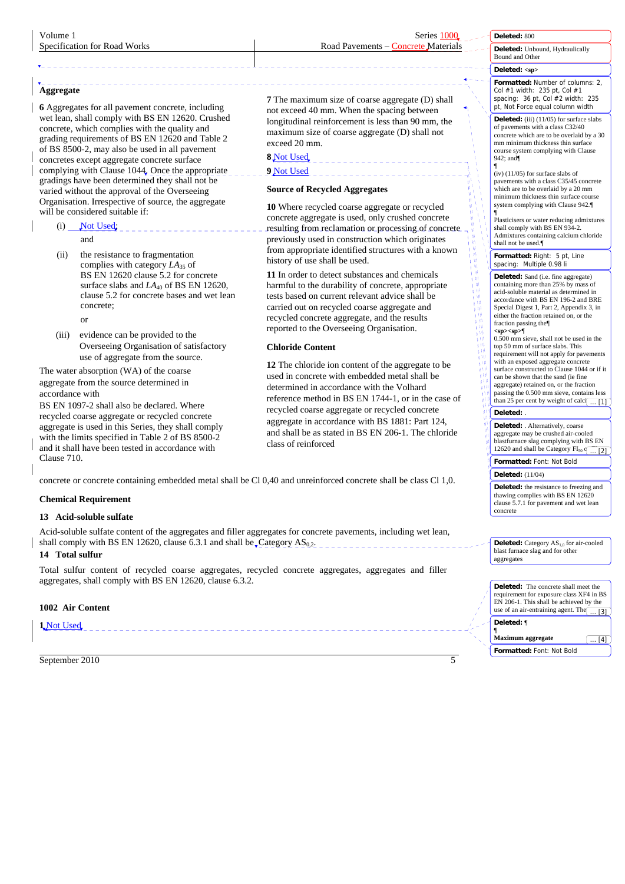## Aggregate

**6** Aggregates for all pavement concrete, including wet lean, shall comply with BS EN 12620. Crushed concrete, which complies with the quality and grading requirements of BS EN 12620 and Table 2 of BS 8500-2, may also be used in all pavement concretes except aggregate concrete surface complying with Clause 1044. Once the appropriate gradings have been determined they shall not be varied without the approval of the Overseeing Organisation. Irrespective of source, the aggregate will be considered suitable if:

(i) Not Used;

and

(ii) the resistance to fragmentation complies with category $LA_{35}$ of BS EN 12620 clause 5.2 for concrete surface slabs and $LA_{40}$ of BS EN 12620, clause 5.2 for concrete bases and wet lean concrete;

or

(iii) evidence can be provided to the Overseeing Organisation of satisfactory use of aggregate from the source.

The water absorption (WA) of the coarse aggregate from the source determined in accordance with BS EN 1097-2 shall also be declared. Where recycled coarse aggregate or recycled concrete aggregate is used in this Series, they shall comply with the limits specified in Table 2 of BS 8500-2 and it shall have been tested in accordance with Clause 710.

**7** The maximum size of coarse aggregate (D) shall not exceed 40 mm. When the spacing between longitudinal reinforcement is less than 90 mm, the maximum size of coarse aggregate (D) shall not exceed 20 mm.

**8** Not Used

**9** Not Used

### Source of Recycled Aggregates

**10** Where recycled coarse aggregate or recycled concrete aggregate is used, only crushed concrete resulting from reclamation or processing of concrete previously used in construction which originates from appropriate identified structures with a known history of use shall be used.

**11** In order to detect substances and chemicals harmful to the durability of concrete, appropriate tests based on current relevant advice shall be carried out on recycled coarse aggregate and recycled concrete aggregate, and the results reported to the Overseeing Organisation.

### Chloride Content

**12** The chloride ion content of the aggregate to be used in concrete with embedded metal shall be determined in accordance with the Volhard reference method in BS EN 1744-1, or in the case of recycled coarse aggregate or recycled concrete aggregate in accordance with BS 1881: Part 124, and shall be as stated in BS EN 206-1. The chloride class of reinforced concrete or concrete containing embedded metal shall be Cl 0,40 and unreinforced concrete shall be class Cl 1,0.

### Chemical Requirement

**13 Acid-soluble sulfate**

Acid-soluble sulfate content of the aggregates and filler aggregates for concrete pavements, including wet lean, shall comply with BS EN 12620, clause 6.3.1 and shall be Category $AS_{0,2}$.

**14 Total sulfur**

Total sulfur content of recycled coarse aggregates, recycled concrete aggregates, aggregates and filler aggregates, shall comply with BS EN 12620, clause 6.3.2.

## 1002 Air Content

**1** Not Used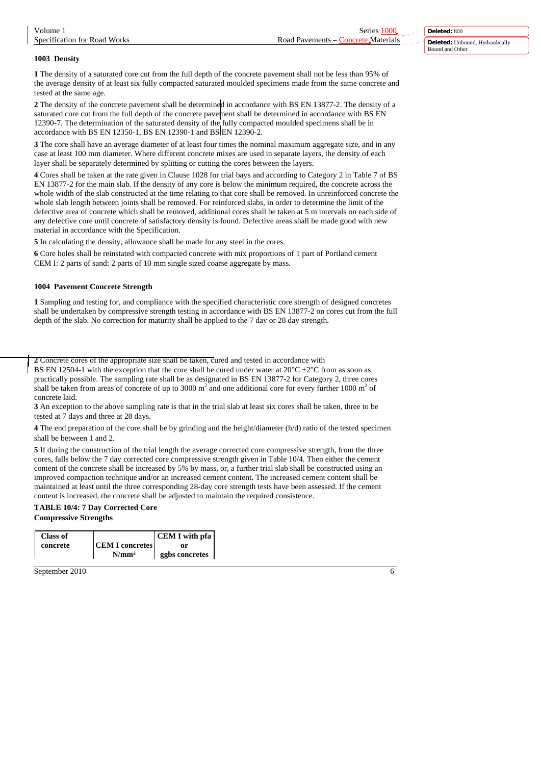### 1003 Density

**1** The density of a saturated core cut from the full depth of the concrete pavement shall not be less than 95% of the average density of at least six fully compacted saturated moulded specimens made from the same concrete and tested at the same age.

**2** The density of the concrete pavement shall be determined in accordance with BS EN 13877-2. The density of a saturated core cut from the full depth of the concrete pavement shall be determined in accordance with BS EN 12390-7. The determination of the saturated density of the fully compacted moulded specimens shall be in accordance with BS EN 12350-1, BS EN 12390-1 and BS EN 12390-2.

**3** The core shall have an average diameter of at least four times the nominal maximum aggregate size, and in any case at least 100 mm diameter. Where different concrete mixes are used in separate layers, the density of each layer shall be separately determined by splitting or cutting the cores between the layers.

**4** Cores shall be taken at the rate given in Clause 1028 for trial bays and according to Category 2 in Table 7 of BS EN 13877-2 for the main slab. If the density of any core is below the minimum required, the concrete across the whole width of the slab constructed at the time relating to that core shall be removed. In unreinforced concrete the whole slab length between joints shall be removed. For reinforced slabs, in order to determine the limit of the defective area of concrete which shall be removed, additional cores shall be taken at 5 m intervals on each side of any defective core until concrete of satisfactory density is found. Defective areas shall be made good with new material in accordance with the Specification.

**5** In calculating the density, allowance shall be made for any steel in the cores.

**6** Core holes shall be reinstated with compacted concrete with mix proportions of 1 part of Portland cement CEM I: 2 parts of sand: 2 parts of 10 mm single sized coarse aggregate by mass.

### 1004 Pavement Concrete Strength

**1** Sampling and testing for, and compliance with the specified characteristic core strength of designed concretes shall be undertaken by compressive strength testing in accordance with BS EN 13877-2 on cores cut from the full depth of the slab. No correction for maturity shall be applied to the 7 day or 28 day strength.

**2** Concrete cores of the appropriate size shall be taken, cured and tested in accordance with BS EN 12504-1 with the exception that the core shall be cured under water at 20°C ±2°C from as soon as practically possible. The sampling rate shall be as designated in BS EN 13877-2 for Category 2, three cores shall be taken from areas of concrete of up to 3000 m$^2$ and one additional core for every further 1000 m$^2$ of concrete laid.

**3** An exception to the above sampling rate is that in the trial slab at least six cores shall be taken, three to be tested at 7 days and three at 28 days.

**4** The end preparation of the core shall be by grinding and the height/diameter (h/d) ratio of the tested specimen shall be between 1 and 2.

**5** If during the construction of the trial length the average corrected core compressive strength, from the three cores, falls below the 7 day corrected core compressive strength given in Table 10/4. Then either the cement content of the concrete shall be increased by 5% by mass, or, a further trial slab shall be constructed using an improved compaction technique and/or an increased cement content. The increased cement content shall be maintained at least until the three corresponding 28-day core strength tests have been assessed. If the cement content is increased, the concrete shall be adjusted to maintain the required consistence.

**TABLE 10/4: 7 Day Corrected Core Compressive Strengths**

| Class of concrete | CEM I concretes N/mm² | CEM I with pfa or ggbs concretes |
|---|---|---|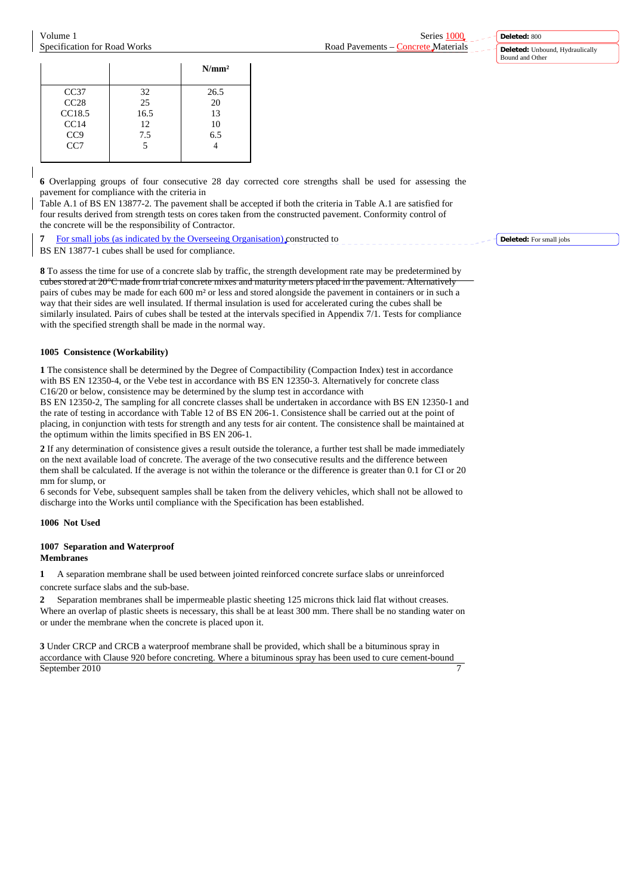| | | N/mm² |
|---|---|---|
| CC37 | 32 | 26.5 |
| CC28 | 25 | 20 |
| CC18.5 | 16.5 | 13 |
| CC14 | 12 | 10 |
| CC9 | 7.5 | 6.5 |
| CC7 | 5 | 4 |

**6** Overlapping groups of four consecutive 28 day corrected core strengths shall be used for assessing the pavement for compliance with the criteria in Table A.1 of BS EN 13877-2. The pavement shall be accepted if both the criteria in Table A.1 are satisfied for four results derived from strength tests on cores taken from the constructed pavement. Conformity control of the concrete will be the responsibility of Contractor.

**7** For small jobs (as indicated by the Overseeing Organisation) constructed to BS EN 13877-1 cubes shall be used for compliance.

**8** To assess the time for use of a concrete slab by traffic, the strength development rate may be predetermined by cubes stored at 20°C made from trial concrete mixes and maturity meters placed in the pavement. Alternatively pairs of cubes may be made for each 600 m² or less and stored alongside the pavement in containers or in such a way that their sides are well insulated. If thermal insulation is used for accelerated curing the cubes shall be similarly insulated. Pairs of cubes shall be tested at the intervals specified in Appendix 7/1. Tests for compliance with the specified strength shall be made in the normal way.

### 1005 Consistence (Workability)

**1** The consistence shall be determined by the Degree of Compactibility (Compaction Index) test in accordance with BS EN 12350-4, or the Vebe test in accordance with BS EN 12350-3. Alternatively for concrete class C16/20 or below, consistence may be determined by the slump test in accordance with BS EN 12350-2, The sampling for all concrete classes shall be undertaken in accordance with BS EN 12350-1 and the rate of testing in accordance with Table 12 of BS EN 206-1. Consistence shall be carried out at the point of placing, in conjunction with tests for strength and any tests for air content. The consistence shall be maintained at the optimum within the limits specified in BS EN 206-1.

**2** If any determination of consistence gives a result outside the tolerance, a further test shall be made immediately on the next available load of concrete. The average of the two consecutive results and the difference between them shall be calculated. If the average is not within the tolerance or the difference is greater than 0.1 for CI or 20 mm for slump, or 6 seconds for Vebe, subsequent samples shall be taken from the delivery vehicles, which shall not be allowed to discharge into the Works until compliance with the Specification has been established.

### 1006 Not Used

### 1007 Separation and Waterproof Membranes

**1** A separation membrane shall be used between jointed reinforced concrete surface slabs or unreinforced concrete surface slabs and the sub-base.

**2** Separation membranes shall be impermeable plastic sheeting 125 microns thick laid flat without creases. Where an overlap of plastic sheets is necessary, this shall be at least 300 mm. There shall be no standing water on or under the membrane when the concrete is placed upon it.

**3** Under CRCP and CRCB a waterproof membrane shall be provided, which shall be a bituminous spray in accordance with Clause 920 before concreting. Where a bituminous spray has been used to cure cement-bound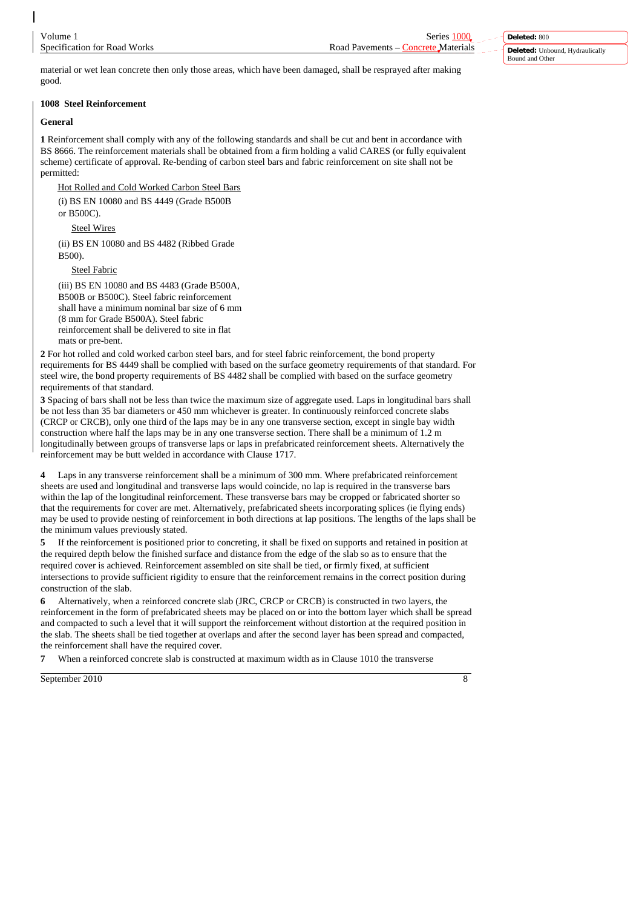material or wet lean concrete then only those areas, which have been damaged, shall be resprayed after making good.

## 1008 Steel Reinforcement

### General

**1** Reinforcement shall comply with any of the following standards and shall be cut and bent in accordance with BS 8666. The reinforcement materials shall be obtained from a firm holding a valid CARES (or fully equivalent scheme) certificate of approval. Re-bending of carbon steel bars and fabric reinforcement on site shall not be permitted:

Hot Rolled and Cold Worked Carbon Steel Bars

(i) BS EN 10080 and BS 4449 (Grade B500B or B500C).

Steel Wires

(ii) BS EN 10080 and BS 4482 (Ribbed Grade B500).

Steel Fabric

(iii) BS EN 10080 and BS 4483 (Grade B500A, B500B or B500C). Steel fabric reinforcement shall have a minimum nominal bar size of 6 mm (8 mm for Grade B500A). Steel fabric reinforcement shall be delivered to site in flat mats or pre-bent.

**2** For hot rolled and cold worked carbon steel bars, and for steel fabric reinforcement, the bond property requirements for BS 4449 shall be complied with based on the surface geometry requirements of that standard. For steel wire, the bond property requirements of BS 4482 shall be complied with based on the surface geometry requirements of that standard.

**3** Spacing of bars shall not be less than twice the maximum size of aggregate used. Laps in longitudinal bars shall be not less than 35 bar diameters or 450 mm whichever is greater. In continuously reinforced concrete slabs (CRCP or CRCB), only one third of the laps may be in any one transverse section, except in single bay width construction where half the laps may be in any one transverse section. There shall be a minimum of 1.2 m longitudinally between groups of transverse laps or laps in prefabricated reinforcement sheets. Alternatively the reinforcement may be butt welded in accordance with Clause 1717.

**4** Laps in any transverse reinforcement shall be a minimum of 300 mm. Where prefabricated reinforcement sheets are used and longitudinal and transverse laps would coincide, no lap is required in the transverse bars within the lap of the longitudinal reinforcement. These transverse bars may be cropped or fabricated shorter so that the requirements for cover are met. Alternatively, prefabricated sheets incorporating splices (ie flying ends) may be used to provide nesting of reinforcement in both directions at lap positions. The lengths of the laps shall be the minimum values previously stated.

**5** If the reinforcement is positioned prior to concreting, it shall be fixed on supports and retained in position at the required depth below the finished surface and distance from the edge of the slab so as to ensure that the required cover is achieved. Reinforcement assembled on site shall be tied, or firmly fixed, at sufficient intersections to provide sufficient rigidity to ensure that the reinforcement remains in the correct position during construction of the slab.

**6** Alternatively, when a reinforced concrete slab (JRC, CRCP or CRCB) is constructed in two layers, the reinforcement in the form of prefabricated sheets may be placed on or into the bottom layer which shall be spread and compacted to such a level that it will support the reinforcement without distortion at the required position in the slab. The sheets shall be tied together at overlaps and after the second layer has been spread and compacted, the reinforcement shall have the required cover.

**7** When a reinforced concrete slab is constructed at maximum width as in Clause 1010 the transverse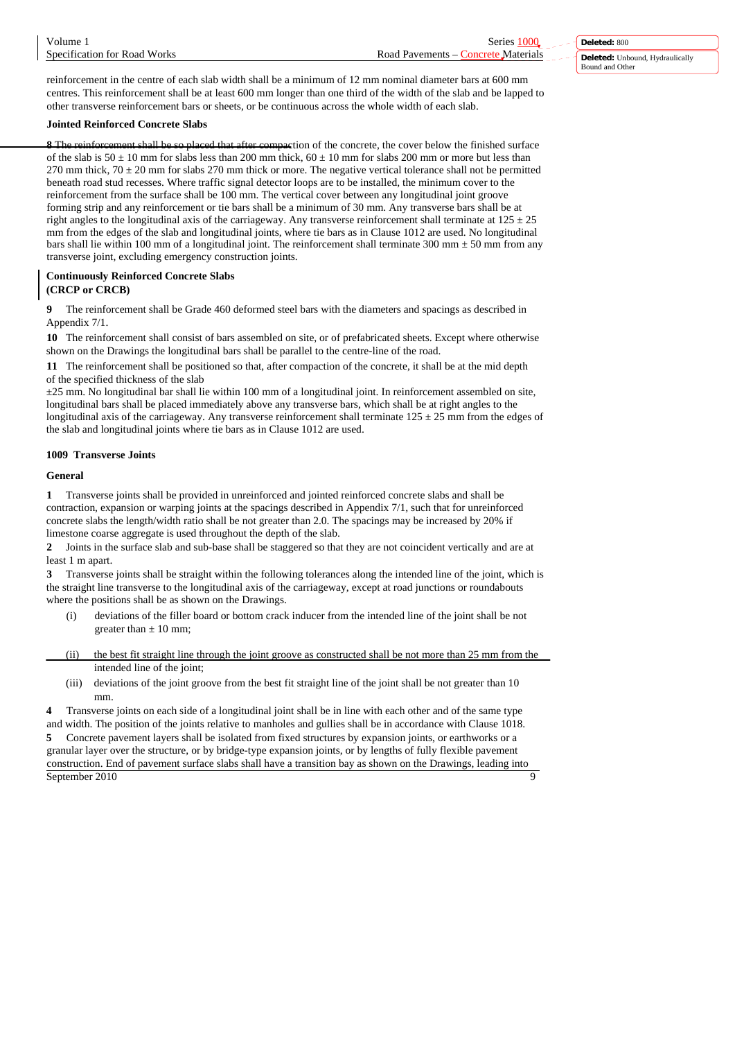reinforcement in the centre of each slab width shall be a minimum of 12 mm nominal diameter bars at 600 mm centres. This reinforcement shall be at least 600 mm longer than one third of the width of the slab and be lapped to other transverse reinforcement bars or sheets, or be continuous across the whole width of each slab.

**Jointed Reinforced Concrete Slabs**

**8** The reinforcement shall be so placed that after compaction of the concrete, the cover below the finished surface of the slab is 50 ± 10 mm for slabs less than 200 mm thick, 60 ± 10 mm for slabs 200 mm or more but less than 270 mm thick, 70 ± 20 mm for slabs 270 mm thick or more. The negative vertical tolerance shall not be permitted beneath road stud recesses. Where traffic signal detector loops are to be installed, the minimum cover to the reinforcement from the surface shall be 100 mm. The vertical cover between any longitudinal joint groove forming strip and any reinforcement or tie bars shall be a minimum of 30 mm. Any transverse bars shall be at right angles to the longitudinal axis of the carriageway. Any transverse reinforcement shall terminate at 125 ± 25 mm from the edges of the slab and longitudinal joints, where tie bars as in Clause 1012 are used. No longitudinal bars shall lie within 100 mm of a longitudinal joint. The reinforcement shall terminate 300 mm ± 50 mm from any transverse joint, excluding emergency construction joints.

**Continuously Reinforced Concrete Slabs (CRCP or CRCB)**

**9** The reinforcement shall be Grade 460 deformed steel bars with the diameters and spacings as described in Appendix 7/1.

**10** The reinforcement shall consist of bars assembled on site, or of prefabricated sheets. Except where otherwise shown on the Drawings the longitudinal bars shall be parallel to the centre-line of the road.

**11** The reinforcement shall be positioned so that, after compaction of the concrete, it shall be at the mid depth of the specified thickness of the slab

±25 mm. No longitudinal bar shall lie within 100 mm of a longitudinal joint. In reinforcement assembled on site, longitudinal bars shall be placed immediately above any transverse bars, which shall be at right angles to the longitudinal axis of the carriageway. Any transverse reinforcement shall terminate 125 ± 25 mm from the edges of the slab and longitudinal joints where tie bars as in Clause 1012 are used.

### 1009 Transverse Joints

**General**

**1** Transverse joints shall be provided in unreinforced and jointed reinforced concrete slabs and shall be contraction, expansion or warping joints at the spacings described in Appendix 7/1, such that for unreinforced concrete slabs the length/width ratio shall be not greater than 2.0. The spacings may be increased by 20% if limestone coarse aggregate is used throughout the depth of the slab.

**2** Joints in the surface slab and sub-base shall be staggered so that they are not coincident vertically and are at least 1 m apart.

**3** Transverse joints shall be straight within the following tolerances along the intended line of the joint, which is the straight line transverse to the longitudinal axis of the carriageway, except at road junctions or roundabouts where the positions shall be as shown on the Drawings.

(i) deviations of the filler board or bottom crack inducer from the intended line of the joint shall be not greater than ± 10 mm;

(ii) the best fit straight line through the joint groove as constructed shall be not more than 25 mm from the intended line of the joint;

(iii) deviations of the joint groove from the best fit straight line of the joint shall be not greater than 10 mm.

**4** Transverse joints on each side of a longitudinal joint shall be in line with each other and of the same type and width. The position of the joints relative to manholes and gullies shall be in accordance with Clause 1018.

**5** Concrete pavement layers shall be isolated from fixed structures by expansion joints, or earthworks or a granular layer over the structure, or by bridge-type expansion joints, or by lengths of fully flexible pavement construction. End of pavement surface slabs shall have a transition bay as shown on the Drawings, leading into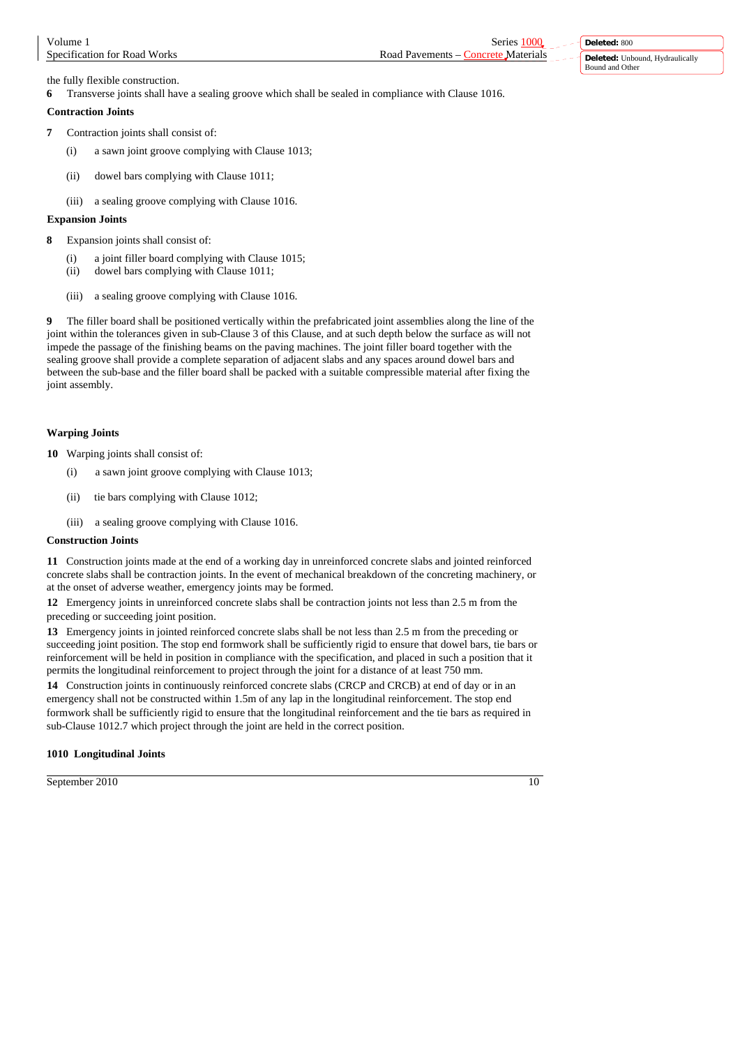the fully flexible construction.

**6** Transverse joints shall have a sealing groove which shall be sealed in compliance with Clause 1016.

**Contraction Joints**

**7** Contraction joints shall consist of:

(i) a sawn joint groove complying with Clause 1013;

(ii) dowel bars complying with Clause 1011;

(iii) a sealing groove complying with Clause 1016.

**Expansion Joints**

**8** Expansion joints shall consist of:

(i) a joint filler board complying with Clause 1015;
(ii) dowel bars complying with Clause 1011;

(iii) a sealing groove complying with Clause 1016.

**9** The filler board shall be positioned vertically within the prefabricated joint assemblies along the line of the joint within the tolerances given in sub-Clause 3 of this Clause, and at such depth below the surface as will not impede the passage of the finishing beams on the paving machines. The joint filler board together with the sealing groove shall provide a complete separation of adjacent slabs and any spaces around dowel bars and between the sub-base and the filler board shall be packed with a suitable compressible material after fixing the joint assembly.

**Warping Joints**

**10** Warping joints shall consist of:

(i) a sawn joint groove complying with Clause 1013;

(ii) tie bars complying with Clause 1012;

(iii) a sealing groove complying with Clause 1016.

**Construction Joints**

**11** Construction joints made at the end of a working day in unreinforced concrete slabs and jointed reinforced concrete slabs shall be contraction joints. In the event of mechanical breakdown of the concreting machinery, or at the onset of adverse weather, emergency joints may be formed.

**12** Emergency joints in unreinforced concrete slabs shall be contraction joints not less than 2.5 m from the preceding or succeeding joint position.

**13** Emergency joints in jointed reinforced concrete slabs shall be not less than 2.5 m from the preceding or succeeding joint position. The stop end formwork shall be sufficiently rigid to ensure that dowel bars, tie bars or reinforcement will be held in position in compliance with the specification, and placed in such a position that it permits the longitudinal reinforcement to project through the joint for a distance of at least 750 mm.

**14** Construction joints in continuously reinforced concrete slabs (CRCP and CRCB) at end of day or in an emergency shall not be constructed within 1.5m of any lap in the longitudinal reinforcement. The stop end formwork shall be sufficiently rigid to ensure that the longitudinal reinforcement and the tie bars as required in sub-Clause 1012.7 which project through the joint are held in the correct position.

## 1010 Longitudinal Joints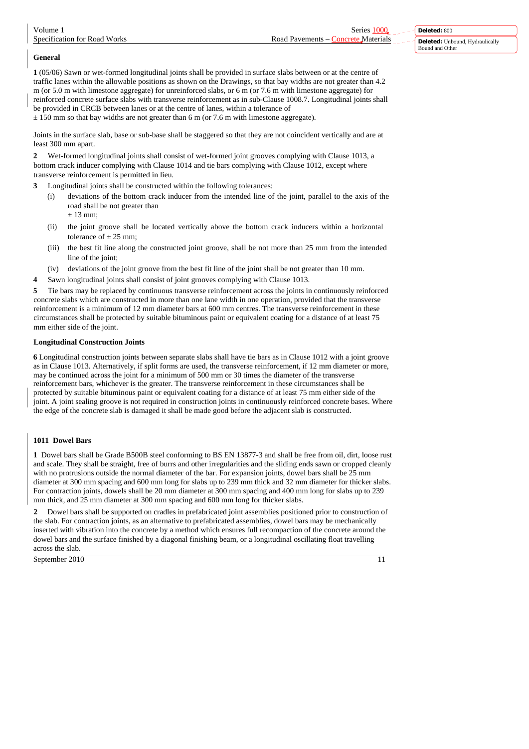**General**

**1** (05/06) Sawn or wet-formed longitudinal joints shall be provided in surface slabs between or at the centre of traffic lanes within the allowable positions as shown on the Drawings, so that bay widths are not greater than 4.2 m (or 5.0 m with limestone aggregate) for unreinforced slabs, or 6 m (or 7.6 m with limestone aggregate) for reinforced concrete surface slabs with transverse reinforcement as in sub-Clause 1008.7. Longitudinal joints shall be provided in CRCB between lanes or at the centre of lanes, within a tolerance of $\pm$ 150 mm so that bay widths are not greater than 6 m (or 7.6 m with limestone aggregate).

Joints in the surface slab, base or sub-base shall be staggered so that they are not coincident vertically and are at least 300 mm apart.

**2** Wet-formed longitudinal joints shall consist of wet-formed joint grooves complying with Clause 1013, a bottom crack inducer complying with Clause 1014 and tie bars complying with Clause 1012, except where transverse reinforcement is permitted in lieu.

**3** Longitudinal joints shall be constructed within the following tolerances:

(i) deviations of the bottom crack inducer from the intended line of the joint, parallel to the axis of the road shall be not greater than $\pm$ 13 mm;

(ii) the joint groove shall be located vertically above the bottom crack inducers within a horizontal tolerance of $\pm$ 25 mm;

(iii) the best fit line along the constructed joint groove, shall be not more than 25 mm from the intended line of the joint;

(iv) deviations of the joint groove from the best fit line of the joint shall be not greater than 10 mm.

**4** Sawn longitudinal joints shall consist of joint grooves complying with Clause 1013.

**5** Tie bars may be replaced by continuous transverse reinforcement across the joints in continuously reinforced concrete slabs which are constructed in more than one lane width in one operation, provided that the transverse reinforcement is a minimum of 12 mm diameter bars at 600 mm centres. The transverse reinforcement in these circumstances shall be protected by suitable bituminous paint or equivalent coating for a distance of at least 75 mm either side of the joint.

**Longitudinal Construction Joints**

**6** Longitudinal construction joints between separate slabs shall have tie bars as in Clause 1012 with a joint groove as in Clause 1013. Alternatively, if split forms are used, the transverse reinforcement, if 12 mm diameter or more, may be continued across the joint for a minimum of 500 mm or 30 times the diameter of the transverse reinforcement bars, whichever is the greater. The transverse reinforcement in these circumstances shall be protected by suitable bituminous paint or equivalent coating for a distance of at least 75 mm either side of the joint. A joint sealing groove is not required in construction joints in continuously reinforced concrete bases. Where the edge of the concrete slab is damaged it shall be made good before the adjacent slab is constructed.

## 1011 Dowel Bars

**1** Dowel bars shall be Grade B500B steel conforming to BS EN 13877-3 and shall be free from oil, dirt, loose rust and scale. They shall be straight, free of burrs and other irregularities and the sliding ends sawn or cropped cleanly with no protrusions outside the normal diameter of the bar. For expansion joints, dowel bars shall be 25 mm diameter at 300 mm spacing and 600 mm long for slabs up to 239 mm thick and 32 mm diameter for thicker slabs. For contraction joints, dowels shall be 20 mm diameter at 300 mm spacing and 400 mm long for slabs up to 239 mm thick, and 25 mm diameter at 300 mm spacing and 600 mm long for thicker slabs.

**2** Dowel bars shall be supported on cradles in prefabricated joint assemblies positioned prior to construction of the slab. For contraction joints, as an alternative to prefabricated assemblies, dowel bars may be mechanically inserted with vibration into the concrete by a method which ensures full recompaction of the concrete around the dowel bars and the surface finished by a diagonal finishing beam, or a longitudinal oscillating float travelling across the slab.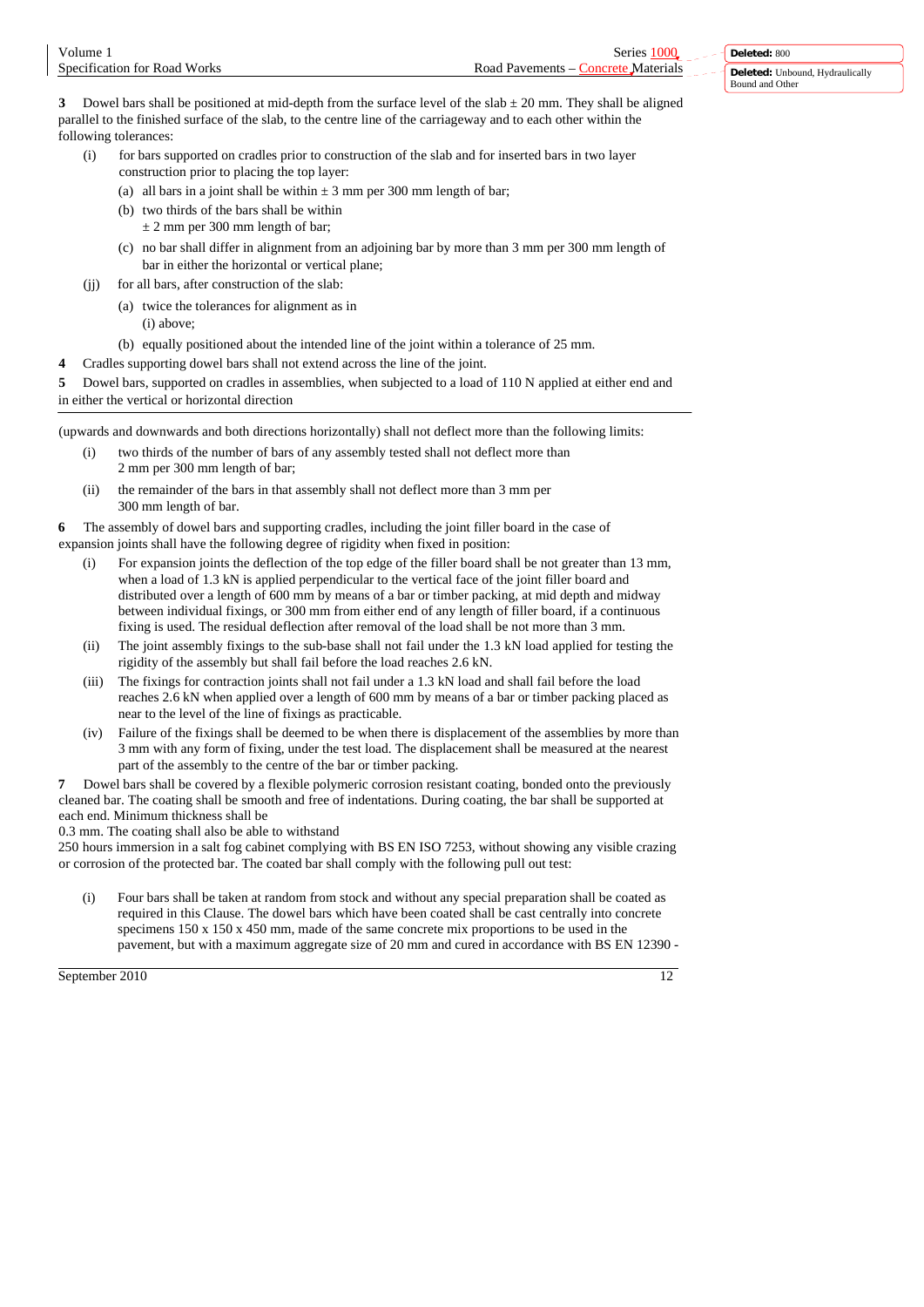**3** Dowel bars shall be positioned at mid-depth from the surface level of the slab ± 20 mm. They shall be aligned parallel to the finished surface of the slab, to the centre line of the carriageway and to each other within the following tolerances:

(i) for bars supported on cradles prior to construction of the slab and for inserted bars in two layer construction prior to placing the top layer:

(a) all bars in a joint shall be within ± 3 mm per 300 mm length of bar;

(b) two thirds of the bars shall be within ± 2 mm per 300 mm length of bar;

(c) no bar shall differ in alignment from an adjoining bar by more than 3 mm per 300 mm length of bar in either the horizontal or vertical plane;

(jj) for all bars, after construction of the slab:

(a) twice the tolerances for alignment as in (i) above;

(b) equally positioned about the intended line of the joint within a tolerance of 25 mm.

**4** Cradles supporting dowel bars shall not extend across the line of the joint.

**5** Dowel bars, supported on cradles in assemblies, when subjected to a load of 110 N applied at either end and in either the vertical or horizontal direction (upwards and downwards and both directions horizontally) shall not deflect more than the following limits:

(i) two thirds of the number of bars of any assembly tested shall not deflect more than 2 mm per 300 mm length of bar;

(ii) the remainder of the bars in that assembly shall not deflect more than 3 mm per 300 mm length of bar.

**6** The assembly of dowel bars and supporting cradles, including the joint filler board in the case of expansion joints shall have the following degree of rigidity when fixed in position:

(i) For expansion joints the deflection of the top edge of the filler board shall be not greater than 13 mm, when a load of 1.3 kN is applied perpendicular to the vertical face of the joint filler board and distributed over a length of 600 mm by means of a bar or timber packing, at mid depth and midway between individual fixings, or 300 mm from either end of any length of filler board, if a continuous fixing is used. The residual deflection after removal of the load shall be not more than 3 mm.

(ii) The joint assembly fixings to the sub-base shall not fail under the 1.3 kN load applied for testing the rigidity of the assembly but shall fail before the load reaches 2.6 kN.

(iii) The fixings for contraction joints shall not fail under a 1.3 kN load and shall fail before the load reaches 2.6 kN when applied over a length of 600 mm by means of a bar or timber packing placed as near to the level of the line of fixings as practicable.

(iv) Failure of the fixings shall be deemed to be when there is displacement of the assemblies by more than 3 mm with any form of fixing, under the test load. The displacement shall be measured at the nearest part of the assembly to the centre of the bar or timber packing.

**7** Dowel bars shall be covered by a flexible polymeric corrosion resistant coating, bonded onto the previously cleaned bar. The coating shall be smooth and free of indentations. During coating, the bar shall be supported at each end. Minimum thickness shall be 0.3 mm. The coating shall also be able to withstand 250 hours immersion in a salt fog cabinet complying with BS EN ISO 7253, without showing any visible crazing or corrosion of the protected bar. The coated bar shall comply with the following pull out test:

(i) Four bars shall be taken at random from stock and without any special preparation shall be coated as required in this Clause. The dowel bars which have been coated shall be cast centrally into concrete specimens 150 x 150 x 450 mm, made of the same concrete mix proportions to be used in the pavement, but with a maximum aggregate size of 20 mm and cured in accordance with BS EN 12390 -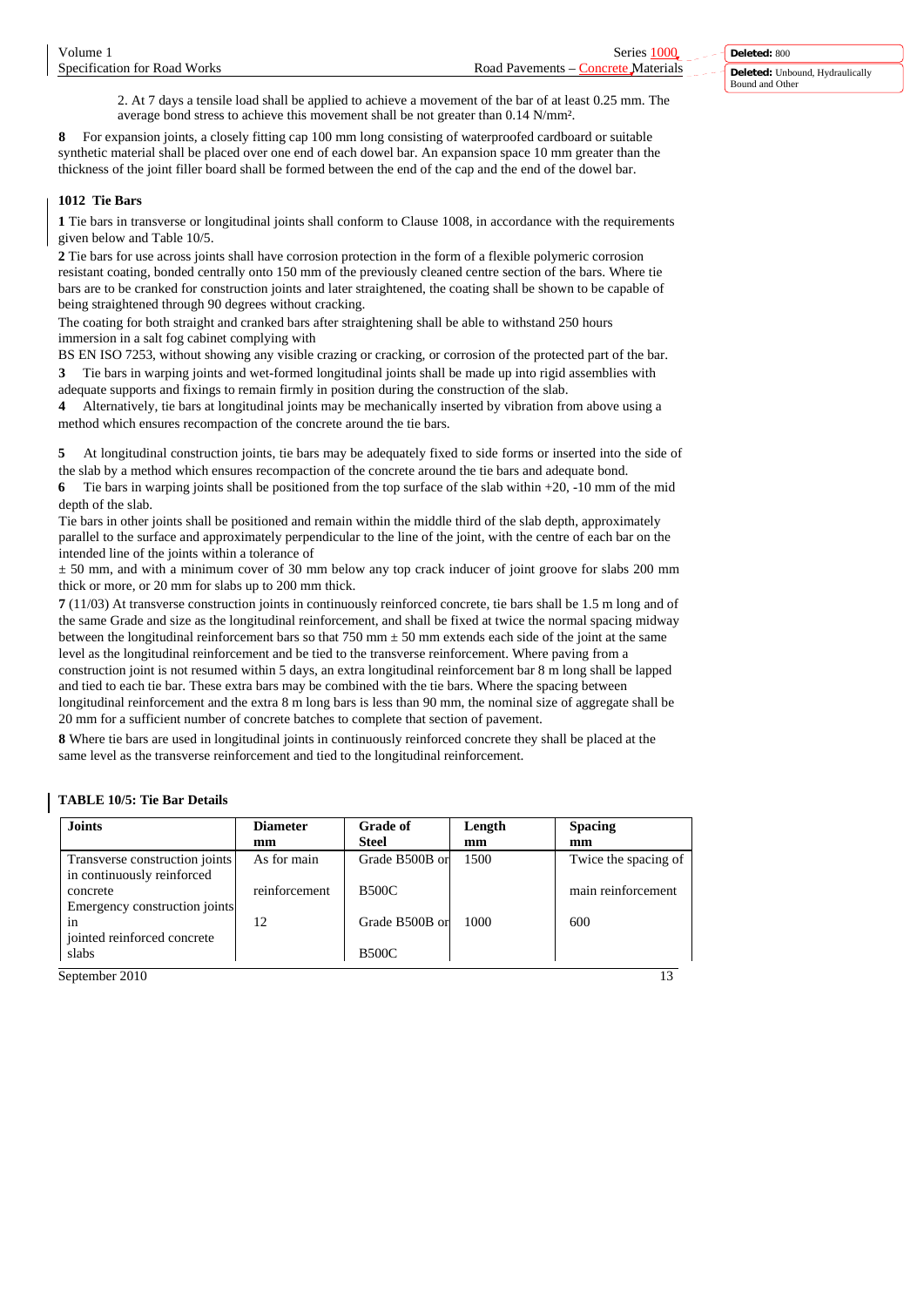2. At 7 days a tensile load shall be applied to achieve a movement of the bar of at least 0.25 mm. The average bond stress to achieve this movement shall be not greater than 0.14 N/mm².

**8** For expansion joints, a closely fitting cap 100 mm long consisting of waterproofed cardboard or suitable synthetic material shall be placed over one end of each dowel bar. An expansion space 10 mm greater than the thickness of the joint filler board shall be formed between the end of the cap and the end of the dowel bar.

### 1012 Tie Bars

**1** Tie bars in transverse or longitudinal joints shall conform to Clause 1008, in accordance with the requirements given below and Table 10/5.

**2** Tie bars for use across joints shall have corrosion protection in the form of a flexible polymeric corrosion resistant coating, bonded centrally onto 150 mm of the previously cleaned centre section of the bars. Where tie bars are to be cranked for construction joints and later straightened, the coating shall be shown to be capable of being straightened through 90 degrees without cracking.

The coating for both straight and cranked bars after straightening shall be able to withstand 250 hours immersion in a salt fog cabinet complying with BS EN ISO 7253, without showing any visible crazing or cracking, or corrosion of the protected part of the bar.

**3** Tie bars in warping joints and wet-formed longitudinal joints shall be made up into rigid assemblies with adequate supports and fixings to remain firmly in position during the construction of the slab.

**4** Alternatively, tie bars at longitudinal joints may be mechanically inserted by vibration from above using a method which ensures recompaction of the concrete around the tie bars.

**5** At longitudinal construction joints, tie bars may be adequately fixed to side forms or inserted into the side of the slab by a method which ensures recompaction of the concrete around the tie bars and adequate bond.

**6** Tie bars in warping joints shall be positioned from the top surface of the slab within +20, -10 mm of the mid depth of the slab.

Tie bars in other joints shall be positioned and remain within the middle third of the slab depth, approximately parallel to the surface and approximately perpendicular to the line of the joint, with the centre of each bar on the intended line of the joints within a tolerance of ± 50 mm, and with a minimum cover of 30 mm below any top crack inducer of joint groove for slabs 200 mm thick or more, or 20 mm for slabs up to 200 mm thick.

**7** (11/03) At transverse construction joints in continuously reinforced concrete, tie bars shall be 1.5 m long and of the same Grade and size as the longitudinal reinforcement, and shall be fixed at twice the normal spacing midway between the longitudinal reinforcement bars so that 750 mm ± 50 mm extends each side of the joint at the same level as the longitudinal reinforcement and be tied to the transverse reinforcement. Where paving from a construction joint is not resumed within 5 days, an extra longitudinal reinforcement bar 8 m long shall be lapped and tied to each tie bar. These extra bars may be combined with the tie bars. Where the spacing between longitudinal reinforcement and the extra 8 m long bars is less than 90 mm, the nominal size of aggregate shall be 20 mm for a sufficient number of concrete batches to complete that section of pavement.

**8** Where tie bars are used in longitudinal joints in continuously reinforced concrete they shall be placed at the same level as the transverse reinforcement and tied to the longitudinal reinforcement.

**TABLE 10/5: Tie Bar Details**

| Joints | Diameter mm | Grade of Steel | Length mm | Spacing mm |
|---|---|---|---|---|
| Transverse construction joints in continuously reinforced concrete | As for main reinforcement | Grade B500B or B500C | 1500 | Twice the spacing of main reinforcement |
| Emergency construction joints in jointed reinforced concrete slabs | 12 | Grade B500B or B500C | 1000 | 600 |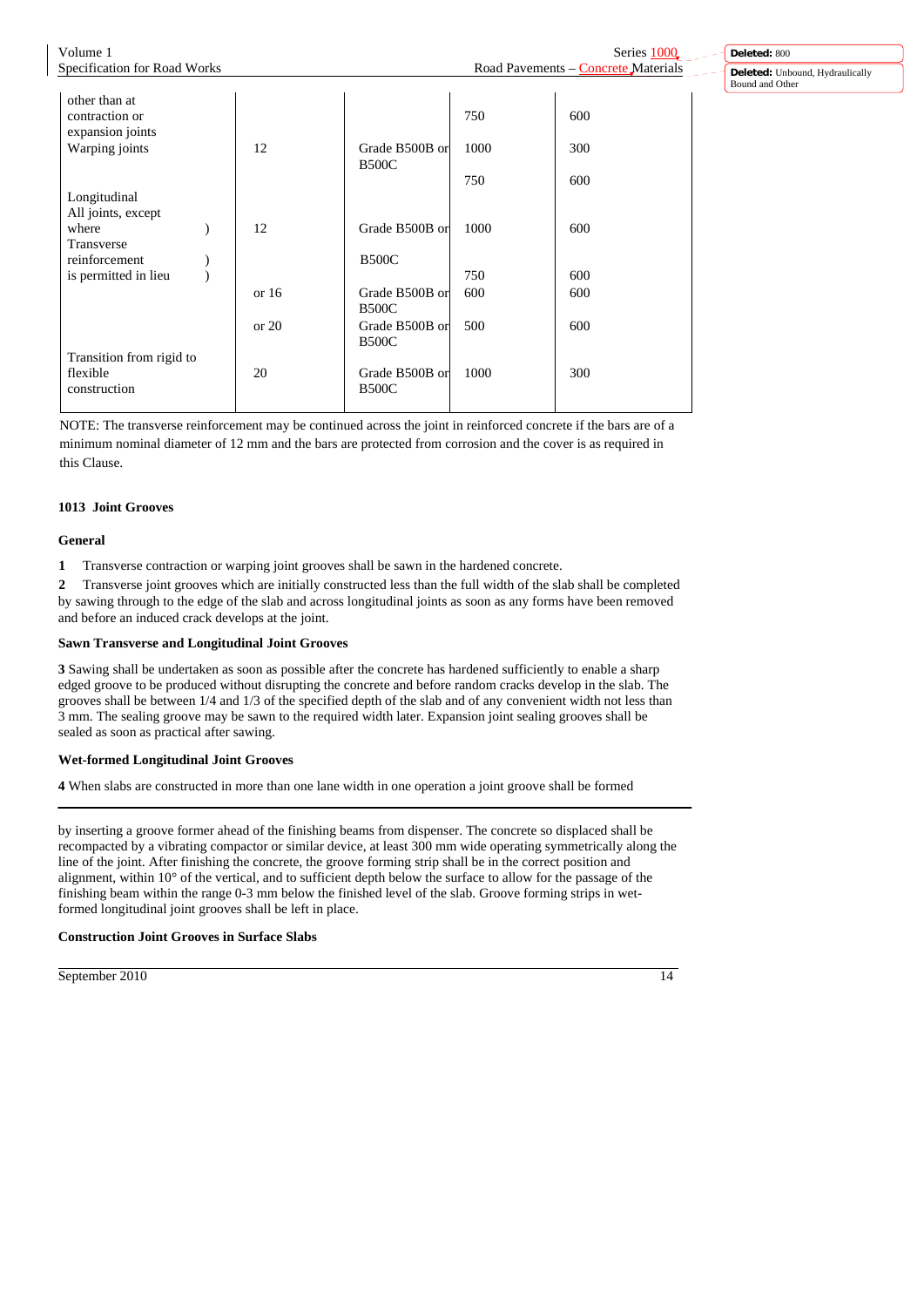| | | | | |
|---|---|---|---|---|
| other than at contraction or expansion joints | | | 750 | 600 |
| Warping joints | 12 | Grade B500B or B500C | 1000 | 300 |
| | | | 750 | 600 |
| Longitudinal All joints, except where Transverse reinforcement is permitted in lieu | 12 | Grade B500B or B500C | 1000 | 600 |
| | | | 750 | 600 |
| | or 16 | Grade B500B or B500C | 600 | 600 |
| | or 20 | Grade B500B or B500C | 500 | 600 |
| Transition from rigid to flexible construction | 20 | Grade B500B or B500C | 1000 | 300 |

NOTE: The transverse reinforcement may be continued across the joint in reinforced concrete if the bars are of a minimum nominal diameter of 12 mm and the bars are protected from corrosion and the cover is as required in this Clause.

### 1013 Joint Grooves

#### General

**1** Transverse contraction or warping joint grooves shall be sawn in the hardened concrete.

**2** Transverse joint grooves which are initially constructed less than the full width of the slab shall be completed by sawing through to the edge of the slab and across longitudinal joints as soon as any forms have been removed and before an induced crack develops at the joint.

#### Sawn Transverse and Longitudinal Joint Grooves

**3** Sawing shall be undertaken as soon as possible after the concrete has hardened sufficiently to enable a sharp edged groove to be produced without disrupting the concrete and before random cracks develop in the slab. The grooves shall be between 1/4 and 1/3 of the specified depth of the slab and of any convenient width not less than 3 mm. The sealing groove may be sawn to the required width later. Expansion joint sealing grooves shall be sealed as soon as practical after sawing.

#### Wet-formed Longitudinal Joint Grooves

**4** When slabs are constructed in more than one lane width in one operation a joint groove shall be formed by inserting a groove former ahead of the finishing beams from dispenser. The concrete so displaced shall be recompacted by a vibrating compactor or similar device, at least 300 mm wide operating symmetrically along the line of the joint. After finishing the concrete, the groove forming strip shall be in the correct position and alignment, within 10° of the vertical, and to sufficient depth below the surface to allow for the passage of the finishing beam within the range 0-3 mm below the finished level of the slab. Groove forming strips in wet-formed longitudinal joint grooves shall be left in place.

#### Construction Joint Grooves in Surface Slabs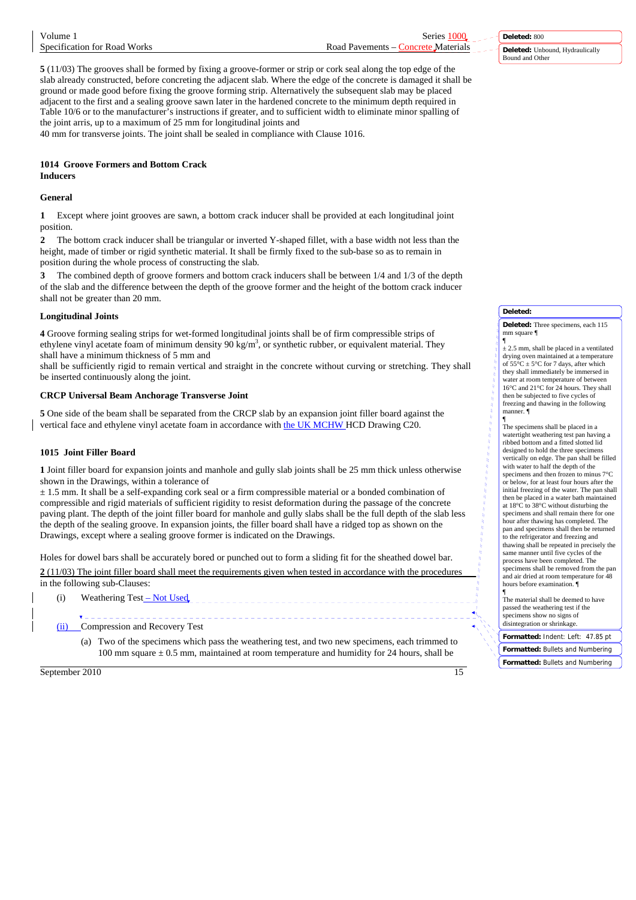**5** (11/03) The grooves shall be formed by fixing a groove-former or strip or cork seal along the top edge of the slab already constructed, before concreting the adjacent slab. Where the edge of the concrete is damaged it shall be ground or made good before fixing the groove forming strip. Alternatively the subsequent slab may be placed adjacent to the first and a sealing groove sawn later in the hardened concrete to the minimum depth required in Table 10/6 or to the manufacturer's instructions if greater, and to sufficient width to eliminate minor spalling of the joint arris, up to a maximum of 25 mm for longitudinal joints and 40 mm for transverse joints. The joint shall be sealed in compliance with Clause 1016.

## 1014 Groove Formers and Bottom Crack Inducers

### General

**1** Except where joint grooves are sawn, a bottom crack inducer shall be provided at each longitudinal joint position.

**2** The bottom crack inducer shall be triangular or inverted Y-shaped fillet, with a base width not less than the height, made of timber or rigid synthetic material. It shall be firmly fixed to the sub-base so as to remain in position during the whole process of constructing the slab.

**3** The combined depth of groove formers and bottom crack inducers shall be between 1/4 and 1/3 of the depth of the slab and the difference between the depth of the groove former and the height of the bottom crack inducer shall not be greater than 20 mm.

### Longitudinal Joints

**4** Groove forming sealing strips for wet-formed longitudinal joints shall be of firm compressible strips of ethylene vinyl acetate foam of minimum density 90 kg/m$^3$, or synthetic rubber, or equivalent material. They shall have a minimum thickness of 5 mm and shall be sufficiently rigid to remain vertical and straight in the concrete without curving or stretching. They shall be inserted continuously along the joint.

### CRCP Universal Beam Anchorage Transverse Joint

**5** One side of the beam shall be separated from the CRCP slab by an expansion joint filler board against the vertical face and ethylene vinyl acetate foam in accordance with the UK MCHW HCD Drawing C20.

## 1015 Joint Filler Board

**1** Joint filler board for expansion joints and manhole and gully slab joints shall be 25 mm thick unless otherwise shown in the Drawings, within a tolerance of ± 1.5 mm. It shall be a self-expanding cork seal or a firm compressible material or a bonded combination of compressible and rigid materials of sufficient rigidity to resist deformation during the passage of the concrete paving plant. The depth of the joint filler board for manhole and gully slabs shall be the full depth of the slab less the depth of the sealing groove. In expansion joints, the filler board shall have a ridged top as shown on the Drawings, except where a sealing groove former is indicated on the Drawings.

Holes for dowel bars shall be accurately bored or punched out to form a sliding fit for the sheathed dowel bar.

**2** (11/03) The joint filler board shall meet the requirements given when tested in accordance with the procedures in the following sub-Clauses:

(i) Weathering Test – Not Used

(ii) Compression and Recovery Test

(a) Two of the specimens which pass the weathering test, and two new specimens, each trimmed to 100 mm square ± 0.5 mm, maintained at room temperature and humidity for 24 hours, shall be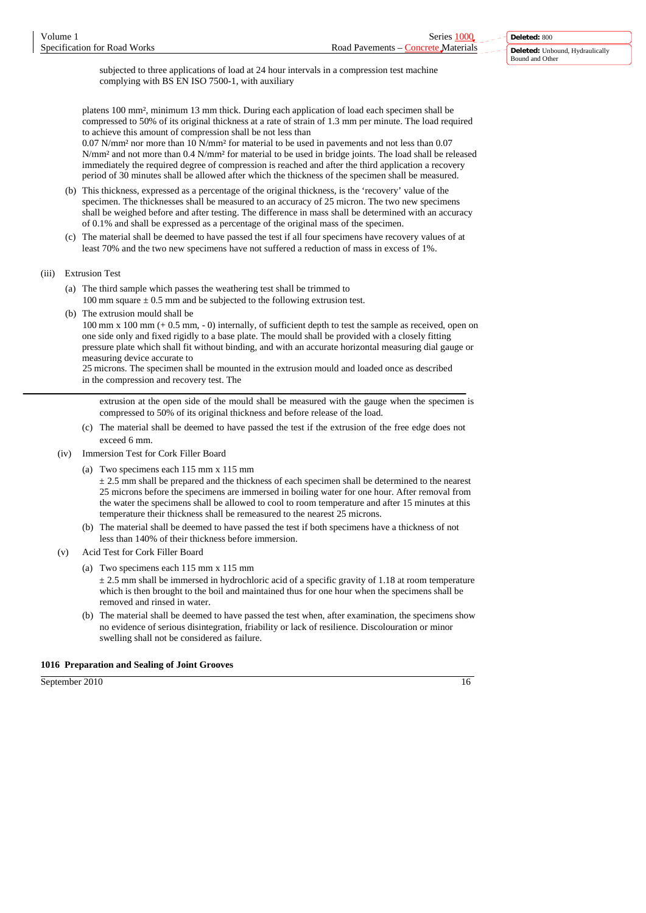subjected to three applications of load at 24 hour intervals in a compression test machine complying with BS EN ISO 7500-1, with auxiliary

platens 100 mm², minimum 13 mm thick. During each application of load each specimen shall be compressed to 50% of its original thickness at a rate of strain of 1.3 mm per minute. The load required to achieve this amount of compression shall be not less than 0.07 N/mm² nor more than 10 N/mm² for material to be used in pavements and not less than 0.07 N/mm² and not more than 0.4 N/mm² for material to be used in bridge joints. The load shall be released immediately the required degree of compression is reached and after the third application a recovery period of 30 minutes shall be allowed after which the thickness of the specimen shall be measured.

(b) This thickness, expressed as a percentage of the original thickness, is the 'recovery' value of the specimen. The thicknesses shall be measured to an accuracy of 25 micron. The two new specimens shall be weighed before and after testing. The difference in mass shall be determined with an accuracy of 0.1% and shall be expressed as a percentage of the original mass of the specimen.

(c) The material shall be deemed to have passed the test if all four specimens have recovery values of at least 70% and the two new specimens have not suffered a reduction of mass in excess of 1%.

(iii) Extrusion Test

(a) The third sample which passes the weathering test shall be trimmed to 100 mm square ± 0.5 mm and be subjected to the following extrusion test.

(b) The extrusion mould shall be 100 mm x 100 mm (+ 0.5 mm, - 0) internally, of sufficient depth to test the sample as received, open on one side only and fixed rigidly to a base plate. The mould shall be provided with a closely fitting pressure plate which shall fit without binding, and with an accurate horizontal measuring dial gauge or measuring device accurate to 25 microns. The specimen shall be mounted in the extrusion mould and loaded once as described in the compression and recovery test. The extrusion at the open side of the mould shall be measured with the gauge when the specimen is compressed to 50% of its original thickness and before release of the load.

(c) The material shall be deemed to have passed the test if the extrusion of the free edge does not exceed 6 mm.

(iv) Immersion Test for Cork Filler Board

(a) Two specimens each 115 mm x 115 mm ± 2.5 mm shall be prepared and the thickness of each specimen shall be determined to the nearest 25 microns before the specimens are immersed in boiling water for one hour. After removal from the water the specimens shall be allowed to cool to room temperature and after 15 minutes at this temperature their thickness shall be remeasured to the nearest 25 microns.

(b) The material shall be deemed to have passed the test if both specimens have a thickness of not less than 140% of their thickness before immersion.

(v) Acid Test for Cork Filler Board

(a) Two specimens each 115 mm x 115 mm ± 2.5 mm shall be immersed in hydrochloric acid of a specific gravity of 1.18 at room temperature which is then brought to the boil and maintained thus for one hour when the specimens shall be removed and rinsed in water.

(b) The material shall be deemed to have passed the test when, after examination, the specimens show no evidence of serious disintegration, friability or lack of resilience. Discolouration or minor swelling shall not be considered as failure.

## 1016 Preparation and Sealing of Joint Grooves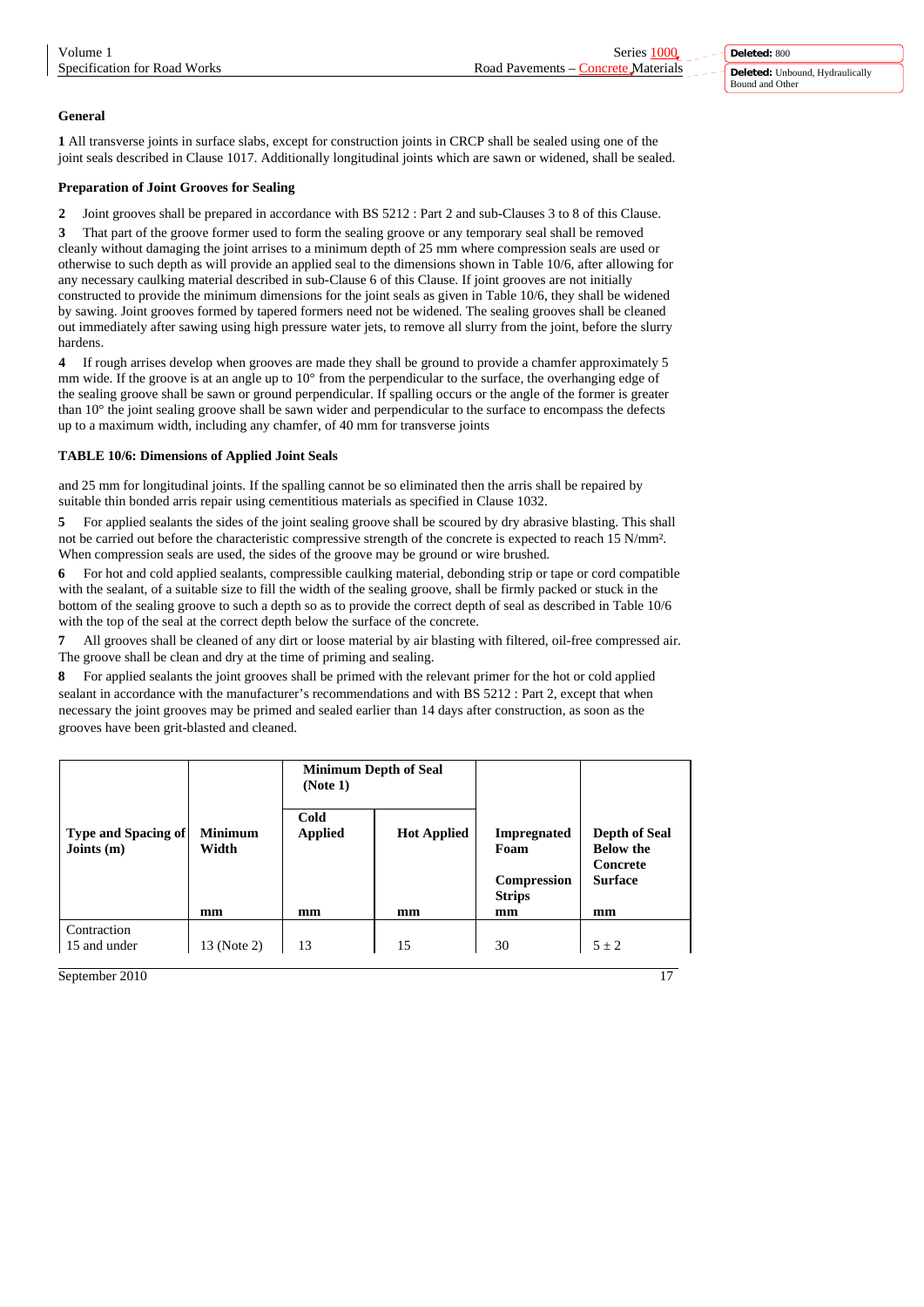#### General

**1** All transverse joints in surface slabs, except for construction joints in CRCP shall be sealed using one of the joint seals described in Clause 1017. Additionally longitudinal joints which are sawn or widened, shall be sealed.

#### Preparation of Joint Grooves for Sealing

**2** Joint grooves shall be prepared in accordance with BS 5212 : Part 2 and sub-Clauses 3 to 8 of this Clause.

**3** That part of the groove former used to form the sealing groove or any temporary seal shall be removed cleanly without damaging the joint arrises to a minimum depth of 25 mm where compression seals are used or otherwise to such depth as will provide an applied seal to the dimensions shown in Table 10/6, after allowing for any necessary caulking material described in sub-Clause 6 of this Clause. If joint grooves are not initially constructed to provide the minimum dimensions for the joint seals as given in Table 10/6, they shall be widened by sawing. Joint grooves formed by tapered formers need not be widened. The sealing grooves shall be cleaned out immediately after sawing using high pressure water jets, to remove all slurry from the joint, before the slurry hardens.

**4** If rough arrises develop when grooves are made they shall be ground to provide a chamfer approximately 5 mm wide. If the groove is at an angle up to 10° from the perpendicular to the surface, the overhanging edge of the sealing groove shall be sawn or ground perpendicular. If spalling occurs or the angle of the former is greater than 10° the joint sealing groove shall be sawn wider and perpendicular to the surface to encompass the defects up to a maximum width, including any chamfer, of 40 mm for transverse joints and 25 mm for longitudinal joints. If the spalling cannot be so eliminated then the arris shall be repaired by suitable thin bonded arris repair using cementitious materials as specified in Clause 1032.

**5** For applied sealants the sides of the joint sealing groove shall be scoured by dry abrasive blasting. This shall not be carried out before the characteristic compressive strength of the concrete is expected to reach 15 N/mm². When compression seals are used, the sides of the groove may be ground or wire brushed.

**6** For hot and cold applied sealants, compressible caulking material, debonding strip or tape or cord compatible with the sealant, of a suitable size to fill the width of the sealing groove, shall be firmly packed or stuck in the bottom of the sealing groove to such a depth so as to provide the correct depth of seal as described in Table 10/6 with the top of the seal at the correct depth below the surface of the concrete.

**7** All grooves shall be cleaned of any dirt or loose material by air blasting with filtered, oil-free compressed air. The groove shall be clean and dry at the time of priming and sealing.

**8** For applied sealants the joint grooves shall be primed with the relevant primer for the hot or cold applied sealant in accordance with the manufacturer's recommendations and with BS 5212 : Part 2, except that when necessary the joint grooves may be primed and sealed earlier than 14 days after construction, as soon as the grooves have been grit-blasted and cleaned.

#### TABLE 10/6: Dimensions of Applied Joint Seals

| Type and Spacing of Joints (m) | Minimum Width | Minimum Depth of Seal (Note 1) | | Impregnated Foam Compression Strips | Depth of Seal Below the Concrete Surface |
|---|---|---|---|---|---|
| | | Cold Applied | Hot Applied | | |
| | mm | mm | mm | mm | mm |
| Contraction 15 and under | 13 (Note 2) | 13 | 15 | 30 | 5 ± 2 |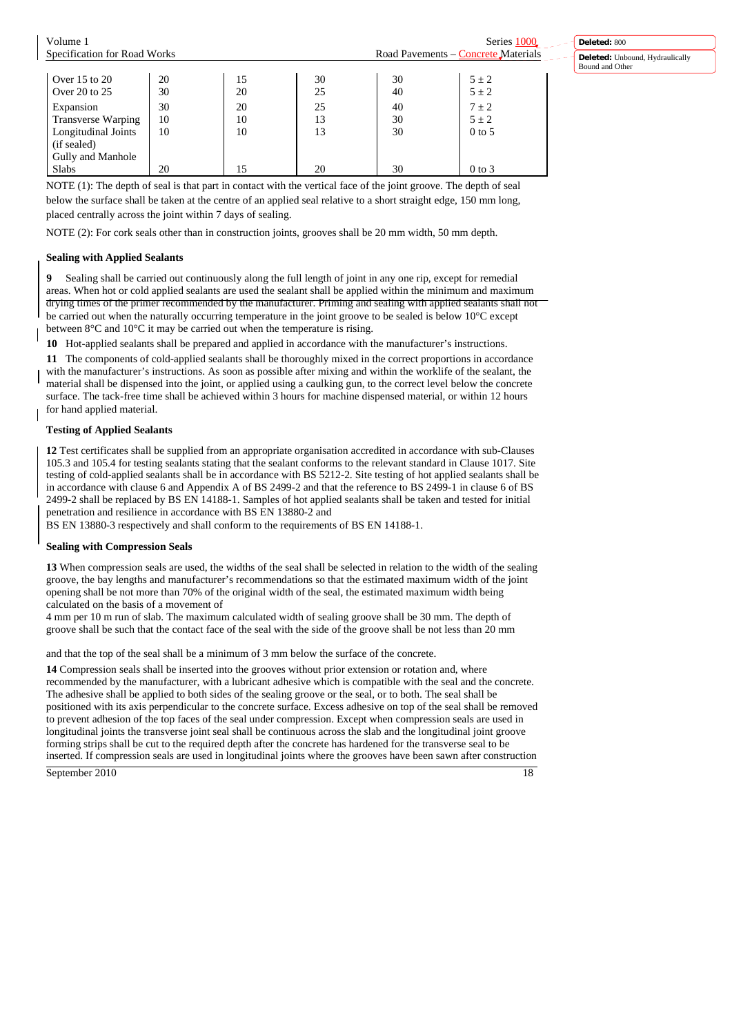| | | | | | |
|---|---|---|---|---|---|
| Over 15 to 20 | 20 | 15 | 30 | 30 | 5 ± 2 |
| Over 20 to 25 | 30 | 20 | 25 | 40 | 5 ± 2 |
| Expansion | 30 | 20 | 25 | 40 | 7 ± 2 |
| Transverse Warping | 10 | 10 | 13 | 30 | 5 ± 2 |
| Longitudinal Joints (if sealed) | 10 | 10 | 13 | 30 | 0 to 5 |
| Gully and Manhole Slabs | 20 | 15 | 20 | 30 | 0 to 3 |

NOTE (1): The depth of seal is that part in contact with the vertical face of the joint groove. The depth of seal below the surface shall be taken at the centre of an applied seal relative to a short straight edge, 150 mm long, placed centrally across the joint within 7 days of sealing.

NOTE (2): For cork seals other than in construction joints, grooves shall be 20 mm width, 50 mm depth.

### Sealing with Applied Sealants

**9** Sealing shall be carried out continuously along the full length of joint in any one rip, except for remedial areas. When hot or cold applied sealants are used the sealant shall be applied within the minimum and maximum drying times of the primer recommended by the manufacturer. Priming and sealing with applied sealants shall not be carried out when the naturally occurring temperature in the joint groove to be sealed is below 10°C except between 8°C and 10°C it may be carried out when the temperature is rising.

**10** Hot-applied sealants shall be prepared and applied in accordance with the manufacturer's instructions.

**11** The components of cold-applied sealants shall be thoroughly mixed in the correct proportions in accordance with the manufacturer's instructions. As soon as possible after mixing and within the worklife of the sealant, the material shall be dispensed into the joint, or applied using a caulking gun, to the correct level below the concrete surface. The tack-free time shall be achieved within 3 hours for machine dispensed material, or within 12 hours for hand applied material.

### Testing of Applied Sealants

**12** Test certificates shall be supplied from an appropriate organisation accredited in accordance with sub-Clauses 105.3 and 105.4 for testing sealants stating that the sealant conforms to the relevant standard in Clause 1017. Site testing of cold-applied sealants shall be in accordance with BS 5212-2. Site testing of hot applied sealants shall be in accordance with clause 6 and Appendix A of BS 2499-2 and that the reference to BS 2499-1 in clause 6 of BS 2499-2 shall be replaced by BS EN 14188-1. Samples of hot applied sealants shall be taken and tested for initial penetration and resilience in accordance with BS EN 13880-2 and BS EN 13880-3 respectively and shall conform to the requirements of BS EN 14188-1.

### Sealing with Compression Seals

**13** When compression seals are used, the widths of the seal shall be selected in relation to the width of the sealing groove, the bay lengths and manufacturer's recommendations so that the estimated maximum width of the joint opening shall be not more than 70% of the original width of the seal, the estimated maximum width being calculated on the basis of a movement of 4 mm per 10 m run of slab. The maximum calculated width of sealing groove shall be 30 mm. The depth of groove shall be such that the contact face of the seal with the side of the groove shall be not less than 20 mm and that the top of the seal shall be a minimum of 3 mm below the surface of the concrete.

**14** Compression seals shall be inserted into the grooves without prior extension or rotation and, where recommended by the manufacturer, with a lubricant adhesive which is compatible with the seal and the concrete. The adhesive shall be applied to both sides of the sealing groove or the seal, or to both. The seal shall be positioned with its axis perpendicular to the concrete surface. Excess adhesive on top of the seal shall be removed to prevent adhesion of the top faces of the seal under compression. Except when compression seals are used in longitudinal joints the transverse joint seal shall be continuous across the slab and the longitudinal joint groove forming strips shall be cut to the required depth after the concrete has hardened for the transverse seal to be inserted. If compression seals are used in longitudinal joints where the grooves have been sawn after construction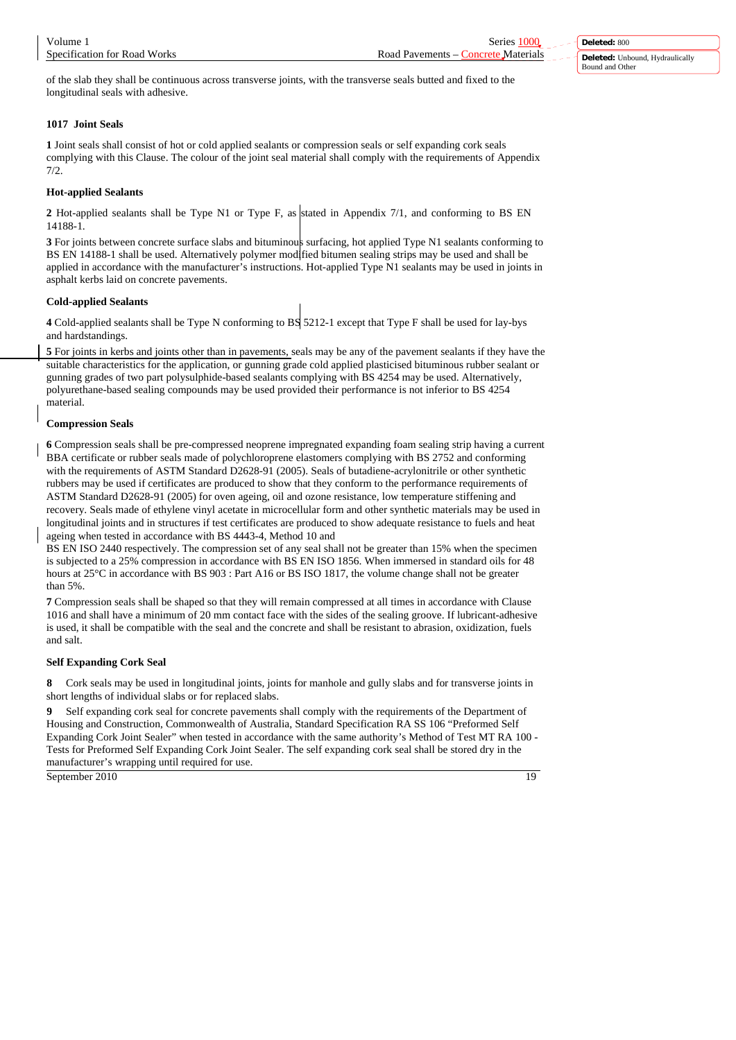of the slab they shall be continuous across transverse joints, with the transverse seals butted and fixed to the longitudinal seals with adhesive.

### 1017 Joint Seals

**1** Joint seals shall consist of hot or cold applied sealants or compression seals or self expanding cork seals complying with this Clause. The colour of the joint seal material shall comply with the requirements of Appendix 7/2.

#### Hot-applied Sealants

**2** Hot-applied sealants shall be Type N1 or Type F, as stated in Appendix 7/1, and conforming to BS EN 14188-1.

**3** For joints between concrete surface slabs and bituminous surfacing, hot applied Type N1 sealants conforming to BS EN 14188-1 shall be used. Alternatively polymer modified bitumen sealing strips may be used and shall be applied in accordance with the manufacturer's instructions. Hot-applied Type N1 sealants may be used in joints in asphalt kerbs laid on concrete pavements.

#### Cold-applied Sealants

**4** Cold-applied sealants shall be Type N conforming to BS 5212-1 except that Type F shall be used for lay-bys and hardstandings.

**5** For joints in kerbs and joints other than in pavements, seals may be any of the pavement sealants if they have the suitable characteristics for the application, or gunning grade cold applied plasticised bituminous rubber sealant or gunning grades of two part polysulphide-based sealants complying with BS 4254 may be used. Alternatively, polyurethane-based sealing compounds may be used provided their performance is not inferior to BS 4254 material.

#### Compression Seals

**6** Compression seals shall be pre-compressed neoprene impregnated expanding foam sealing strip having a current BBA certificate or rubber seals made of polychloroprene elastomers complying with BS 2752 and conforming with the requirements of ASTM Standard D2628-91 (2005). Seals of butadiene-acrylonitrile or other synthetic rubbers may be used if certificates are produced to show that they conform to the performance requirements of ASTM Standard D2628-91 (2005) for oven ageing, oil and ozone resistance, low temperature stiffening and recovery. Seals made of ethylene vinyl acetate in microcellular form and other synthetic materials may be used in longitudinal joints and in structures if test certificates are produced to show adequate resistance to fuels and heat ageing when tested in accordance with BS 4443-4, Method 10 and
BS EN ISO 2440 respectively. The compression set of any seal shall not be greater than 15% when the specimen is subjected to a 25% compression in accordance with BS EN ISO 1856. When immersed in standard oils for 48 hours at 25°C in accordance with BS 903 : Part A16 or BS ISO 1817, the volume change shall not be greater than 5%.

**7** Compression seals shall be shaped so that they will remain compressed at all times in accordance with Clause 1016 and shall have a minimum of 20 mm contact face with the sides of the sealing groove. If lubricant-adhesive is used, it shall be compatible with the seal and the concrete and shall be resistant to abrasion, oxidization, fuels and salt.

#### Self Expanding Cork Seal

**8** Cork seals may be used in longitudinal joints, joints for manhole and gully slabs and for transverse joints in short lengths of individual slabs or for replaced slabs.

**9** Self expanding cork seal for concrete pavements shall comply with the requirements of the Department of Housing and Construction, Commonwealth of Australia, Standard Specification RA SS 106 "Preformed Self Expanding Cork Joint Sealer" when tested in accordance with the same authority's Method of Test MT RA 100 - Tests for Preformed Self Expanding Cork Joint Sealer. The self expanding cork seal shall be stored dry in the manufacturer's wrapping until required for use.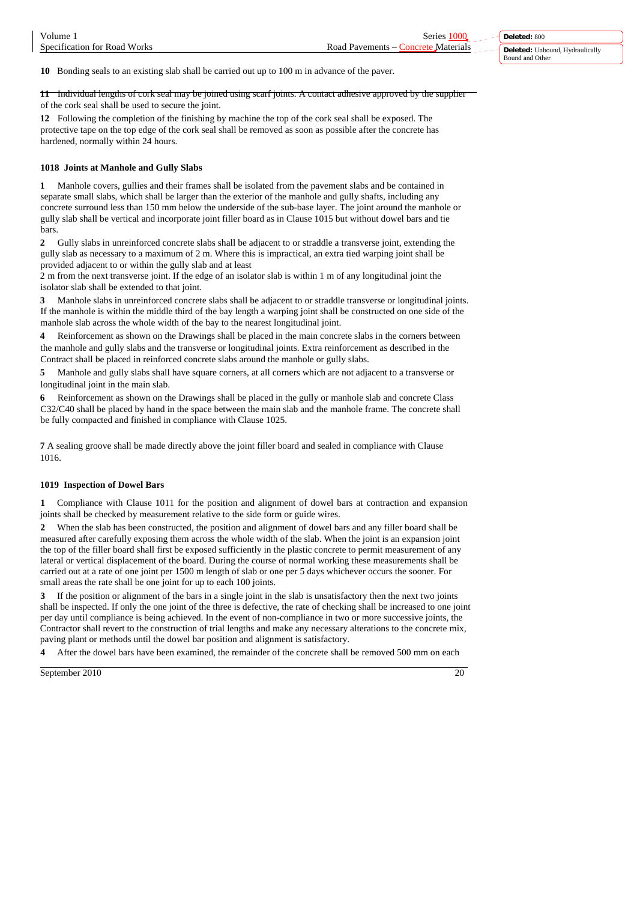**10** Bonding seals to an existing slab shall be carried out up to 100 m in advance of the paver.

**11** Individual lengths of cork seal may be joined using scarf joints. A contact adhesive approved by the supplier of the cork seal shall be used to secure the joint.

**12** Following the completion of the finishing by machine the top of the cork seal shall be exposed. The protective tape on the top edge of the cork seal shall be removed as soon as possible after the concrete has hardened, normally within 24 hours.

### 1018 Joints at Manhole and Gully Slabs

**1** Manhole covers, gullies and their frames shall be isolated from the pavement slabs and be contained in separate small slabs, which shall be larger than the exterior of the manhole and gully shafts, including any concrete surround less than 150 mm below the underside of the sub-base layer. The joint around the manhole or gully slab shall be vertical and incorporate joint filler board as in Clause 1015 but without dowel bars and tie bars.

**2** Gully slabs in unreinforced concrete slabs shall be adjacent to or straddle a transverse joint, extending the gully slab as necessary to a maximum of 2 m. Where this is impractical, an extra tied warping joint shall be provided adjacent to or within the gully slab and at least 2 m from the next transverse joint. If the edge of an isolator slab is within 1 m of any longitudinal joint the isolator slab shall be extended to that joint.

**3** Manhole slabs in unreinforced concrete slabs shall be adjacent to or straddle transverse or longitudinal joints. If the manhole is within the middle third of the bay length a warping joint shall be constructed on one side of the manhole slab across the whole width of the bay to the nearest longitudinal joint.

**4** Reinforcement as shown on the Drawings shall be placed in the main concrete slabs in the corners between the manhole and gully slabs and the transverse or longitudinal joints. Extra reinforcement as described in the Contract shall be placed in reinforced concrete slabs around the manhole or gully slabs.

**5** Manhole and gully slabs shall have square corners, at all corners which are not adjacent to a transverse or longitudinal joint in the main slab.

**6** Reinforcement as shown on the Drawings shall be placed in the gully or manhole slab and concrete Class C32/C40 shall be placed by hand in the space between the main slab and the manhole frame. The concrete shall be fully compacted and finished in compliance with Clause 1025.

**7** A sealing groove shall be made directly above the joint filler board and sealed in compliance with Clause 1016.

### 1019 Inspection of Dowel Bars

**1** Compliance with Clause 1011 for the position and alignment of dowel bars at contraction and expansion joints shall be checked by measurement relative to the side form or guide wires.

**2** When the slab has been constructed, the position and alignment of dowel bars and any filler board shall be measured after carefully exposing them across the whole width of the slab. When the joint is an expansion joint the top of the filler board shall first be exposed sufficiently in the plastic concrete to permit measurement of any lateral or vertical displacement of the board. During the course of normal working these measurements shall be carried out at a rate of one joint per 1500 m length of slab or one per 5 days whichever occurs the sooner. For small areas the rate shall be one joint for up to each 100 joints.

**3** If the position or alignment of the bars in a single joint in the slab is unsatisfactory then the next two joints shall be inspected. If only the one joint of the three is defective, the rate of checking shall be increased to one joint per day until compliance is being achieved. In the event of non-compliance in two or more successive joints, the Contractor shall revert to the construction of trial lengths and make any necessary alterations to the concrete mix, paving plant or methods until the dowel bar position and alignment is satisfactory.

**4** After the dowel bars have been examined, the remainder of the concrete shall be removed 500 mm on each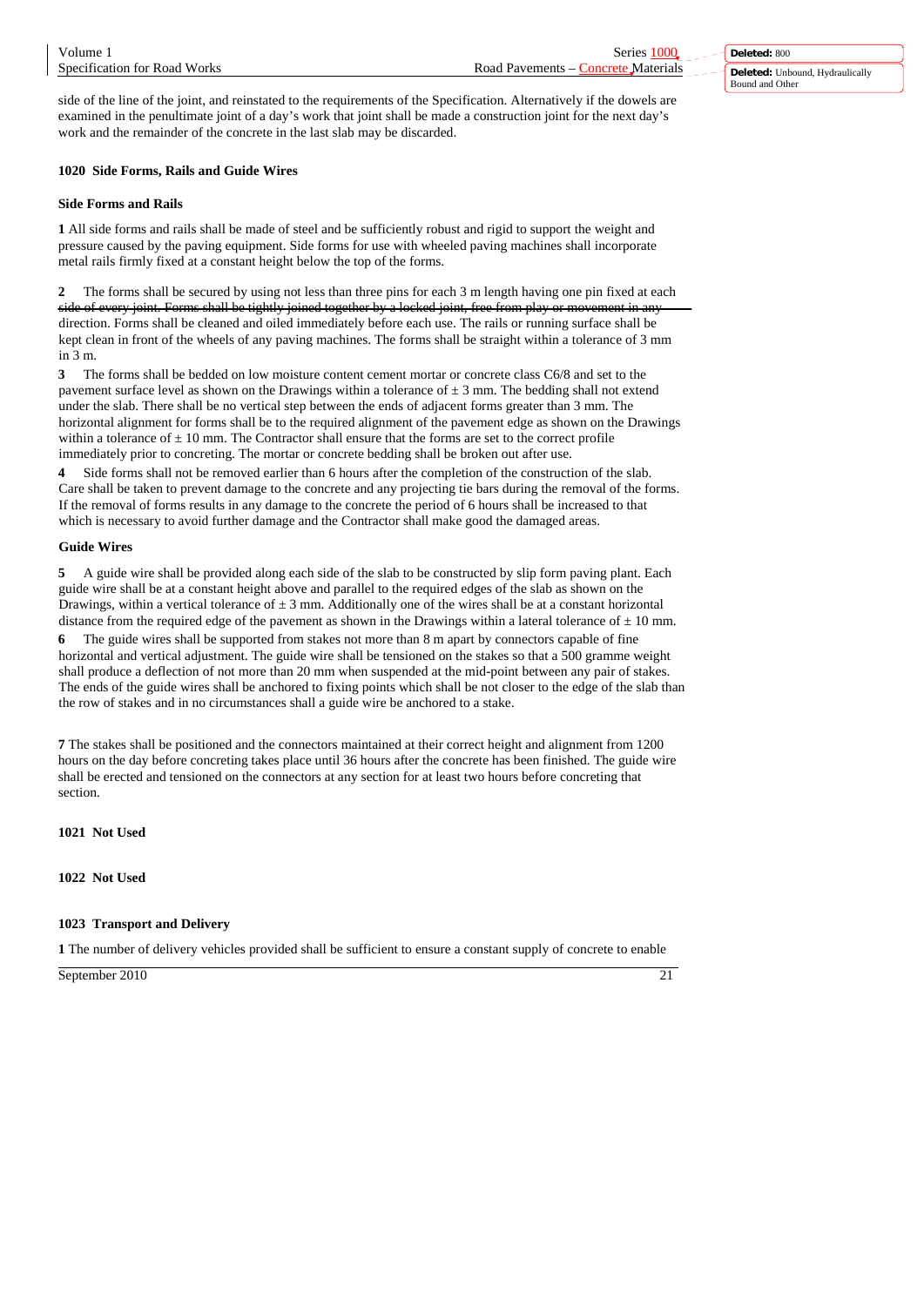side of the line of the joint, and reinstated to the requirements of the Specification. Alternatively if the dowels are examined in the penultimate joint of a day's work that joint shall be made a construction joint for the next day's work and the remainder of the concrete in the last slab may be discarded.

## 1020 Side Forms, Rails and Guide Wires

### Side Forms and Rails

**1** All side forms and rails shall be made of steel and be sufficiently robust and rigid to support the weight and pressure caused by the paving equipment. Side forms for use with wheeled paving machines shall incorporate metal rails firmly fixed at a constant height below the top of the forms.

**2** The forms shall be secured by using not less than three pins for each 3 m length having one pin fixed at each side of every joint. Forms shall be tightly joined together by a locked joint, free from play or movement in any direction. Forms shall be cleaned and oiled immediately before each use. The rails or running surface shall be kept clean in front of the wheels of any paving machines. The forms shall be straight within a tolerance of 3 mm in 3 m.

**3** The forms shall be bedded on low moisture content cement mortar or concrete class C6/8 and set to the pavement surface level as shown on the Drawings within a tolerance of ± 3 mm. The bedding shall not extend under the slab. There shall be no vertical step between the ends of adjacent forms greater than 3 mm. The horizontal alignment for forms shall be to the required alignment of the pavement edge as shown on the Drawings within a tolerance of ± 10 mm. The Contractor shall ensure that the forms are set to the correct profile immediately prior to concreting. The mortar or concrete bedding shall be broken out after use.

**4** Side forms shall not be removed earlier than 6 hours after the completion of the construction of the slab. Care shall be taken to prevent damage to the concrete and any projecting tie bars during the removal of the forms. If the removal of forms results in any damage to the concrete the period of 6 hours shall be increased to that which is necessary to avoid further damage and the Contractor shall make good the damaged areas.

### Guide Wires

**5** A guide wire shall be provided along each side of the slab to be constructed by slip form paving plant. Each guide wire shall be at a constant height above and parallel to the required edges of the slab as shown on the Drawings, within a vertical tolerance of ± 3 mm. Additionally one of the wires shall be at a constant horizontal distance from the required edge of the pavement as shown in the Drawings within a lateral tolerance of ± 10 mm.

**6** The guide wires shall be supported from stakes not more than 8 m apart by connectors capable of fine horizontal and vertical adjustment. The guide wire shall be tensioned on the stakes so that a 500 gramme weight shall produce a deflection of not more than 20 mm when suspended at the mid-point between any pair of stakes. The ends of the guide wires shall be anchored to fixing points which shall be not closer to the edge of the slab than the row of stakes and in no circumstances shall a guide wire be anchored to a stake.

**7** The stakes shall be positioned and the connectors maintained at their correct height and alignment from 1200 hours on the day before concreting takes place until 36 hours after the concrete has been finished. The guide wire shall be erected and tensioned on the connectors at any section for at least two hours before concreting that section.

## 1021 Not Used

## 1022 Not Used

## 1023 Transport and Delivery

**1** The number of delivery vehicles provided shall be sufficient to ensure a constant supply of concrete to enable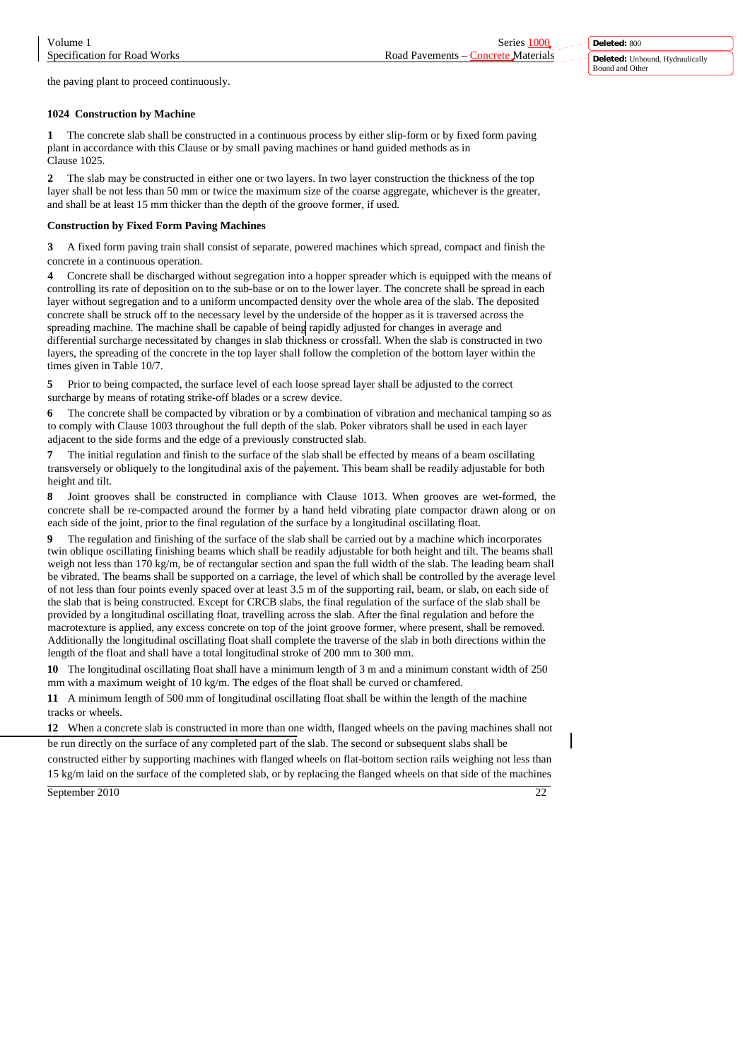the paving plant to proceed continuously.

### 1024 Construction by Machine

**1** The concrete slab shall be constructed in a continuous process by either slip-form or by fixed form paving plant in accordance with this Clause or by small paving machines or hand guided methods as in Clause 1025.

**2** The slab may be constructed in either one or two layers. In two layer construction the thickness of the top layer shall be not less than 50 mm or twice the maximum size of the coarse aggregate, whichever is the greater, and shall be at least 15 mm thicker than the depth of the groove former, if used.

#### Construction by Fixed Form Paving Machines

**3** A fixed form paving train shall consist of separate, powered machines which spread, compact and finish the concrete in a continuous operation.

**4** Concrete shall be discharged without segregation into a hopper spreader which is equipped with the means of controlling its rate of deposition on to the sub-base or on to the lower layer. The concrete shall be spread in each layer without segregation and to a uniform uncompacted density over the whole area of the slab. The deposited concrete shall be struck off to the necessary level by the underside of the hopper as it is traversed across the spreading machine. The machine shall be capable of being rapidly adjusted for changes in average and differential surcharge necessitated by changes in slab thickness or crossfall. When the slab is constructed in two layers, the spreading of the concrete in the top layer shall follow the completion of the bottom layer within the times given in Table 10/7.

**5** Prior to being compacted, the surface level of each loose spread layer shall be adjusted to the correct surcharge by means of rotating strike-off blades or a screw device.

**6** The concrete shall be compacted by vibration or by a combination of vibration and mechanical tamping so as to comply with Clause 1003 throughout the full depth of the slab. Poker vibrators shall be used in each layer adjacent to the side forms and the edge of a previously constructed slab.

**7** The initial regulation and finish to the surface of the slab shall be effected by means of a beam oscillating transversely or obliquely to the longitudinal axis of the pavement. This beam shall be readily adjustable for both height and tilt.

**8** Joint grooves shall be constructed in compliance with Clause 1013. When grooves are wet-formed, the concrete shall be re-compacted around the former by a hand held vibrating plate compactor drawn along or on each side of the joint, prior to the final regulation of the surface by a longitudinal oscillating float.

**9** The regulation and finishing of the surface of the slab shall be carried out by a machine which incorporates twin oblique oscillating finishing beams which shall be readily adjustable for both height and tilt. The beams shall weigh not less than 170 kg/m, be of rectangular section and span the full width of the slab. The leading beam shall be vibrated. The beams shall be supported on a carriage, the level of which shall be controlled by the average level of not less than four points evenly spaced over at least 3.5 m of the supporting rail, beam, or slab, on each side of the slab that is being constructed. Except for CRCB slabs, the final regulation of the surface of the slab shall be provided by a longitudinal oscillating float, travelling across the slab. After the final regulation and before the macrotexture is applied, any excess concrete on top of the joint groove former, where present, shall be removed. Additionally the longitudinal oscillating float shall complete the traverse of the slab in both directions within the length of the float and shall have a total longitudinal stroke of 200 mm to 300 mm.

**10** The longitudinal oscillating float shall have a minimum length of 3 m and a minimum constant width of 250 mm with a maximum weight of 10 kg/m. The edges of the float shall be curved or chamfered.

**11** A minimum length of 500 mm of longitudinal oscillating float shall be within the length of the machine tracks or wheels.

**12** When a concrete slab is constructed in more than one width, flanged wheels on the paving machines shall not be run directly on the surface of any completed part of the slab. The second or subsequent slabs shall be constructed either by supporting machines with flanged wheels on flat-bottom section rails weighing not less than 15 kg/m laid on the surface of the completed slab, or by replacing the flanged wheels on that side of the machines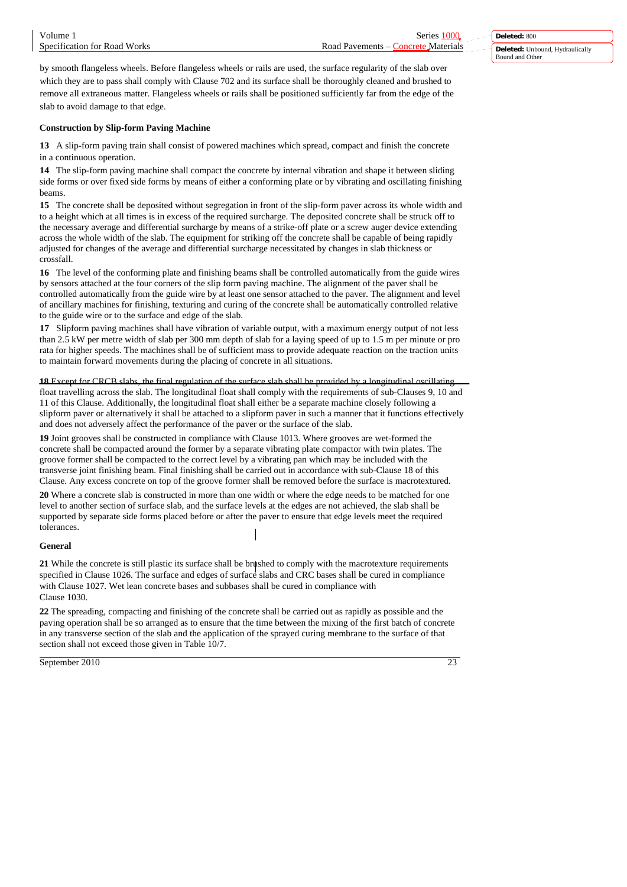by smooth flangeless wheels. Before flangeless wheels or rails are used, the surface regularity of the slab over which they are to pass shall comply with Clause 702 and its surface shall be thoroughly cleaned and brushed to remove all extraneous matter. Flangeless wheels or rails shall be positioned sufficiently far from the edge of the slab to avoid damage to that edge.

**Construction by Slip-form Paving Machine**

**13** A slip-form paving train shall consist of powered machines which spread, compact and finish the concrete in a continuous operation.

**14** The slip-form paving machine shall compact the concrete by internal vibration and shape it between sliding side forms or over fixed side forms by means of either a conforming plate or by vibrating and oscillating finishing beams.

**15** The concrete shall be deposited without segregation in front of the slip-form paver across its whole width and to a height which at all times is in excess of the required surcharge. The deposited concrete shall be struck off to the necessary average and differential surcharge by means of a strike-off plate or a screw auger device extending across the whole width of the slab. The equipment for striking off the concrete shall be capable of being rapidly adjusted for changes of the average and differential surcharge necessitated by changes in slab thickness or crossfall.

**16** The level of the conforming plate and finishing beams shall be controlled automatically from the guide wires by sensors attached at the four corners of the slip form paving machine. The alignment of the paver shall be controlled automatically from the guide wire by at least one sensor attached to the paver. The alignment and level of ancillary machines for finishing, texturing and curing of the concrete shall be automatically controlled relative to the guide wire or to the surface and edge of the slab.

**17** Slipform paving machines shall have vibration of variable output, with a maximum energy output of not less than 2.5 kW per metre width of slab per 300 mm depth of slab for a laying speed of up to 1.5 m per minute or pro rata for higher speeds. The machines shall be of sufficient mass to provide adequate reaction on the traction units to maintain forward movements during the placing of concrete in all situations.

**18** Except for CRCB slabs, the final regulation of the surface slab shall be provided by a longitudinal oscillating float travelling across the slab. The longitudinal float shall comply with the requirements of sub-Clauses 9, 10 and 11 of this Clause. Additionally, the longitudinal float shall either be a separate machine closely following a slipform paver or alternatively it shall be attached to a slipform paver in such a manner that it functions effectively and does not adversely affect the performance of the paver or the surface of the slab.

**19** Joint grooves shall be constructed in compliance with Clause 1013. Where grooves are wet-formed the concrete shall be compacted around the former by a separate vibrating plate compactor with twin plates. The groove former shall be compacted to the correct level by a vibrating pan which may be included with the transverse joint finishing beam. Final finishing shall be carried out in accordance with sub-Clause 18 of this Clause. Any excess concrete on top of the groove former shall be removed before the surface is macrotextured.

**20** Where a concrete slab is constructed in more than one width or where the edge needs to be matched for one level to another section of surface slab, and the surface levels at the edges are not achieved, the slab shall be supported by separate side forms placed before or after the paver to ensure that edge levels meet the required tolerances.

**General**

**21** While the concrete is still plastic its surface shall be brushed to comply with the macrotexture requirements specified in Clause 1026. The surface and edges of surface slabs and CRC bases shall be cured in compliance with Clause 1027. Wet lean concrete bases and subbases shall be cured in compliance with Clause 1030.

**22** The spreading, compacting and finishing of the concrete shall be carried out as rapidly as possible and the paving operation shall be so arranged as to ensure that the time between the mixing of the first batch of concrete in any transverse section of the slab and the application of the sprayed curing membrane to the surface of that section shall not exceed those given in Table 10/7.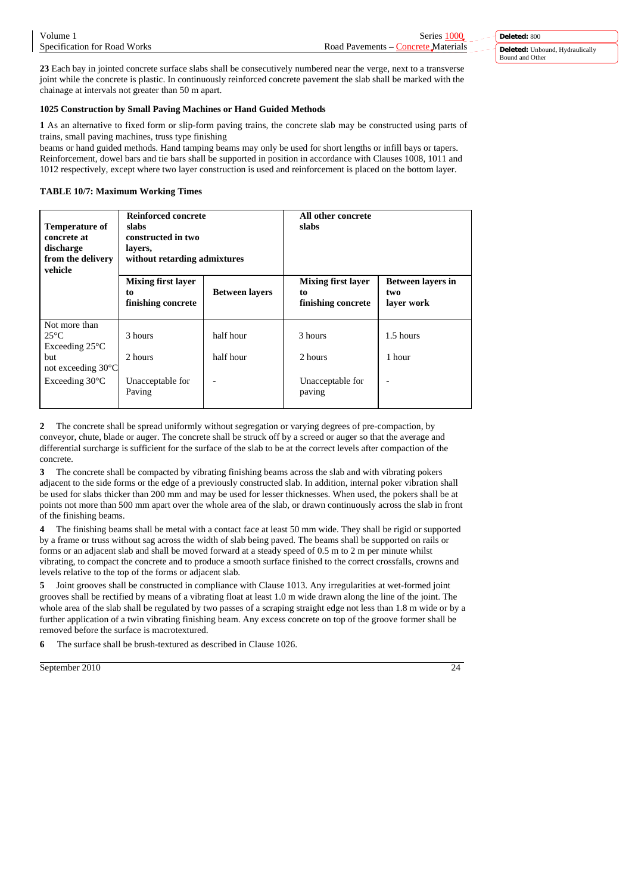**23** Each bay in jointed concrete surface slabs shall be consecutively numbered near the verge, next to a transverse joint while the concrete is plastic. In continuously reinforced concrete pavement the slab shall be marked with the chainage at intervals not greater than 50 m apart.

**1025 Construction by Small Paving Machines or Hand Guided Methods**

**1** As an alternative to fixed form or slip-form paving trains, the concrete slab may be constructed using parts of trains, small paving machines, truss type finishing beams or hand guided methods. Hand tamping beams may only be used for short lengths or infill bays or tapers. Reinforcement, dowel bars and tie bars shall be supported in position in accordance with Clauses 1008, 1011 and 1012 respectively, except where two layer construction is used and reinforcement is placed on the bottom layer.

**TABLE 10/7: Maximum Working Times**

| **Temperature of concrete at discharge from the delivery vehicle** | **Reinforced concrete slabs constructed in two layers, without retarding admixtures** | | **All other concrete slabs** | |
|---|---|---|---|---|
| | **Mixing first layer to finishing concrete** | **Between layers** | **Mixing first layer to finishing concrete** | **Between layers in two layer work** |
| Not more than 25°C | 3 hours | half hour | 3 hours | 1.5 hours |
| Exceeding 25°C but not exceeding 30°C | 2 hours | half hour | 2 hours | 1 hour |
| Exceeding 30°C | Unacceptable for Paving | - | Unacceptable for paving | - |

**2** The concrete shall be spread uniformly without segregation or varying degrees of pre-compaction, by conveyor, chute, blade or auger. The concrete shall be struck off by a screed or auger so that the average and differential surcharge is sufficient for the surface of the slab to be at the correct levels after compaction of the concrete.

**3** The concrete shall be compacted by vibrating finishing beams across the slab and with vibrating pokers adjacent to the side forms or the edge of a previously constructed slab. In addition, internal poker vibration shall be used for slabs thicker than 200 mm and may be used for lesser thicknesses. When used, the pokers shall be at points not more than 500 mm apart over the whole area of the slab, or drawn continuously across the slab in front of the finishing beams.

**4** The finishing beams shall be metal with a contact face at least 50 mm wide. They shall be rigid or supported by a frame or truss without sag across the width of slab being paved. The beams shall be supported on rails or forms or an adjacent slab and shall be moved forward at a steady speed of 0.5 m to 2 m per minute whilst vibrating, to compact the concrete and to produce a smooth surface finished to the correct crossfalls, crowns and levels relative to the top of the forms or adjacent slab.

**5** Joint grooves shall be constructed in compliance with Clause 1013. Any irregularities at wet-formed joint grooves shall be rectified by means of a vibrating float at least 1.0 m wide drawn along the line of the joint. The whole area of the slab shall be regulated by two passes of a scraping straight edge not less than 1.8 m wide or by a further application of a twin vibrating finishing beam. Any excess concrete on top of the groove former shall be removed before the surface is macrotextured.

**6** The surface shall be brush-textured as described in Clause 1026.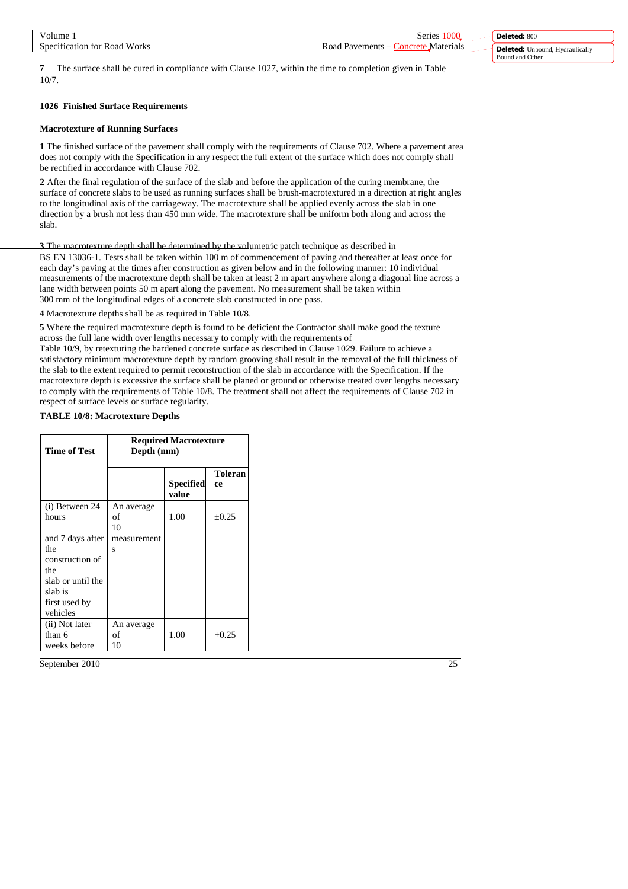**7** The surface shall be cured in compliance with Clause 1027, within the time to completion given in Table 10/7.

### 1026 Finished Surface Requirements

#### Macrotexture of Running Surfaces

**1** The finished surface of the pavement shall comply with the requirements of Clause 702. Where a pavement area does not comply with the Specification in any respect the full extent of the surface which does not comply shall be rectified in accordance with Clause 702.

**2** After the final regulation of the surface of the slab and before the application of the curing membrane, the surface of concrete slabs to be used as running surfaces shall be brush-macrotextured in a direction at right angles to the longitudinal axis of the carriageway. The macrotexture shall be applied evenly across the slab in one direction by a brush not less than 450 mm wide. The macrotexture shall be uniform both along and across the slab.

**3** The macrotexture depth shall be determined by the volumetric patch technique as described in BS EN 13036-1. Tests shall be taken within 100 m of commencement of paving and thereafter at least once for each day's paving at the times after construction as given below and in the following manner: 10 individual measurements of the macrotexture depth shall be taken at least 2 m apart anywhere along a diagonal line across a lane width between points 50 m apart along the pavement. No measurement shall be taken within 300 mm of the longitudinal edges of a concrete slab constructed in one pass.

**4** Macrotexture depths shall be as required in Table 10/8.

**5** Where the required macrotexture depth is found to be deficient the Contractor shall make good the texture across the full lane width over lengths necessary to comply with the requirements of Table 10/9, by retexturing the hardened concrete surface as described in Clause 1029. Failure to achieve a satisfactory minimum macrotexture depth by random grooving shall result in the removal of the full thickness of the slab to the extent required to permit reconstruction of the slab in accordance with the Specification. If the macrotexture depth is excessive the surface shall be planed or ground or otherwise treated over lengths necessary to comply with the requirements of Table 10/8. The treatment shall not affect the requirements of Clause 702 in respect of surface levels or surface regularity.

**TABLE 10/8: Macrotexture Depths**

| Time of Test | Required Macrotexture Depth (mm) | | |
|---|---|---|---|
| | | Specified value | Tolerance |
| (i) Between 24 hours and 7 days after the construction of the slab or until the slab is first used by vehicles | An average of 10 measurements | 1.00 | ±0.25 |
| (ii) Not later than 6 weeks before | An average of 10 | 1.00 | +0.25 |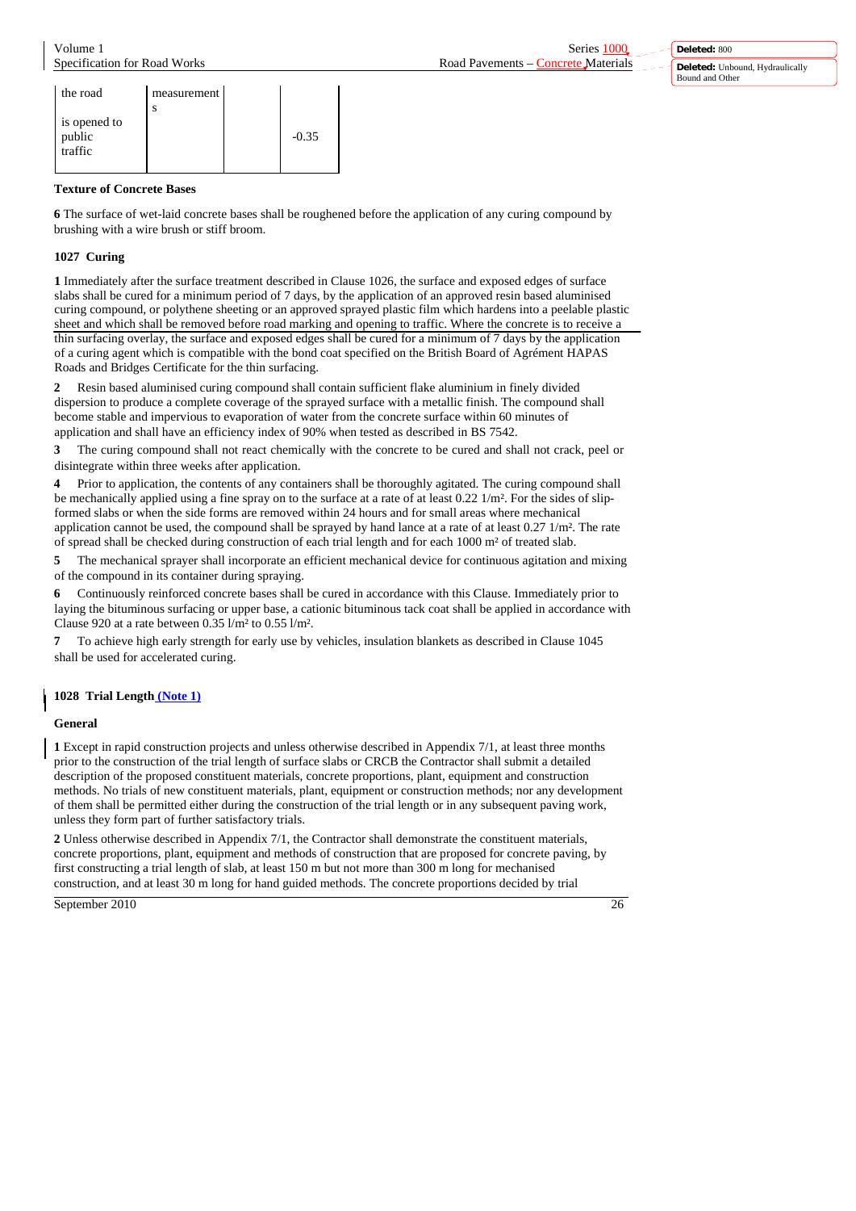| the road is opened to public traffic | measurements | | -0.35 |
|---|---|---|---|

**Texture of Concrete Bases**

**6** The surface of wet-laid concrete bases shall be roughened before the application of any curing compound by brushing with a wire brush or stiff broom.

### 1027 Curing

**1** Immediately after the surface treatment described in Clause 1026, the surface and exposed edges of surface slabs shall be cured for a minimum period of 7 days, by the application of an approved resin based aluminised curing compound, or polythene sheeting or an approved sprayed plastic film which hardens into a peelable plastic sheet and which shall be removed before road marking and opening to traffic. Where the concrete is to receive a thin surfacing overlay, the surface and exposed edges shall be cured for a minimum of 7 days by the application of a curing agent which is compatible with the bond coat specified on the British Board of Agrément HAPAS Roads and Bridges Certificate for the thin surfacing.

**2** Resin based aluminised curing compound shall contain sufficient flake aluminium in finely divided dispersion to produce a complete coverage of the sprayed surface with a metallic finish. The compound shall become stable and impervious to evaporation of water from the concrete surface within 60 minutes of application and shall have an efficiency index of 90% when tested as described in BS 7542.

**3** The curing compound shall not react chemically with the concrete to be cured and shall not crack, peel or disintegrate within three weeks after application.

**4** Prior to application, the contents of any containers shall be thoroughly agitated. The curing compound shall be mechanically applied using a fine spray on to the surface at a rate of at least 0.22 1/m². For the sides of slip-formed slabs or when the side forms are removed within 24 hours and for small areas where mechanical application cannot be used, the compound shall be sprayed by hand lance at a rate of at least 0.27 1/m². The rate of spread shall be checked during construction of each trial length and for each 1000 m² of treated slab.

**5** The mechanical sprayer shall incorporate an efficient mechanical device for continuous agitation and mixing of the compound in its container during spraying.

**6** Continuously reinforced concrete bases shall be cured in accordance with this Clause. Immediately prior to laying the bituminous surfacing or upper base, a cationic bituminous tack coat shall be applied in accordance with Clause 920 at a rate between 0.35 l/m² to 0.55 l/m².

**7** To achieve high early strength for early use by vehicles, insulation blankets as described in Clause 1045 shall be used for accelerated curing.

### 1028 Trial Length (Note 1)

**General**

**1** Except in rapid construction projects and unless otherwise described in Appendix 7/1, at least three months prior to the construction of the trial length of surface slabs or CRCB the Contractor shall submit a detailed description of the proposed constituent materials, concrete proportions, plant, equipment and construction methods. No trials of new constituent materials, plant, equipment or construction methods; nor any development of them shall be permitted either during the construction of the trial length or in any subsequent paving work, unless they form part of further satisfactory trials.

**2** Unless otherwise described in Appendix 7/1, the Contractor shall demonstrate the constituent materials, concrete proportions, plant, equipment and methods of construction that are proposed for concrete paving, by first constructing a trial length of slab, at least 150 m but not more than 300 m long for mechanised construction, and at least 30 m long for hand guided methods. The concrete proportions decided by trial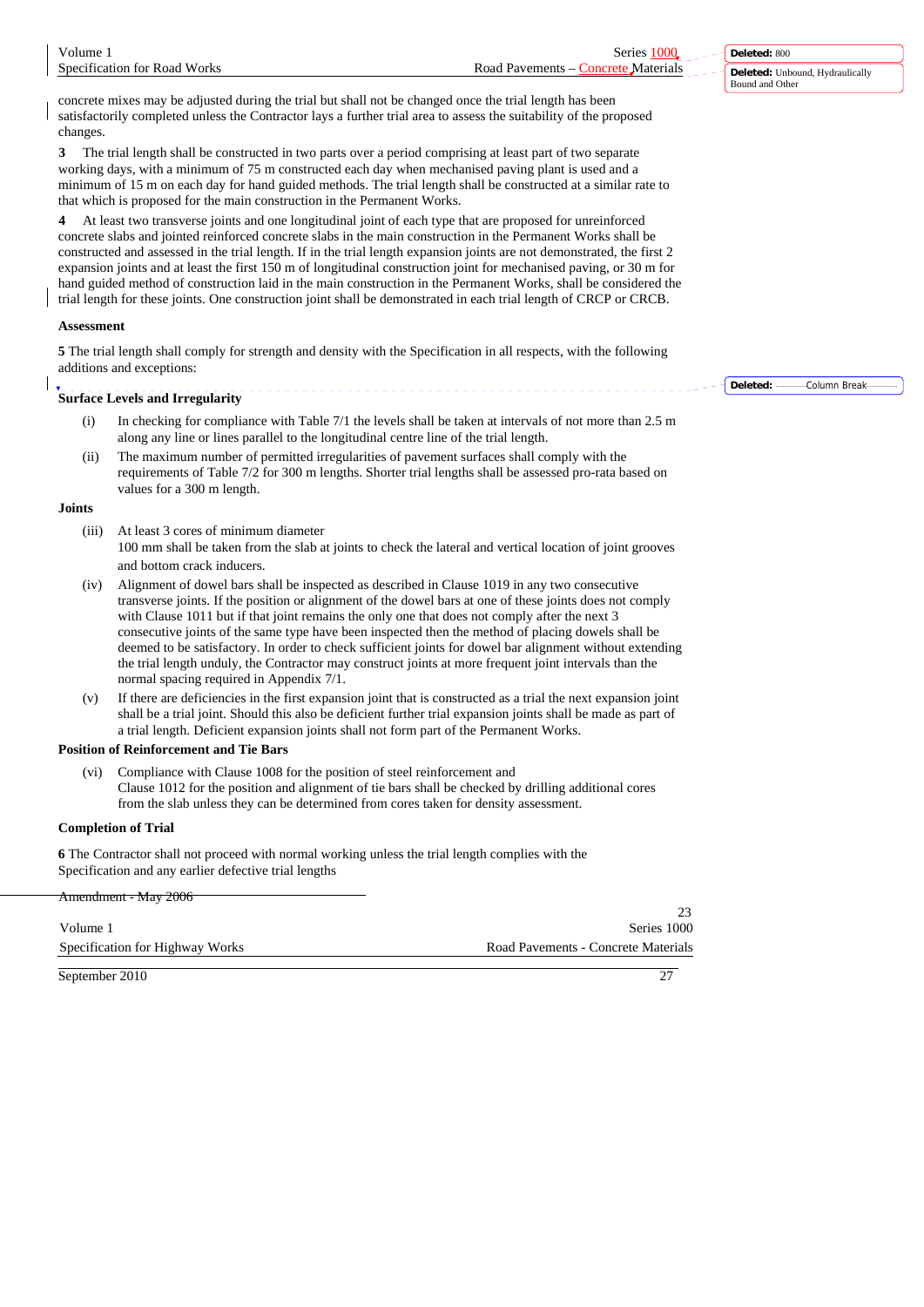concrete mixes may be adjusted during the trial but shall not be changed once the trial length has been satisfactorily completed unless the Contractor lays a further trial area to assess the suitability of the proposed changes.

**3** The trial length shall be constructed in two parts over a period comprising at least part of two separate working days, with a minimum of 75 m constructed each day when mechanised paving plant is used and a minimum of 15 m on each day for hand guided methods. The trial length shall be constructed at a similar rate to that which is proposed for the main construction in the Permanent Works.

**4** At least two transverse joints and one longitudinal joint of each type that are proposed for unreinforced concrete slabs and jointed reinforced concrete slabs in the main construction in the Permanent Works shall be constructed and assessed in the trial length. If in the trial length expansion joints are not demonstrated, the first 2 expansion joints and at least the first 150 m of longitudinal construction joint for mechanised paving, or 30 m for hand guided method of construction laid in the main construction in the Permanent Works, shall be considered the trial length for these joints. One construction joint shall be demonstrated in each trial length of CRCP or CRCB.

**Assessment**

**5** The trial length shall comply for strength and density with the Specification in all respects, with the following additions and exceptions:

**Surface Levels and Irregularity**

(i) In checking for compliance with Table 7/1 the levels shall be taken at intervals of not more than 2.5 m along any line or lines parallel to the longitudinal centre line of the trial length.

(ii) The maximum number of permitted irregularities of pavement surfaces shall comply with the requirements of Table 7/2 for 300 m lengths. Shorter trial lengths shall be assessed pro-rata based on values for a 300 m length.

**Joints**

(iii) At least 3 cores of minimum diameter 100 mm shall be taken from the slab at joints to check the lateral and vertical location of joint grooves and bottom crack inducers.

(iv) Alignment of dowel bars shall be inspected as described in Clause 1019 in any two consecutive transverse joints. If the position or alignment of the dowel bars at one of these joints does not comply with Clause 1011 but if that joint remains the only one that does not comply after the next 3 consecutive joints of the same type have been inspected then the method of placing dowels shall be deemed to be satisfactory. In order to check sufficient joints for dowel bar alignment without extending the trial length unduly, the Contractor may construct joints at more frequent joint intervals than the normal spacing required in Appendix 7/1.

(v) If there are deficiencies in the first expansion joint that is constructed as a trial the next expansion joint shall be a trial joint. Should this also be deficient further trial expansion joints shall be made as part of a trial length. Deficient expansion joints shall not form part of the Permanent Works.

**Position of Reinforcement and Tie Bars**

(vi) Compliance with Clause 1008 for the position of steel reinforcement and Clause 1012 for the position and alignment of tie bars shall be checked by drilling additional cores from the slab unless they can be determined from cores taken for density assessment.

**Completion of Trial**

**6** The Contractor shall not proceed with normal working unless the trial length complies with the Specification and any earlier defective trial lengths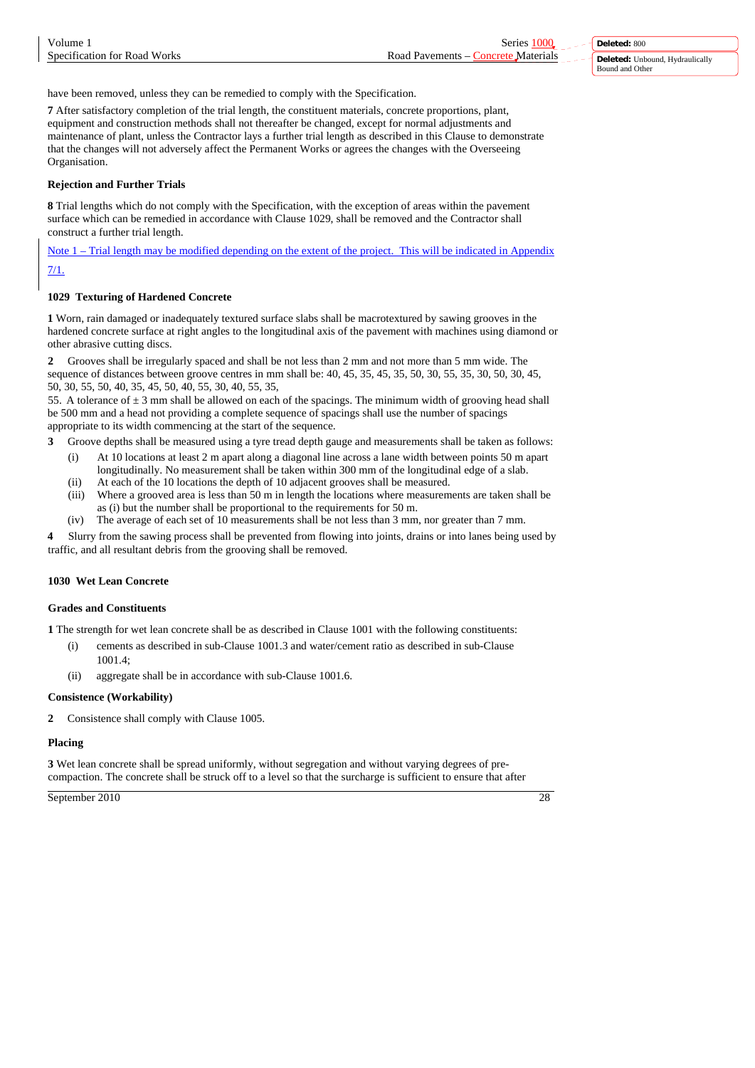have been removed, unless they can be remedied to comply with the Specification.

**7** After satisfactory completion of the trial length, the constituent materials, concrete proportions, plant, equipment and construction methods shall not thereafter be changed, except for normal adjustments and maintenance of plant, unless the Contractor lays a further trial length as described in this Clause to demonstrate that the changes will not adversely affect the Permanent Works or agrees the changes with the Overseeing Organisation.

**Rejection and Further Trials**

**8** Trial lengths which do not comply with the Specification, with the exception of areas within the pavement surface which can be remedied in accordance with Clause 1029, shall be removed and the Contractor shall construct a further trial length.

Note 1 – Trial length may be modified depending on the extent of the project. This will be indicated in Appendix 7/1.

### 1029 Texturing of Hardened Concrete

**1** Worn, rain damaged or inadequately textured surface slabs shall be macrotextured by sawing grooves in the hardened concrete surface at right angles to the longitudinal axis of the pavement with machines using diamond or other abrasive cutting discs.

**2** Grooves shall be irregularly spaced and shall be not less than 2 mm and not more than 5 mm wide. The sequence of distances between groove centres in mm shall be: 40, 45, 35, 45, 35, 50, 30, 55, 35, 30, 50, 30, 45, 50, 30, 55, 50, 40, 35, 45, 50, 40, 55, 30, 40, 55, 35, 55. A tolerance of ± 3 mm shall be allowed on each of the spacings. The minimum width of grooving head shall be 500 mm and a head not providing a complete sequence of spacings shall use the number of spacings appropriate to its width commencing at the start of the sequence.

**3** Groove depths shall be measured using a tyre tread depth gauge and measurements shall be taken as follows:

- (i) At 10 locations at least 2 m apart along a diagonal line across a lane width between points 50 m apart longitudinally. No measurement shall be taken within 300 mm of the longitudinal edge of a slab.
- (ii) At each of the 10 locations the depth of 10 adjacent grooves shall be measured.
- (iii) Where a grooved area is less than 50 m in length the locations where measurements are taken shall be as (i) but the number shall be proportional to the requirements for 50 m.
- (iv) The average of each set of 10 measurements shall be not less than 3 mm, nor greater than 7 mm.

**4** Slurry from the sawing process shall be prevented from flowing into joints, drains or into lanes being used by traffic, and all resultant debris from the grooving shall be removed.

### 1030 Wet Lean Concrete

**Grades and Constituents**

**1** The strength for wet lean concrete shall be as described in Clause 1001 with the following constituents:

- (i) cements as described in sub-Clause 1001.3 and water/cement ratio as described in sub-Clause 1001.4;
- (ii) aggregate shall be in accordance with sub-Clause 1001.6.

**Consistence (Workability)**

**2** Consistence shall comply with Clause 1005.

**Placing**

**3** Wet lean concrete shall be spread uniformly, without segregation and without varying degrees of pre-compaction. The concrete shall be struck off to a level so that the surcharge is sufficient to ensure that after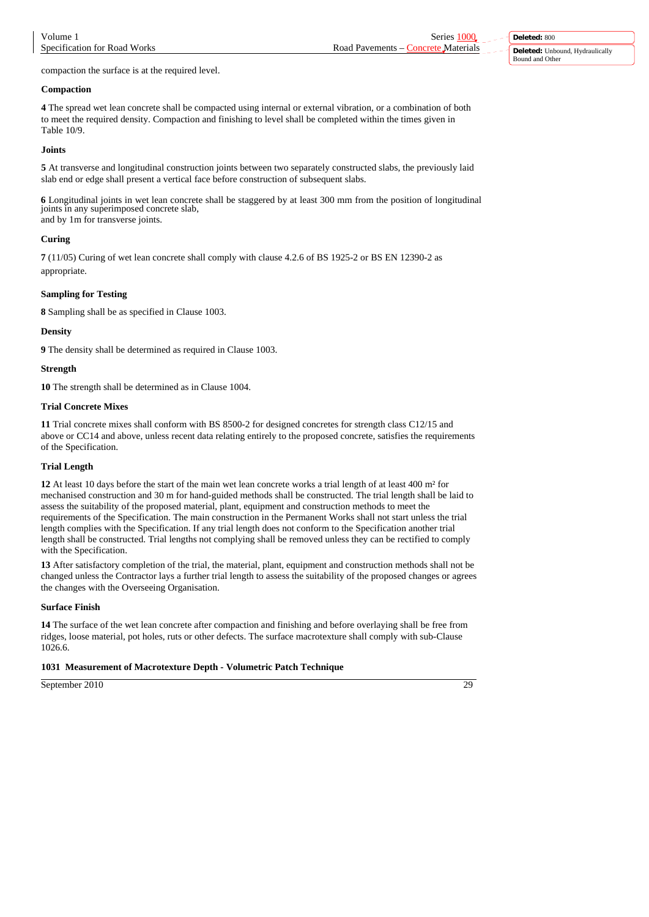compaction the surface is at the required level.

**Compaction**

**4** The spread wet lean concrete shall be compacted using internal or external vibration, or a combination of both to meet the required density. Compaction and finishing to level shall be completed within the times given in Table 10/9.

**Joints**

**5** At transverse and longitudinal construction joints between two separately constructed slabs, the previously laid slab end or edge shall present a vertical face before construction of subsequent slabs.

**6** Longitudinal joints in wet lean concrete shall be staggered by at least 300 mm from the position of longitudinal joints in any superimposed concrete slab, and by 1m for transverse joints.

**Curing**

**7** (11/05) Curing of wet lean concrete shall comply with clause 4.2.6 of BS 1925-2 or BS EN 12390-2 as appropriate.

**Sampling for Testing**

**8** Sampling shall be as specified in Clause 1003.

**Density**

**9** The density shall be determined as required in Clause 1003.

**Strength**

**10** The strength shall be determined as in Clause 1004.

**Trial Concrete Mixes**

**11** Trial concrete mixes shall conform with BS 8500-2 for designed concretes for strength class C12/15 and above or CC14 and above, unless recent data relating entirely to the proposed concrete, satisfies the requirements of the Specification.

**Trial Length**

**12** At least 10 days before the start of the main wet lean concrete works a trial length of at least 400 m² for mechanised construction and 30 m for hand-guided methods shall be constructed. The trial length shall be laid to assess the suitability of the proposed material, plant, equipment and construction methods to meet the requirements of the Specification. The main construction in the Permanent Works shall not start unless the trial length complies with the Specification. If any trial length does not conform to the Specification another trial length shall be constructed. Trial lengths not complying shall be removed unless they can be rectified to comply with the Specification.

**13** After satisfactory completion of the trial, the material, plant, equipment and construction methods shall not be changed unless the Contractor lays a further trial length to assess the suitability of the proposed changes or agrees the changes with the Overseeing Organisation.

**Surface Finish**

**14** The surface of the wet lean concrete after compaction and finishing and before overlaying shall be free from ridges, loose material, pot holes, ruts or other defects. The surface macrotexture shall comply with sub-Clause 1026.6.

## 1031 Measurement of Macrotexture Depth - Volumetric Patch Technique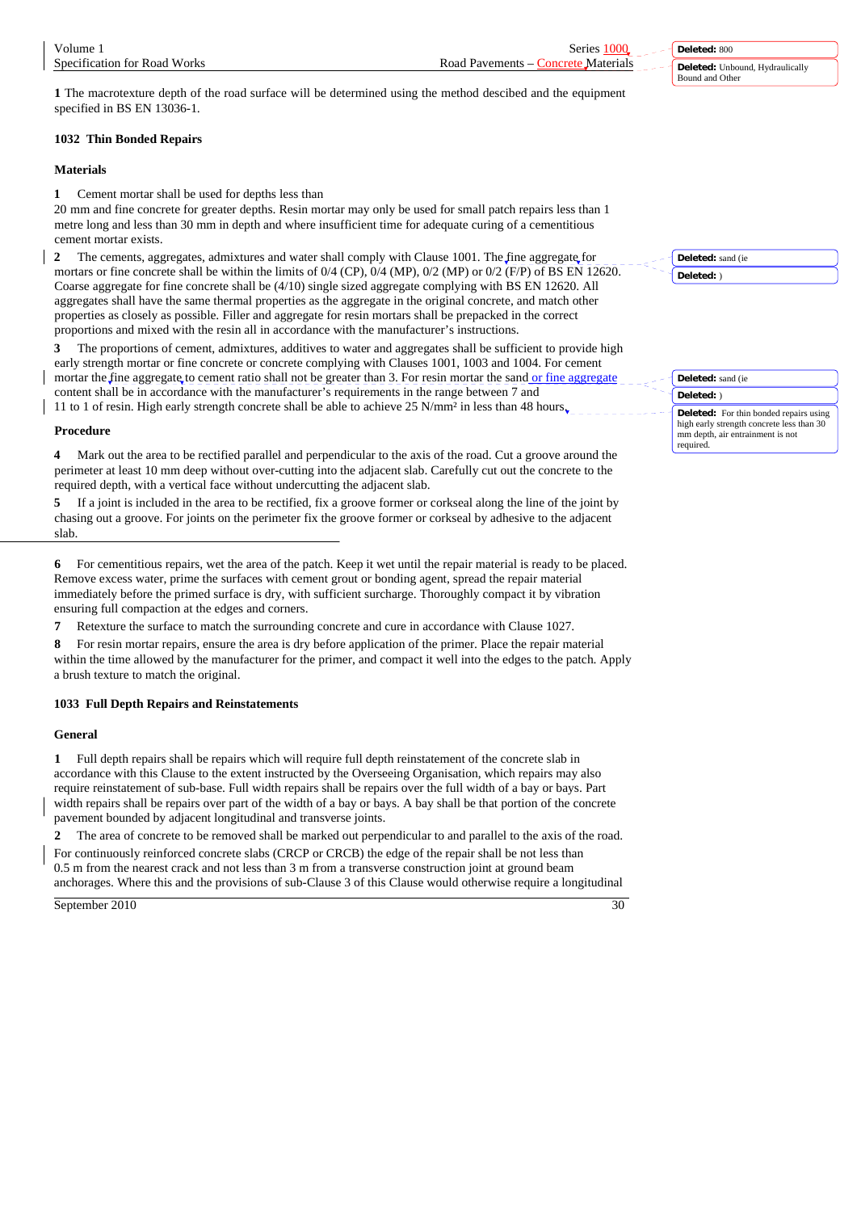1 The macrotexture depth of the road surface will be determined using the method descibed and the equipment specified in BS EN 13036-1.

## 1032 Thin Bonded Repairs

### Materials

**1** Cement mortar shall be used for depths less than 20 mm and fine concrete for greater depths. Resin mortar may only be used for small patch repairs less than 1 metre long and less than 30 mm in depth and where insufficient time for adequate curing of a cementitious cement mortar exists.

**2** The cements, aggregates, admixtures and water shall comply with Clause 1001. The fine aggregate for mortars or fine concrete shall be within the limits of 0/4 (CP), 0/4 (MP), 0/2 (MP) or 0/2 (F/P) of BS EN 12620. Coarse aggregate for fine concrete shall be (4/10) single sized aggregate complying with BS EN 12620. All aggregates shall have the same thermal properties as the aggregate in the original concrete, and match other properties as closely as possible. Filler and aggregate for resin mortars shall be prepacked in the correct proportions and mixed with the resin all in accordance with the manufacturer's instructions.

**3** The proportions of cement, admixtures, additives to water and aggregates shall be sufficient to provide high early strength mortar or fine concrete or concrete complying with Clauses 1001, 1003 and 1004. For cement mortar the fine aggregate to cement ratio shall not be greater than 3. For resin mortar the sand or fine aggregate content shall be in accordance with the manufacturer's requirements in the range between 7 and 11 to 1 of resin. High early strength concrete shall be able to achieve 25 N/mm² in less than 48 hours.

### Procedure

**4** Mark out the area to be rectified parallel and perpendicular to the axis of the road. Cut a groove around the perimeter at least 10 mm deep without over-cutting into the adjacent slab. Carefully cut out the concrete to the required depth, with a vertical face without undercutting the adjacent slab.

**5** If a joint is included in the area to be rectified, fix a groove former or corkseal along the line of the joint by chasing out a groove. For joints on the perimeter fix the groove former or corkseal by adhesive to the adjacent slab.

**6** For cementitious repairs, wet the area of the patch. Keep it wet until the repair material is ready to be placed. Remove excess water, prime the surfaces with cement grout or bonding agent, spread the repair material immediately before the primed surface is dry, with sufficient surcharge. Thoroughly compact it by vibration ensuring full compaction at the edges and corners.

**7** Retexture the surface to match the surrounding concrete and cure in accordance with Clause 1027.

**8** For resin mortar repairs, ensure the area is dry before application of the primer. Place the repair material within the time allowed by the manufacturer for the primer, and compact it well into the edges to the patch. Apply a brush texture to match the original.

## 1033 Full Depth Repairs and Reinstatements

### General

**1** Full depth repairs shall be repairs which will require full depth reinstatement of the concrete slab in accordance with this Clause to the extent instructed by the Overseeing Organisation, which repairs may also require reinstatement of sub-base. Full width repairs shall be repairs over the full width of a bay or bays. Part width repairs shall be repairs over part of the width of a bay or bays. A bay shall be that portion of the concrete pavement bounded by adjacent longitudinal and transverse joints.

**2** The area of concrete to be removed shall be marked out perpendicular to and parallel to the axis of the road. For continuously reinforced concrete slabs (CRCP or CRCB) the edge of the repair shall be not less than 0.5 m from the nearest crack and not less than 3 m from a transverse construction joint at ground beam anchorages. Where this and the provisions of sub-Clause 3 of this Clause would otherwise require a longitudinal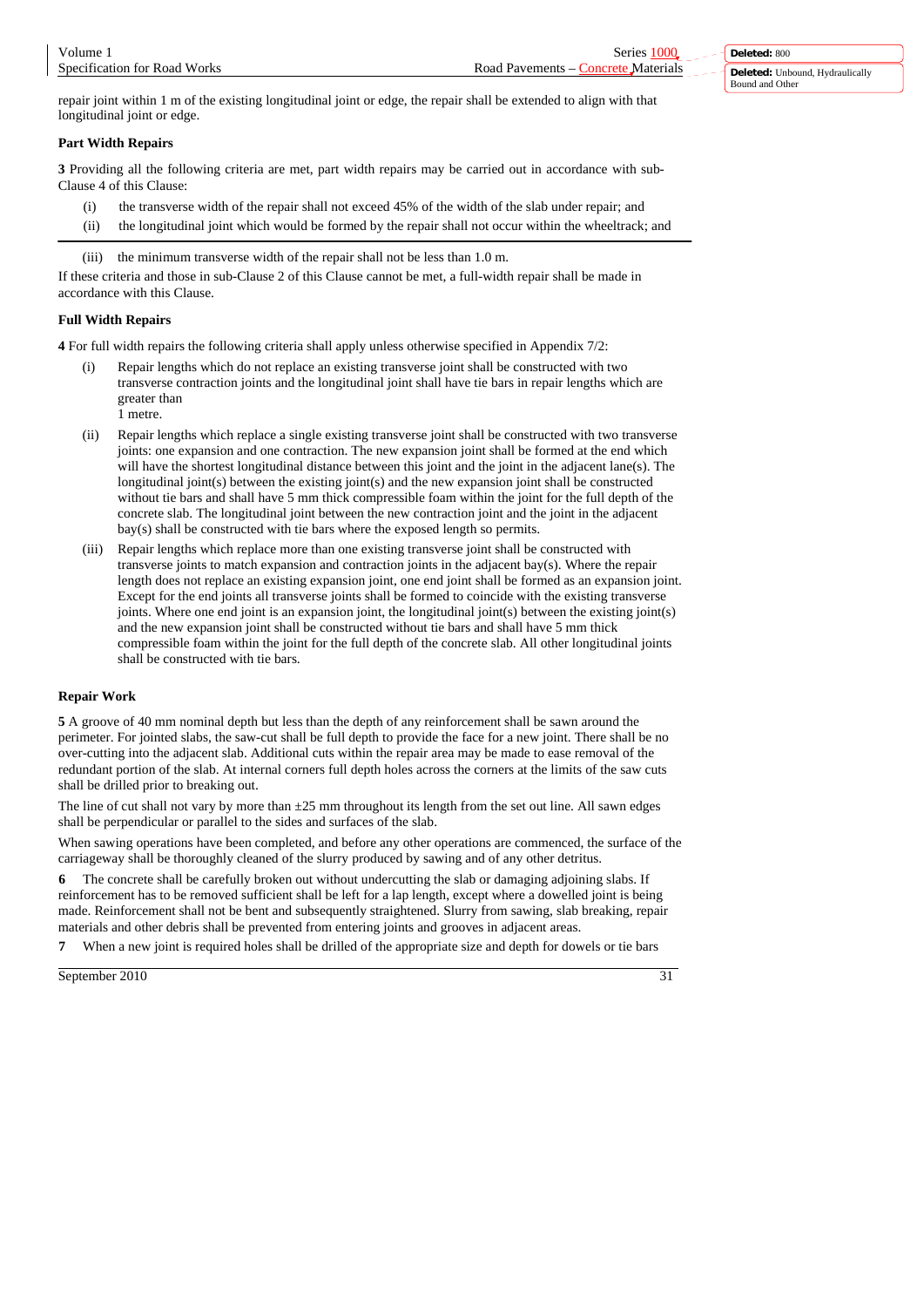repair joint within 1 m of the existing longitudinal joint or edge, the repair shall be extended to align with that longitudinal joint or edge.

### Part Width Repairs

**3** Providing all the following criteria are met, part width repairs may be carried out in accordance with sub-Clause 4 of this Clause:

(i) the transverse width of the repair shall not exceed 45% of the width of the slab under repair; and

(ii) the longitudinal joint which would be formed by the repair shall not occur within the wheeltrack; and

(iii) the minimum transverse width of the repair shall not be less than 1.0 m.

If these criteria and those in sub-Clause 2 of this Clause cannot be met, a full-width repair shall be made in accordance with this Clause.

### Full Width Repairs

**4** For full width repairs the following criteria shall apply unless otherwise specified in Appendix 7/2:

(i) Repair lengths which do not replace an existing transverse joint shall be constructed with two transverse contraction joints and the longitudinal joint shall have tie bars in repair lengths which are greater than 1 metre.

(ii) Repair lengths which replace a single existing transverse joint shall be constructed with two transverse joints: one expansion and one contraction. The new expansion joint shall be formed at the end which will have the shortest longitudinal distance between this joint and the joint in the adjacent lane(s). The longitudinal joint(s) between the existing joint(s) and the new expansion joint shall be constructed without tie bars and shall have 5 mm thick compressible foam within the joint for the full depth of the concrete slab. The longitudinal joint between the new contraction joint and the joint in the adjacent bay(s) shall be constructed with tie bars where the exposed length so permits.

(iii) Repair lengths which replace more than one existing transverse joint shall be constructed with transverse joints to match expansion and contraction joints in the adjacent bay(s). Where the repair length does not replace an existing expansion joint, one end joint shall be formed as an expansion joint. Except for the end joints all transverse joints shall be formed to coincide with the existing transverse joints. Where one end joint is an expansion joint, the longitudinal joint(s) between the existing joint(s) and the new expansion joint shall be constructed without tie bars and shall have 5 mm thick compressible foam within the joint for the full depth of the concrete slab. All other longitudinal joints shall be constructed with tie bars.

### Repair Work

**5** A groove of 40 mm nominal depth but less than the depth of any reinforcement shall be sawn around the perimeter. For jointed slabs, the saw-cut shall be full depth to provide the face for a new joint. There shall be no over-cutting into the adjacent slab. Additional cuts within the repair area may be made to ease removal of the redundant portion of the slab. At internal corners full depth holes across the corners at the limits of the saw cuts shall be drilled prior to breaking out.

The line of cut shall not vary by more than ±25 mm throughout its length from the set out line. All sawn edges shall be perpendicular or parallel to the sides and surfaces of the slab.

When sawing operations have been completed, and before any other operations are commenced, the surface of the carriageway shall be thoroughly cleaned of the slurry produced by sawing and of any other detritus.

**6** The concrete shall be carefully broken out without undercutting the slab or damaging adjoining slabs. If reinforcement has to be removed sufficient shall be left for a lap length, except where a dowelled joint is being made. Reinforcement shall not be bent and subsequently straightened. Slurry from sawing, slab breaking, repair materials and other debris shall be prevented from entering joints and grooves in adjacent areas.

**7** When a new joint is required holes shall be drilled of the appropriate size and depth for dowels or tie bars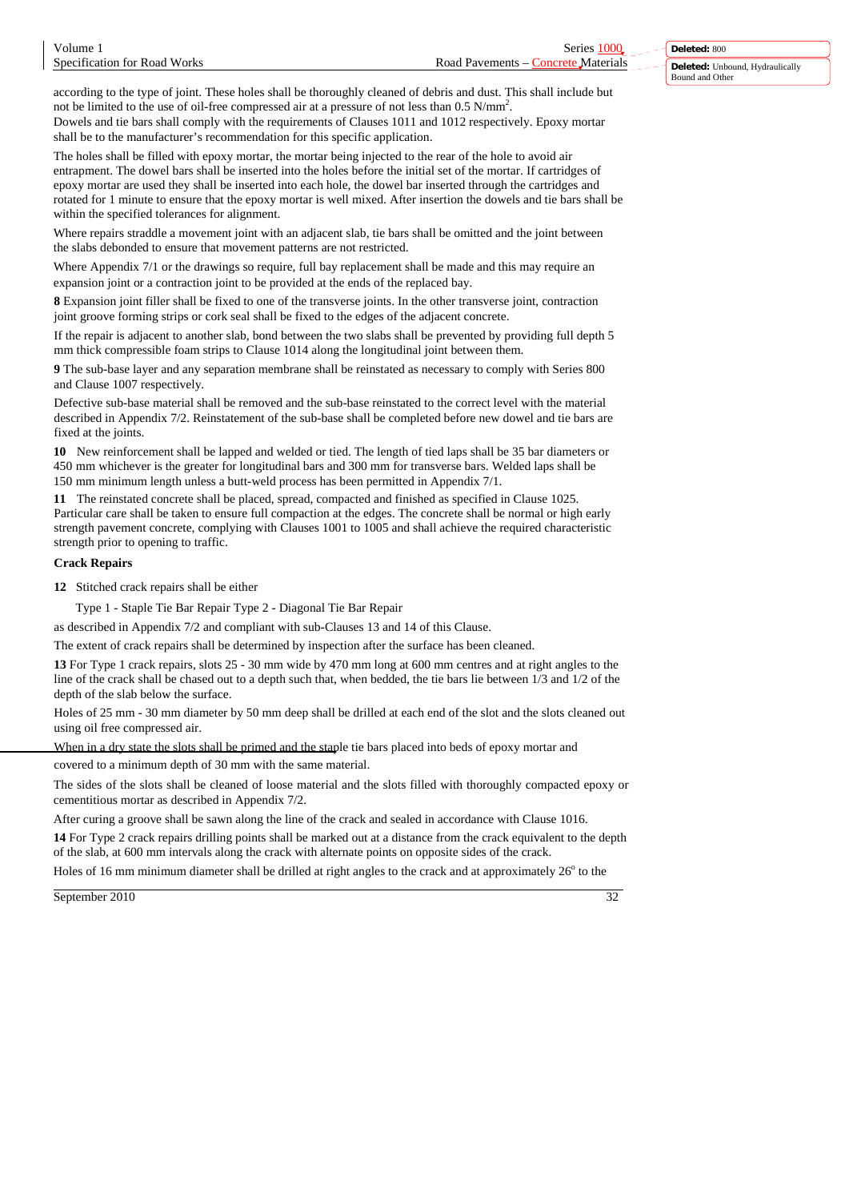according to the type of joint. These holes shall be thoroughly cleaned of debris and dust. This shall include but not be limited to the use of oil-free compressed air at a pressure of not less than 0.5 N/mm$^2$.

Dowels and tie bars shall comply with the requirements of Clauses 1011 and 1012 respectively. Epoxy mortar shall be to the manufacturer's recommendation for this specific application.

The holes shall be filled with epoxy mortar, the mortar being injected to the rear of the hole to avoid air entrapment. The dowel bars shall be inserted into the holes before the initial set of the mortar. If cartridges of epoxy mortar are used they shall be inserted into each hole, the dowel bar inserted through the cartridges and rotated for 1 minute to ensure that the epoxy mortar is well mixed. After insertion the dowels and tie bars shall be within the specified tolerances for alignment.

Where repairs straddle a movement joint with an adjacent slab, tie bars shall be omitted and the joint between the slabs debonded to ensure that movement patterns are not restricted.

Where Appendix 7/1 or the drawings so require, full bay replacement shall be made and this may require an expansion joint or a contraction joint to be provided at the ends of the replaced bay.

**8** Expansion joint filler shall be fixed to one of the transverse joints. In the other transverse joint, contraction joint groove forming strips or cork seal shall be fixed to the edges of the adjacent concrete.

If the repair is adjacent to another slab, bond between the two slabs shall be prevented by providing full depth 5 mm thick compressible foam strips to Clause 1014 along the longitudinal joint between them.

**9** The sub-base layer and any separation membrane shall be reinstated as necessary to comply with Series 800 and Clause 1007 respectively.

Defective sub-base material shall be removed and the sub-base reinstated to the correct level with the material described in Appendix 7/2. Reinstatement of the sub-base shall be completed before new dowel and tie bars are fixed at the joints.

**10** New reinforcement shall be lapped and welded or tied. The length of tied laps shall be 35 bar diameters or 450 mm whichever is the greater for longitudinal bars and 300 mm for transverse bars. Welded laps shall be 150 mm minimum length unless a butt-weld process has been permitted in Appendix 7/1.

**11** The reinstated concrete shall be placed, spread, compacted and finished as specified in Clause 1025. Particular care shall be taken to ensure full compaction at the edges. The concrete shall be normal or high early strength pavement concrete, complying with Clauses 1001 to 1005 and shall achieve the required characteristic strength prior to opening to traffic.

**Crack Repairs**

**12** Stitched crack repairs shall be either

Type 1 - Staple Tie Bar Repair Type 2 - Diagonal Tie Bar Repair

as described in Appendix 7/2 and compliant with sub-Clauses 13 and 14 of this Clause.

The extent of crack repairs shall be determined by inspection after the surface has been cleaned.

**13** For Type 1 crack repairs, slots 25 - 30 mm wide by 470 mm long at 600 mm centres and at right angles to the line of the crack shall be chased out to a depth such that, when bedded, the tie bars lie between 1/3 and 1/2 of the depth of the slab below the surface.

Holes of 25 mm - 30 mm diameter by 50 mm deep shall be drilled at each end of the slot and the slots cleaned out using oil free compressed air.

When in a dry state the slots shall be primed and the staple tie bars placed into beds of epoxy mortar and covered to a minimum depth of 30 mm with the same material.

The sides of the slots shall be cleaned of loose material and the slots filled with thoroughly compacted epoxy or cementitious mortar as described in Appendix 7/2.

After curing a groove shall be sawn along the line of the crack and sealed in accordance with Clause 1016.

**14** For Type 2 crack repairs drilling points shall be marked out at a distance from the crack equivalent to the depth of the slab, at 600 mm intervals along the crack with alternate points on opposite sides of the crack.

Holes of 16 mm minimum diameter shall be drilled at right angles to the crack and at approximately 26$^o$ to the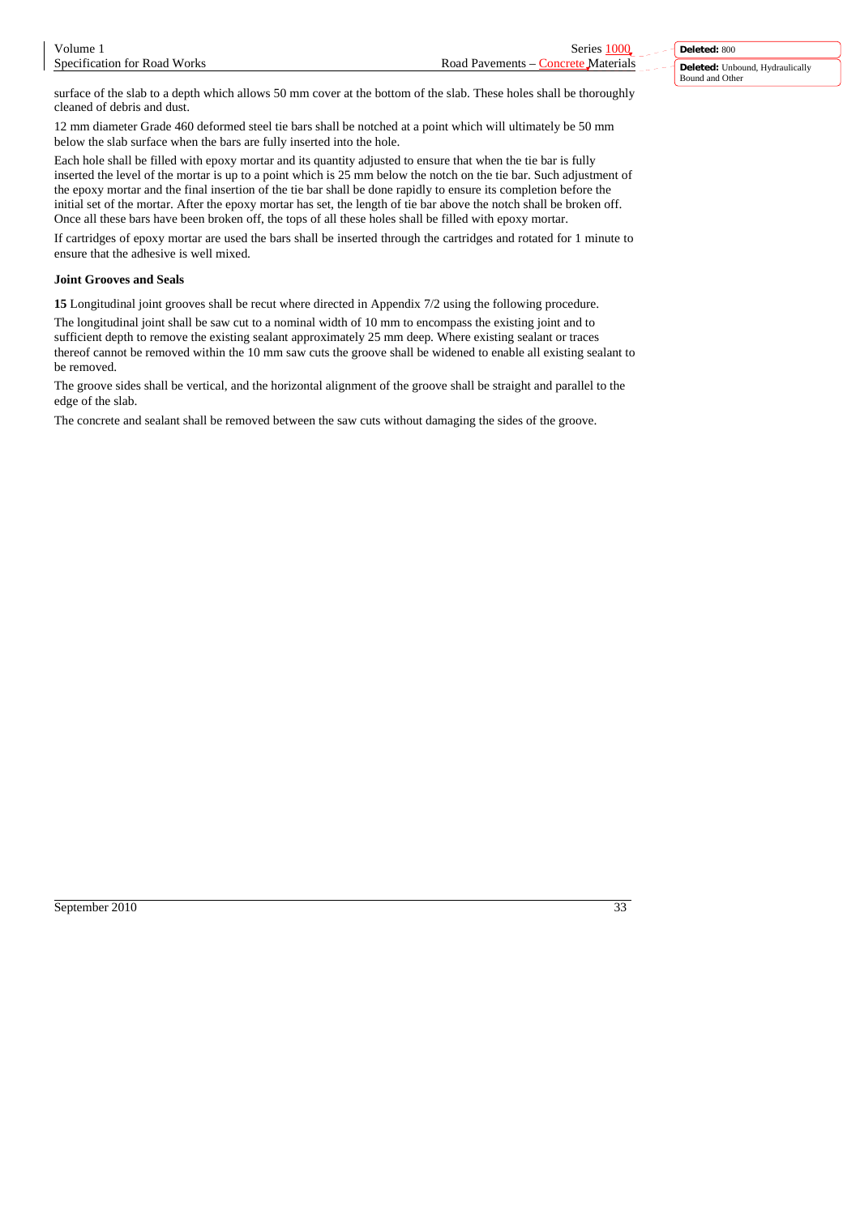surface of the slab to a depth which allows 50 mm cover at the bottom of the slab. These holes shall be thoroughly cleaned of debris and dust.

12 mm diameter Grade 460 deformed steel tie bars shall be notched at a point which will ultimately be 50 mm below the slab surface when the bars are fully inserted into the hole.

Each hole shall be filled with epoxy mortar and its quantity adjusted to ensure that when the tie bar is fully inserted the level of the mortar is up to a point which is 25 mm below the notch on the tie bar. Such adjustment of the epoxy mortar and the final insertion of the tie bar shall be done rapidly to ensure its completion before the initial set of the mortar. After the epoxy mortar has set, the length of tie bar above the notch shall be broken off. Once all these bars have been broken off, the tops of all these holes shall be filled with epoxy mortar.

If cartridges of epoxy mortar are used the bars shall be inserted through the cartridges and rotated for 1 minute to ensure that the adhesive is well mixed.

**Joint Grooves and Seals**

**15** Longitudinal joint grooves shall be recut where directed in Appendix 7/2 using the following procedure.

The longitudinal joint shall be saw cut to a nominal width of 10 mm to encompass the existing joint and to sufficient depth to remove the existing sealant approximately 25 mm deep. Where existing sealant or traces thereof cannot be removed within the 10 mm saw cuts the groove shall be widened to enable all existing sealant to be removed.

The groove sides shall be vertical, and the horizontal alignment of the groove shall be straight and parallel to the edge of the slab.

The concrete and sealant shall be removed between the saw cuts without damaging the sides of the groove.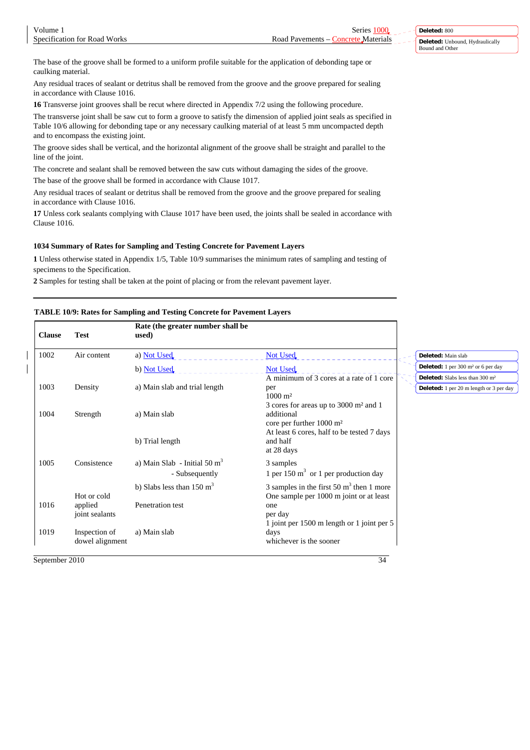The base of the groove shall be formed to a uniform profile suitable for the application of debonding tape or caulking material.

Any residual traces of sealant or detritus shall be removed from the groove and the groove prepared for sealing in accordance with Clause 1016.

**16** Transverse joint grooves shall be recut where directed in Appendix 7/2 using the following procedure.

The transverse joint shall be saw cut to form a groove to satisfy the dimension of applied joint seals as specified in Table 10/6 allowing for debonding tape or any necessary caulking material of at least 5 mm uncompacted depth and to encompass the existing joint.

The groove sides shall be vertical, and the horizontal alignment of the groove shall be straight and parallel to the line of the joint.

The concrete and sealant shall be removed between the saw cuts without damaging the sides of the groove.

The base of the groove shall be formed in accordance with Clause 1017.

Any residual traces of sealant or detritus shall be removed from the groove and the groove prepared for sealing in accordance with Clause 1016.

**17** Unless cork sealants complying with Clause 1017 have been used, the joints shall be sealed in accordance with Clause 1016.

### 1034 Summary of Rates for Sampling and Testing Concrete for Pavement Layers

**1** Unless otherwise stated in Appendix 1/5, Table 10/9 summarises the minimum rates of sampling and testing of specimens to the Specification.

**2** Samples for testing shall be taken at the point of placing or from the relevant pavement layer.

**TABLE 10/9: Rates for Sampling and Testing Concrete for Pavement Layers**

| Clause | Test | Rate (the greater number shall be used) | |
|---|---|---|---|
| 1002 | Air content | a) Not Used | Not Used |
| | | b) Not Used | Not Used |
| 1003 | Density | a) Main slab and trial length | A minimum of 3 cores at a rate of 1 core per 1000 m² |
| 1004 | Strength | a) Main slab | 3 cores for areas up to 3000 m² and 1 additional core per further 1000 m² |
| | | b) Trial length | At least 6 cores, half to be tested 7 days and half at 28 days |
| 1005 | Consistence | a) Main Slab - Initial 50 $m^3$ | 3 samples |
| | | - Subsequently | 1 per 150 $m^3$ or 1 per production day |
| | | b) Slabs less than 150 $m^3$ | 3 samples in the first 50 $m^3$ then 1 more |
| 1016 | Hot or cold applied joint sealants | Penetration test | One sample per 1000 m joint or at least one per day |
| 1019 | Inspection of dowel alignment | a) Main slab | 1 joint per 1500 m length or 1 joint per 5 days whichever is the sooner |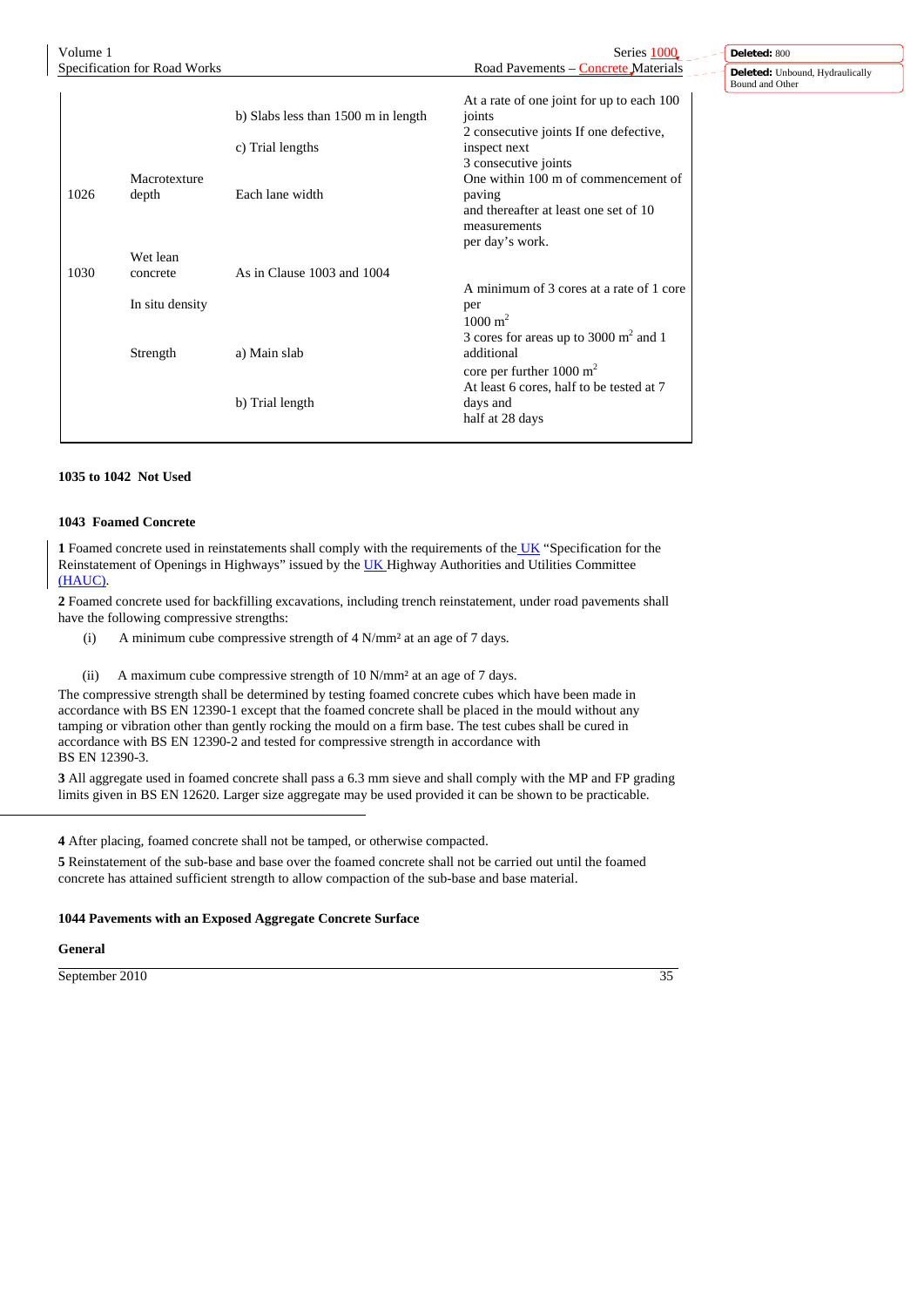| | | | |
|---|---|---|---|
| | | b) Slabs less than 1500 m in length | At a rate of one joint for up to each 100 joints |
| | | c) Trial lengths | 2 consecutive joints If one defective, inspect next 3 consecutive joints |
| 1026 | Macrotexture depth | Each lane width | One within 100 m of commencement of paving and thereafter at least one set of 10 measurements per day's work. |
| 1030 | Wet lean concrete | As in Clause 1003 and 1004 | |
| | In situ density | | A minimum of 3 cores at a rate of 1 core per 1000 $m^2$ |
| | Strength | a) Main slab | 3 cores for areas up to 3000 $m^2$ and 1 additional core per further 1000 $m^2$ |
| | | b) Trial length | At least 6 cores, half to be tested at 7 days and half at 28 days |

**1035 to 1042 Not Used**

**1043 Foamed Concrete**

**1** Foamed concrete used in reinstatements shall comply with the requirements of the UK "Specification for the Reinstatement of Openings in Highways" issued by the UK Highway Authorities and Utilities Committee (HAUC).

**2** Foamed concrete used for backfilling excavations, including trench reinstatement, under road pavements shall have the following compressive strengths:

(i) A minimum cube compressive strength of 4 N/mm² at an age of 7 days.

(ii) A maximum cube compressive strength of 10 N/mm² at an age of 7 days.

The compressive strength shall be determined by testing foamed concrete cubes which have been made in accordance with BS EN 12390-1 except that the foamed concrete shall be placed in the mould without any tamping or vibration other than gently rocking the mould on a firm base. The test cubes shall be cured in accordance with BS EN 12390-2 and tested for compressive strength in accordance with BS EN 12390-3.

**3** All aggregate used in foamed concrete shall pass a 6.3 mm sieve and shall comply with the MP and FP grading limits given in BS EN 12620. Larger size aggregate may be used provided it can be shown to be practicable.

**4** After placing, foamed concrete shall not be tamped, or otherwise compacted.

**5** Reinstatement of the sub-base and base over the foamed concrete shall not be carried out until the foamed concrete has attained sufficient strength to allow compaction of the sub-base and base material.

**1044 Pavements with an Exposed Aggregate Concrete Surface**

**General**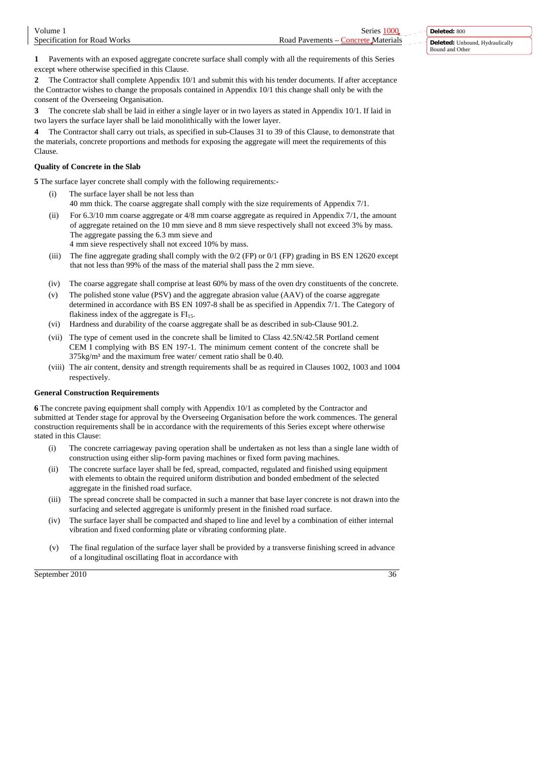**1** Pavements with an exposed aggregate concrete surface shall comply with all the requirements of this Series except where otherwise specified in this Clause.

**2** The Contractor shall complete Appendix 10/1 and submit this with his tender documents. If after acceptance the Contractor wishes to change the proposals contained in Appendix 10/1 this change shall only be with the consent of the Overseeing Organisation.

**3** The concrete slab shall be laid in either a single layer or in two layers as stated in Appendix 10/1. If laid in two layers the surface layer shall be laid monolithically with the lower layer.

**4** The Contractor shall carry out trials, as specified in sub-Clauses 31 to 39 of this Clause, to demonstrate that the materials, concrete proportions and methods for exposing the aggregate will meet the requirements of this Clause.

**Quality of Concrete in the Slab**

**5** The surface layer concrete shall comply with the following requirements:-

(i) The surface layer shall be not less than 40 mm thick. The coarse aggregate shall comply with the size requirements of Appendix 7/1.

(ii) For 6.3/10 mm coarse aggregate or 4/8 mm coarse aggregate as required in Appendix 7/1, the amount of aggregate retained on the 10 mm sieve and 8 mm sieve respectively shall not exceed 3% by mass. The aggregate passing the 6.3 mm sieve and 4 mm sieve respectively shall not exceed 10% by mass.

(iii) The fine aggregate grading shall comply with the 0/2 (FP) or 0/1 (FP) grading in BS EN 12620 except that not less than 99% of the mass of the material shall pass the 2 mm sieve.

(iv) The coarse aggregate shall comprise at least 60% by mass of the oven dry constituents of the concrete.

(v) The polished stone value (PSV) and the aggregate abrasion value (AAV) of the coarse aggregate determined in accordance with BS EN 1097-8 shall be as specified in Appendix 7/1. The Category of flakiness index of the aggregate is $FI_{15}$.

(vi) Hardness and durability of the coarse aggregate shall be as described in sub-Clause 901.2.

(vii) The type of cement used in the concrete shall be limited to Class 42.5N/42.5R Portland cement CEM I complying with BS EN 197-1. The minimum cement content of the concrete shall be 375kg/m³ and the maximum free water/ cement ratio shall be 0.40.

(viii) The air content, density and strength requirements shall be as required in Clauses 1002, 1003 and 1004 respectively.

**General Construction Requirements**

**6** The concrete paving equipment shall comply with Appendix 10/1 as completed by the Contractor and submitted at Tender stage for approval by the Overseeing Organisation before the work commences. The general construction requirements shall be in accordance with the requirements of this Series except where otherwise stated in this Clause:

(i) The concrete carriageway paving operation shall be undertaken as not less than a single lane width of construction using either slip-form paving machines or fixed form paving machines.

(ii) The concrete surface layer shall be fed, spread, compacted, regulated and finished using equipment with elements to obtain the required uniform distribution and bonded embedment of the selected aggregate in the finished road surface.

(iii) The spread concrete shall be compacted in such a manner that base layer concrete is not drawn into the surfacing and selected aggregate is uniformly present in the finished road surface.

(iv) The surface layer shall be compacted and shaped to line and level by a combination of either internal vibration and fixed conforming plate or vibrating conforming plate.

(v) The final regulation of the surface layer shall be provided by a transverse finishing screed in advance of a longitudinal oscillating float in accordance with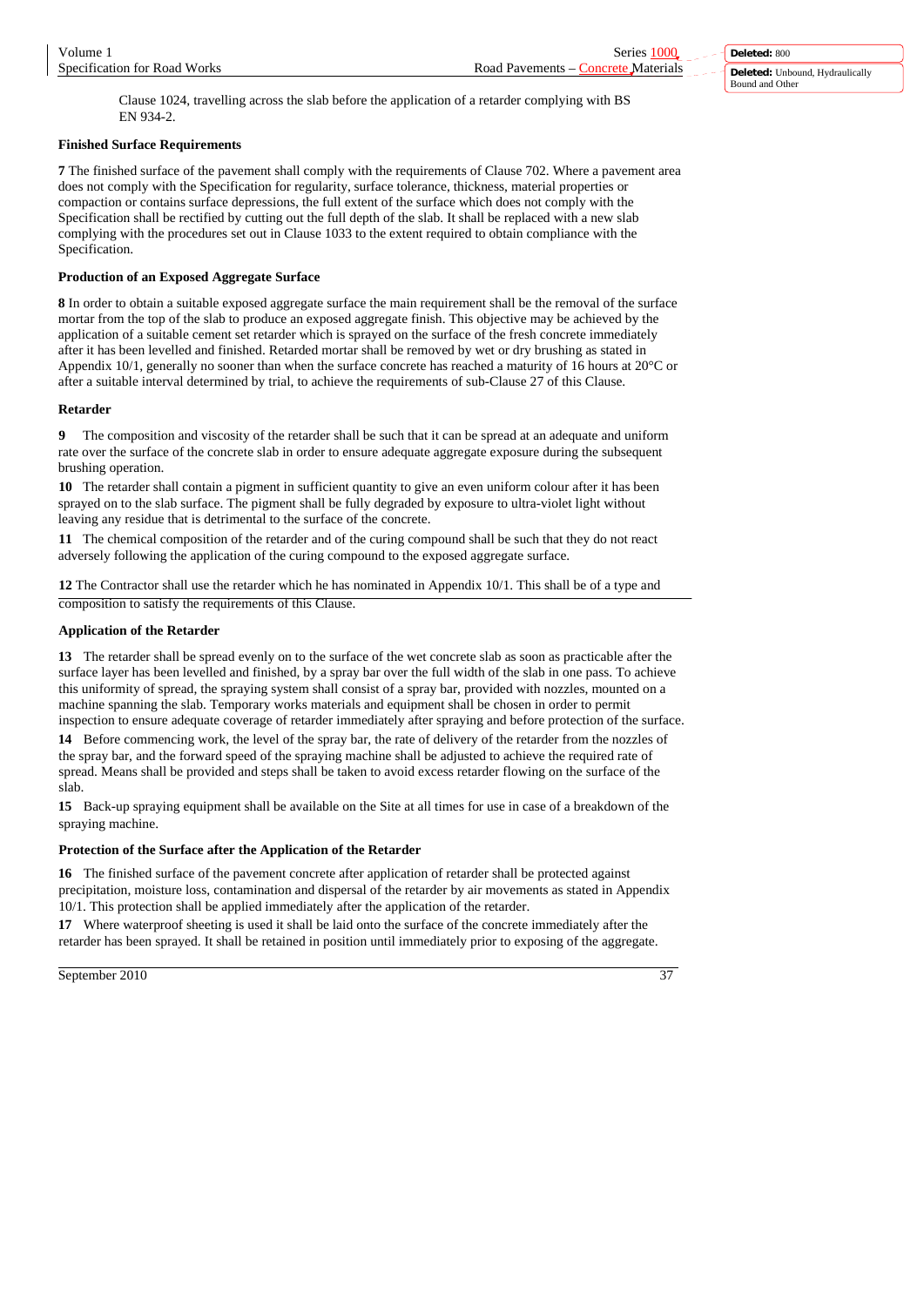Clause 1024, travelling across the slab before the application of a retarder complying with BS EN 934-2.

**Finished Surface Requirements**

**7** The finished surface of the pavement shall comply with the requirements of Clause 702. Where a pavement area does not comply with the Specification for regularity, surface tolerance, thickness, material properties or compaction or contains surface depressions, the full extent of the surface which does not comply with the Specification shall be rectified by cutting out the full depth of the slab. It shall be replaced with a new slab complying with the procedures set out in Clause 1033 to the extent required to obtain compliance with the Specification.

**Production of an Exposed Aggregate Surface**

**8** In order to obtain a suitable exposed aggregate surface the main requirement shall be the removal of the surface mortar from the top of the slab to produce an exposed aggregate finish. This objective may be achieved by the application of a suitable cement set retarder which is sprayed on the surface of the fresh concrete immediately after it has been levelled and finished. Retarded mortar shall be removed by wet or dry brushing as stated in Appendix 10/1, generally no sooner than when the surface concrete has reached a maturity of 16 hours at 20°C or after a suitable interval determined by trial, to achieve the requirements of sub-Clause 27 of this Clause.

**Retarder**

**9** The composition and viscosity of the retarder shall be such that it can be spread at an adequate and uniform rate over the surface of the concrete slab in order to ensure adequate aggregate exposure during the subsequent brushing operation.

**10** The retarder shall contain a pigment in sufficient quantity to give an even uniform colour after it has been sprayed on to the slab surface. The pigment shall be fully degraded by exposure to ultra-violet light without leaving any residue that is detrimental to the surface of the concrete.

**11** The chemical composition of the retarder and of the curing compound shall be such that they do not react adversely following the application of the curing compound to the exposed aggregate surface.

**12** The Contractor shall use the retarder which he has nominated in Appendix 10/1. This shall be of a type and composition to satisfy the requirements of this Clause.

**Application of the Retarder**

**13** The retarder shall be spread evenly on to the surface of the wet concrete slab as soon as practicable after the surface layer has been levelled and finished, by a spray bar over the full width of the slab in one pass. To achieve this uniformity of spread, the spraying system shall consist of a spray bar, provided with nozzles, mounted on a machine spanning the slab. Temporary works materials and equipment shall be chosen in order to permit inspection to ensure adequate coverage of retarder immediately after spraying and before protection of the surface.

**14** Before commencing work, the level of the spray bar, the rate of delivery of the retarder from the nozzles of the spray bar, and the forward speed of the spraying machine shall be adjusted to achieve the required rate of spread. Means shall be provided and steps shall be taken to avoid excess retarder flowing on the surface of the slab.

**15** Back-up spraying equipment shall be available on the Site at all times for use in case of a breakdown of the spraying machine.

**Protection of the Surface after the Application of the Retarder**

**16** The finished surface of the pavement concrete after application of retarder shall be protected against precipitation, moisture loss, contamination and dispersal of the retarder by air movements as stated in Appendix 10/1. This protection shall be applied immediately after the application of the retarder.

**17** Where waterproof sheeting is used it shall be laid onto the surface of the concrete immediately after the retarder has been sprayed. It shall be retained in position until immediately prior to exposing of the aggregate.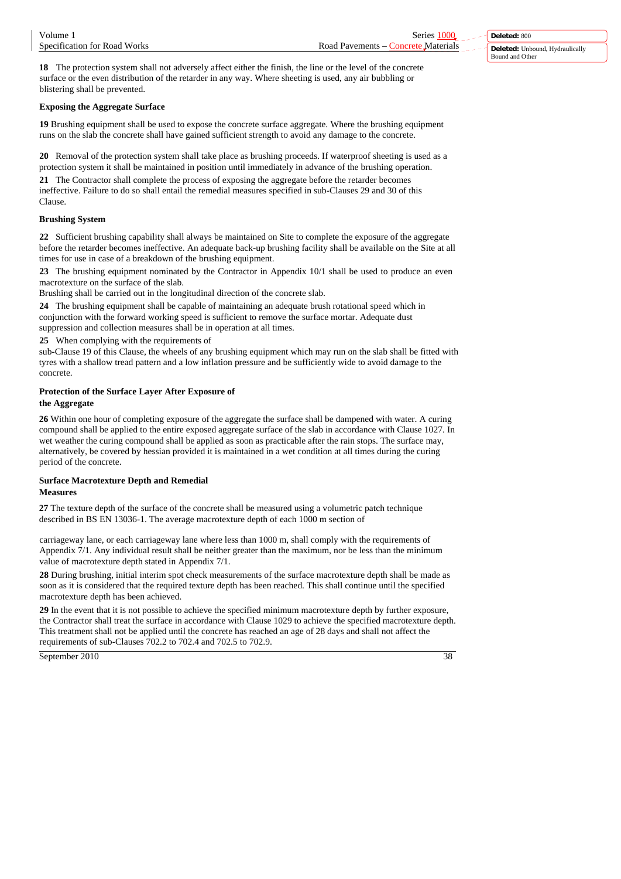**18** The protection system shall not adversely affect either the finish, the line or the level of the concrete surface or the even distribution of the retarder in any way. Where sheeting is used, any air bubbling or blistering shall be prevented.

### Exposing the Aggregate Surface

**19** Brushing equipment shall be used to expose the concrete surface aggregate. Where the brushing equipment runs on the slab the concrete shall have gained sufficient strength to avoid any damage to the concrete.

**20** Removal of the protection system shall take place as brushing proceeds. If waterproof sheeting is used as a protection system it shall be maintained in position until immediately in advance of the brushing operation.

**21** The Contractor shall complete the process of exposing the aggregate before the retarder becomes ineffective. Failure to do so shall entail the remedial measures specified in sub-Clauses 29 and 30 of this Clause.

### Brushing System

**22** Sufficient brushing capability shall always be maintained on Site to complete the exposure of the aggregate before the retarder becomes ineffective. An adequate back-up brushing facility shall be available on the Site at all times for use in case of a breakdown of the brushing equipment.

**23** The brushing equipment nominated by the Contractor in Appendix 10/1 shall be used to produce an even macrotexture on the surface of the slab.
Brushing shall be carried out in the longitudinal direction of the concrete slab.

**24** The brushing equipment shall be capable of maintaining an adequate brush rotational speed which in conjunction with the forward working speed is sufficient to remove the surface mortar. Adequate dust suppression and collection measures shall be in operation at all times.

**25** When complying with the requirements of sub-Clause 19 of this Clause, the wheels of any brushing equipment which may run on the slab shall be fitted with tyres with a shallow tread pattern and a low inflation pressure and be sufficiently wide to avoid damage to the concrete.

### Protection of the Surface Layer After Exposure of the Aggregate

**26** Within one hour of completing exposure of the aggregate the surface shall be dampened with water. A curing compound shall be applied to the entire exposed aggregate surface of the slab in accordance with Clause 1027. In wet weather the curing compound shall be applied as soon as practicable after the rain stops. The surface may, alternatively, be covered by hessian provided it is maintained in a wet condition at all times during the curing period of the concrete.

### Surface Macrotexture Depth and Remedial Measures

**27** The texture depth of the surface of the concrete shall be measured using a volumetric patch technique described in BS EN 13036-1. The average macrotexture depth of each 1000 m section of carriageway lane, or each carriageway lane where less than 1000 m, shall comply with the requirements of Appendix 7/1. Any individual result shall be neither greater than the maximum, nor be less than the minimum value of macrotexture depth stated in Appendix 7/1.

**28** During brushing, initial interim spot check measurements of the surface macrotexture depth shall be made as soon as it is considered that the required texture depth has been reached. This shall continue until the specified macrotexture depth has been achieved.

**29** In the event that it is not possible to achieve the specified minimum macrotexture depth by further exposure, the Contractor shall treat the surface in accordance with Clause 1029 to achieve the specified macrotexture depth. This treatment shall not be applied until the concrete has reached an age of 28 days and shall not affect the requirements of sub-Clauses 702.2 to 702.4 and 702.5 to 702.9.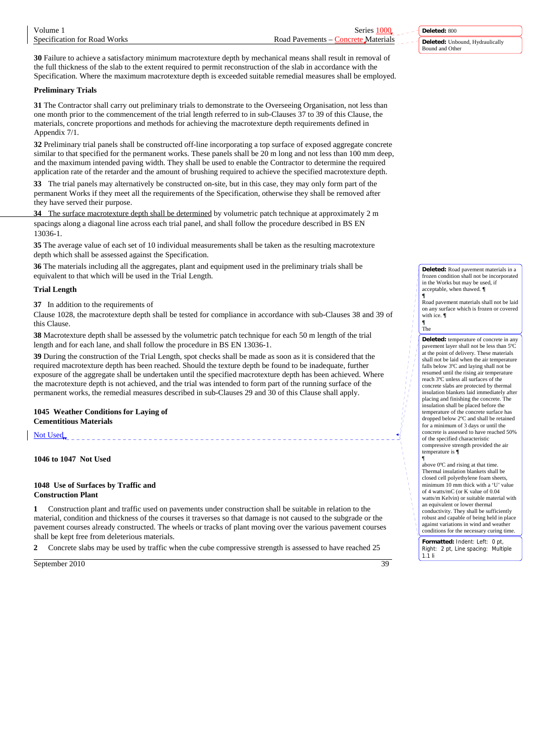**30** Failure to achieve a satisfactory minimum macrotexture depth by mechanical means shall result in removal of the full thickness of the slab to the extent required to permit reconstruction of the slab in accordance with the Specification. Where the maximum macrotexture depth is exceeded suitable remedial measures shall be employed.

### Preliminary Trials

**31** The Contractor shall carry out preliminary trials to demonstrate to the Overseeing Organisation, not less than one month prior to the commencement of the trial length referred to in sub-Clauses 37 to 39 of this Clause, the materials, concrete proportions and methods for achieving the macrotexture depth requirements defined in Appendix 7/1.

**32** Preliminary trial panels shall be constructed off-line incorporating a top surface of exposed aggregate concrete similar to that specified for the permanent works. These panels shall be 20 m long and not less than 100 mm deep, and the maximum intended paving width. They shall be used to enable the Contractor to determine the required application rate of the retarder and the amount of brushing required to achieve the specified macrotexture depth.

**33** The trial panels may alternatively be constructed on-site, but in this case, they may only form part of the permanent Works if they meet all the requirements of the Specification, otherwise they shall be removed after they have served their purpose.

**34** The surface macrotexture depth shall be determined by volumetric patch technique at approximately 2 m spacings along a diagonal line across each trial panel, and shall follow the procedure described in BS EN 13036-1.

**35** The average value of each set of 10 individual measurements shall be taken as the resulting macrotexture depth which shall be assessed against the Specification.

**36** The materials including all the aggregates, plant and equipment used in the preliminary trials shall be equivalent to that which will be used in the Trial Length.

### Trial Length

**37** In addition to the requirements of Clause 1028, the macrotexture depth shall be tested for compliance in accordance with sub-Clauses 38 and 39 of this Clause.

**38** Macrotexture depth shall be assessed by the volumetric patch technique for each 50 m length of the trial length and for each lane, and shall follow the procedure in BS EN 13036-1.

**39** During the construction of the Trial Length, spot checks shall be made as soon as it is considered that the required macrotexture depth has been reached. Should the texture depth be found to be inadequate, further exposure of the aggregate shall be undertaken until the specified macrotexture depth has been achieved. Where the macrotexture depth is not achieved, and the trial was intended to form part of the running surface of the permanent works, the remedial measures described in sub-Clauses 29 and 30 of this Clause shall apply.

## 1045 Weather Conditions for Laying of Cementitious Materials

Not Used

## 1046 to 1047 Not Used

## 1048 Use of Surfaces by Traffic and Construction Plant

**1** Construction plant and traffic used on pavements under construction shall be suitable in relation to the material, condition and thickness of the courses it traverses so that damage is not caused to the subgrade or the pavement courses already constructed. The wheels or tracks of plant moving over the various pavement courses shall be kept free from deleterious materials.

**2** Concrete slabs may be used by traffic when the cube compressive strength is assessed to have reached 25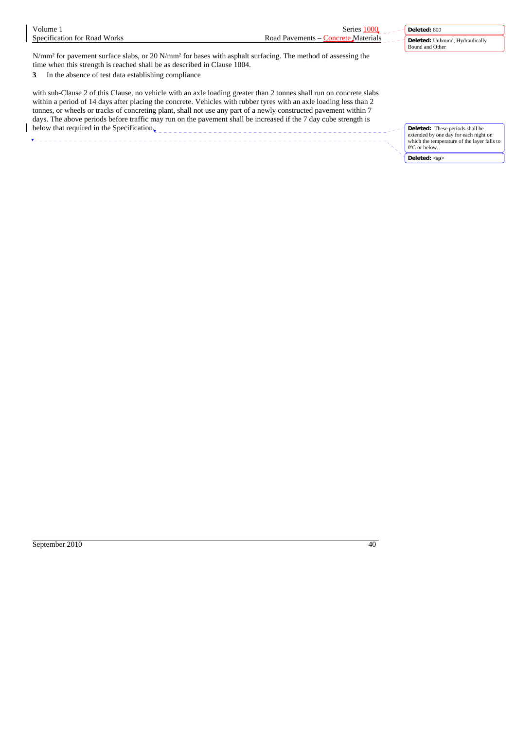N/mm² for pavement surface slabs, or 20 N/mm² for bases with asphalt surfacing. The method of assessing the time when this strength is reached shall be as described in Clause 1004.

**3** In the absence of test data establishing compliance

with sub-Clause 2 of this Clause, no vehicle with an axle loading greater than 2 tonnes shall run on concrete slabs within a period of 14 days after placing the concrete. Vehicles with rubber tyres with an axle loading less than 2 tonnes, or wheels or tracks of concreting plant, shall not use any part of a newly constructed pavement within 7 days. The above periods before traffic may run on the pavement shall be increased if the 7 day cube strength is below that required in the Specification.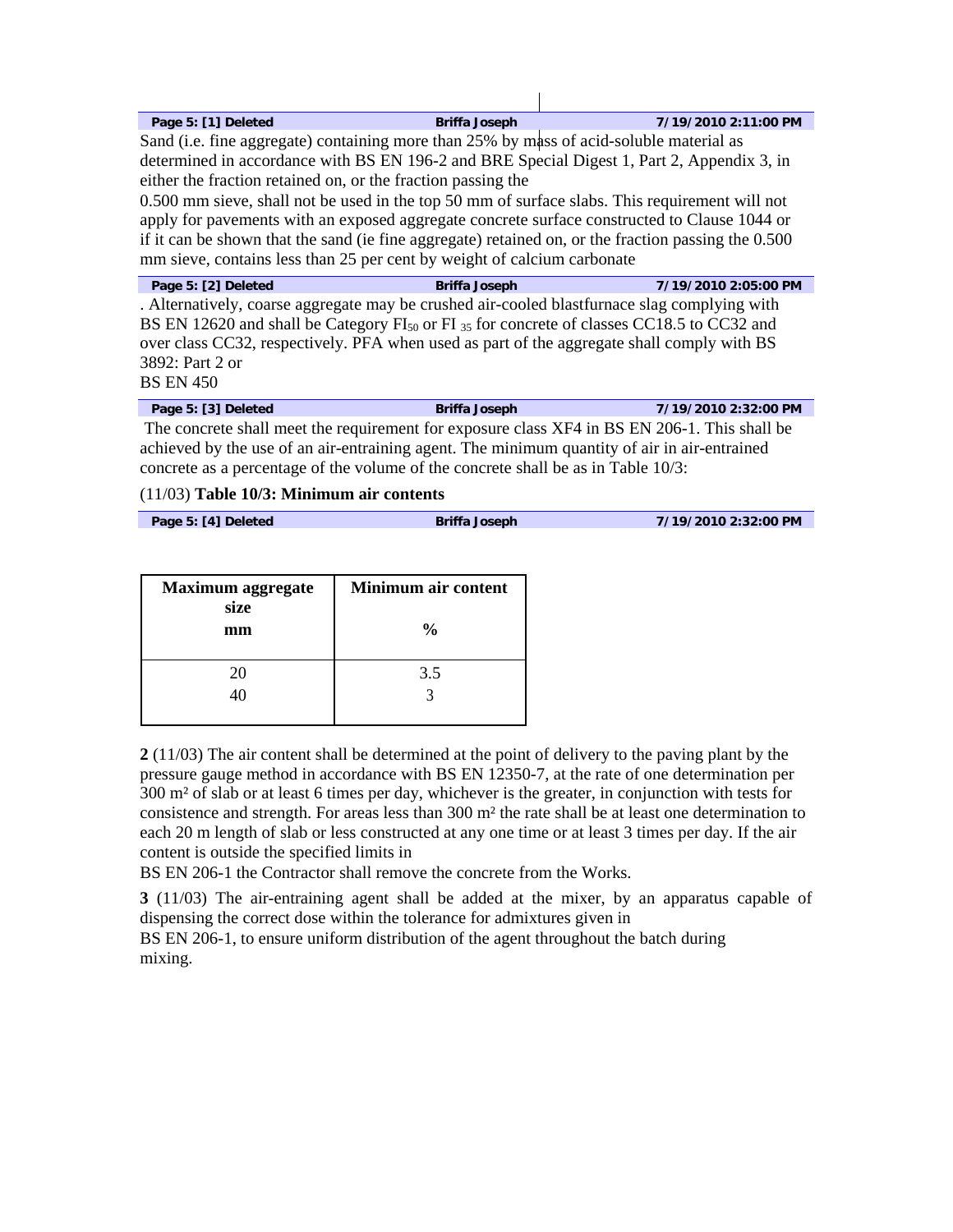| Page 5: [1] Deleted | Briffa Joseph | 7/19/2010 2:11:00 PM |
|---|---|---|

Sand (i.e. fine aggregate) containing more than 25% by mass of acid-soluble material as determined in accordance with BS EN 196-2 and BRE Special Digest 1, Part 2, Appendix 3, in either the fraction retained on, or the fraction passing the
0.500 mm sieve, shall not be used in the top 50 mm of surface slabs. This requirement will not apply for pavements with an exposed aggregate concrete surface constructed to Clause 1044 or if it can be shown that the sand (ie fine aggregate) retained on, or the fraction passing the 0.500 mm sieve, contains less than 25 per cent by weight of calcium carbonate

| Page 5: [2] Deleted | Briffa Joseph | 7/19/2010 2:05:00 PM |
|---|---|---|

. Alternatively, coarse aggregate may be crushed air-cooled blastfurnace slag complying with BS EN 12620 and shall be Category $FI_{50}$ or $FI_{35}$ for concrete of classes CC18.5 to CC32 and over class CC32, respectively. PFA when used as part of the aggregate shall comply with BS 3892: Part 2 or
BS EN 450

| Page 5: [3] Deleted | Briffa Joseph | 7/19/2010 2:32:00 PM |
|---|---|---|

The concrete shall meet the requirement for exposure class XF4 in BS EN 206-1. This shall be achieved by the use of an air-entraining agent. The minimum quantity of air in air-entrained concrete as a percentage of the volume of the concrete shall be as in Table 10/3:

(11/03) **Table 10/3: Minimum air contents**

| Page 5: [4] Deleted | Briffa Joseph | 7/19/2010 2:32:00 PM |
|---|---|---|

| Maximum aggregate size mm | Minimum air content % |
|---|---|
| 20 | 3.5 |
| 40 | 3 |

**2** (11/03) The air content shall be determined at the point of delivery to the paving plant by the pressure gauge method in accordance with BS EN 12350-7, at the rate of one determination per 300 m² of slab or at least 6 times per day, whichever is the greater, in conjunction with tests for consistence and strength. For areas less than 300 m² the rate shall be at least one determination to each 20 m length of slab or less constructed at any one time or at least 3 times per day. If the air content is outside the specified limits in
BS EN 206-1 the Contractor shall remove the concrete from the Works.

**3** (11/03) The air-entraining agent shall be added at the mixer, by an apparatus capable of dispensing the correct dose within the tolerance for admixtures given in
BS EN 206-1, to ensure uniform distribution of the agent throughout the batch during mixing.